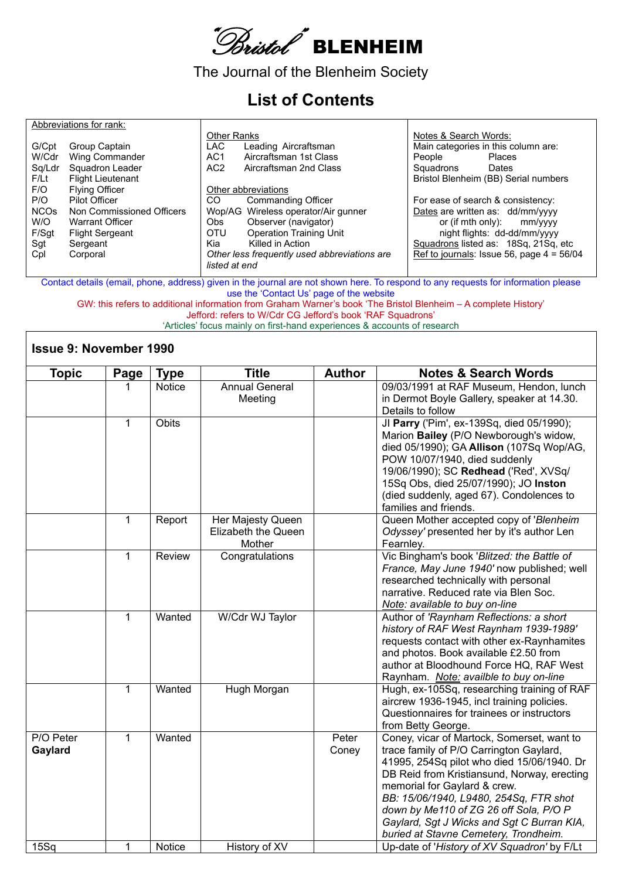# "Bristol" BLENHEIM

The Journal of the Blenheim Society

## List of Contents

| Abbreviations for rank: | Other Ranks | Notes & Search Words: |
|---|---|---|
| G/Cpt Group Captain<br>W/Cdr Wing Commander<br>Sq/Ldr Squadron Leader<br>F/Lt Flight Lieutenant<br>F/O Flying Officer<br>P/O Pilot Officer<br>NCOs Non Commissioned Officers<br>W/O Warrant Officer<br>F/Sgt Flight Sergeant<br>Sgt Sergeant<br>Cpl Corporal | LAC Leading Aircraftsman<br>AC1 Aircraftsman 1st Class<br>AC2 Aircraftsman 2nd Class<br><br>Other abbreviations<br>CO Commanding Officer<br>Wop/AG Wireless operator/Air gunner<br>Obs Observer (navigator)<br>OTU Operation Training Unit<br>Kia Killed in Action<br>*Other less frequently used abbreviations are listed at end* | Main categories in this column are:<br>People Places<br>Squadrons Dates<br>Bristol Blenheim (BB) Serial numbers<br><br>For ease of search & consistency:<br>Dates are written as: dd/mm/yyyy<br>or (if mth only): mm/yyyy<br>night flights: dd-dd/mm/yyyy<br>Squadrons listed as: 18Sq, 21Sq, etc<br>Ref to journals: Issue 56, page 4 = 56/04 |

Contact details (email, phone, address) given in the journal are not shown here. To respond to any requests for information please use the 'Contact Us' page of the website

GW: this refers to additional information from Graham Warner's book 'The Bristol Blenheim – A complete History'

Jefford: refers to W/Cdr CG Jefford's book 'RAF Squadrons'

'Articles' focus mainly on first-hand experiences & accounts of research

### Issue 9: November 1990

| Topic | Page | Type | Title | Author | Notes & Search Words |
|---|---|---|---|---|---|
| | 1 | Notice | Annual General Meeting | | 09/03/1991 at RAF Museum, Hendon, lunch in Dermot Boyle Gallery, speaker at 14.30. Details to follow |
| | 1 | Obits | | | JI **Parry** ('Pim', ex-139Sq, died 05/1990); Marion **Bailey** (P/O Newborough's widow, died 05/1990); GA **Allison** (107Sq Wop/AG, POW 10/07/1940, died suddenly 19/06/1990); SC **Redhead** ('Red', XVSq/ 15Sq Obs, died 25/07/1990); JO **Inston** (died suddenly, aged 67). Condolences to families and friends. |
| | 1 | Report | Her Majesty Queen Elizabeth the Queen Mother | | Queen Mother accepted copy of '*Blenheim Odyssey'* presented her by it's author Len Fearnley. |
| | 1 | Review | Congratulations | | Vic Bingham's book '*Blitzed: the Battle of France, May June 1940'* now published; well researched technically with personal narrative. Reduced rate via Blen Soc. *Note: available to buy on-line* |
| | 1 | Wanted | W/Cdr WJ Taylor | | Author of *'Raynham Reflections: a short history of RAF West Raynham 1939-1989'* requests contact with other ex-Raynhamites and photos. Book available £2.50 from author at Bloodhound Force HQ, RAF West Raynham. *Note: availble to buy on-line* |
| | 1 | Wanted | Hugh Morgan | | Hugh, ex-105Sq, researching training of RAF aircrew 1936-1945, incl training policies. Questionnaires for trainees or instructors from Betty George. |
| P/O Peter **Gaylard** | 1 | Wanted | | Peter Coney | Coney, vicar of Martock, Somerset, want to trace family of P/O Carrington Gaylard, 41995, 254Sq pilot who died 15/06/1940. Dr DB Reid from Kristiansund, Norway, erecting memorial for Gaylard & crew. *BB: 15/06/1940, L9480, 254Sq, FTR shot down by Me110 of ZG 26 off Sola, P/O P Gaylard, Sgt J Wicks and Sgt C Burran KIA, buried at Stavne Cemetery, Trondheim.* |
| 15Sq | 1 | Notice | History of XV | | Up-date of '*History of XV Squadron'* by F/Lt |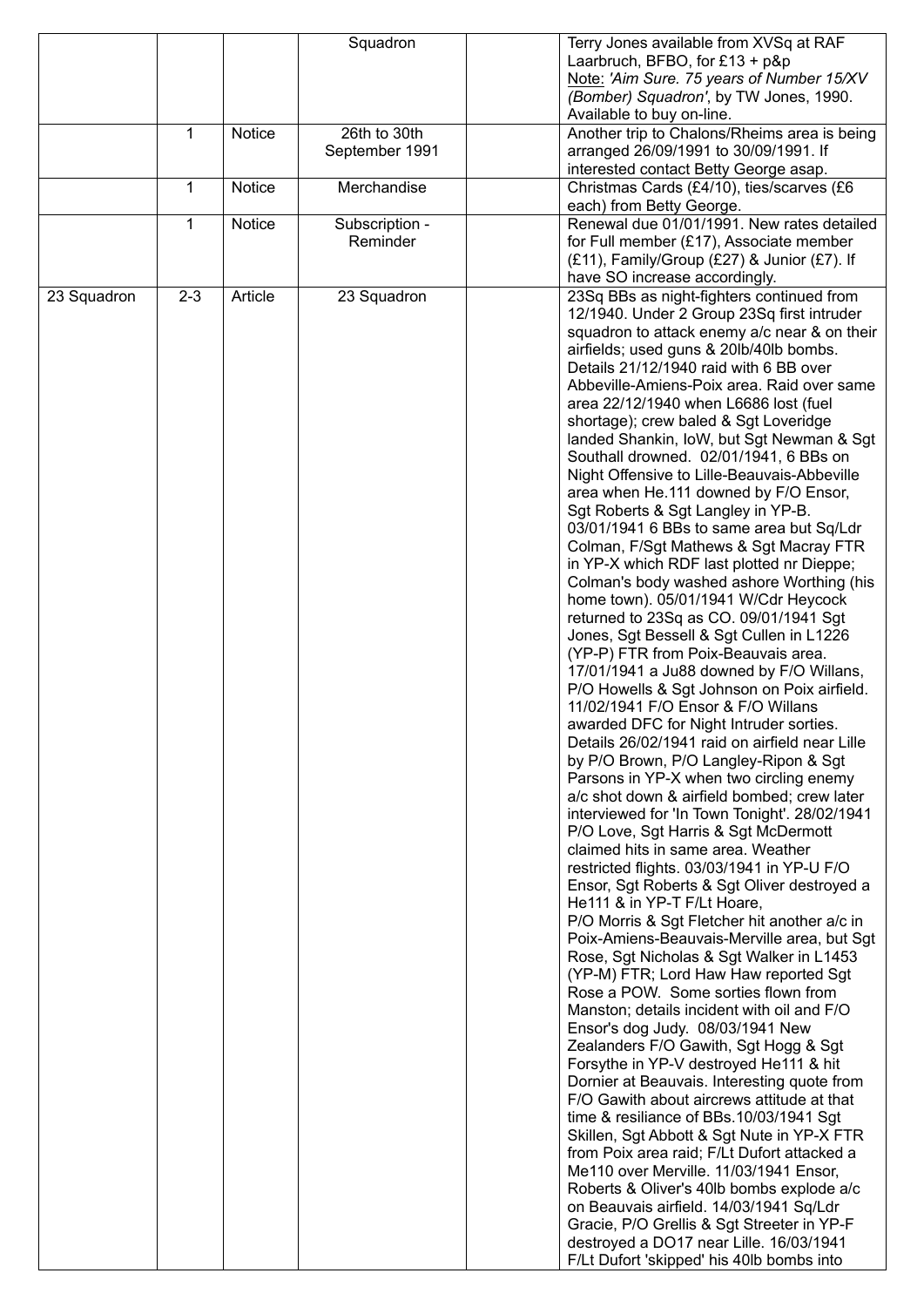| | | | | | |
|---|---|---|---|---|---|
| | | | Squadron | | Terry Jones available from XVSq at RAF Laarbruch, BFBO, for £13 + p&p<br>Note: *'Aim Sure. 75 years of Number 15/XV (Bomber) Squadron'*, by TW Jones, 1990. Available to buy on-line. |
| | 1 | Notice | 26th to 30th September 1991 | | Another trip to Chalons/Rheims area is being arranged 26/09/1991 to 30/09/1991. If interested contact Betty George asap. |
| | 1 | Notice | Merchandise | | Christmas Cards (£4/10), ties/scarves (£6 each) from Betty George. |
| | 1 | Notice | Subscription - Reminder | | Renewal due 01/01/1991. New rates detailed for Full member (£17), Associate member (£11), Family/Group (£27) & Junior (£7). If have SO increase accordingly. |
| 23 Squadron | 2-3 | Article | 23 Squadron | | 23Sq BBs as night-fighters continued from 12/1940. Under 2 Group 23Sq first intruder squadron to attack enemy a/c near & on their airfields; used guns & 20lb/40lb bombs. Details 21/12/1940 raid with 6 BB over Abbeville-Amiens-Poix area. Raid over same area 22/12/1940 when L6686 lost (fuel shortage); crew baled & Sgt Loveridge landed Shankin, IoW, but Sgt Newman & Sgt Southall drowned. 02/01/1941, 6 BBs on Night Offensive to Lille-Beauvais-Abbeville area when He.111 downed by F/O Ensor, Sgt Roberts & Sgt Langley in YP-B. 03/01/1941 6 BBs to same area but Sq/Ldr Colman, F/Sgt Mathews & Sgt Macray FTR in YP-X which RDF last plotted nr Dieppe; Colman's body washed ashore Worthing (his home town). 05/01/1941 W/Cdr Heycock returned to 23Sq as CO. 09/01/1941 Sgt Jones, Sgt Bessell & Sgt Cullen in L1226 (YP-P) FTR from Poix-Beauvais area. 17/01/1941 a Ju88 downed by F/O Willans, P/O Howells & Sgt Johnson on Poix airfield. 11/02/1941 F/O Ensor & F/O Willans awarded DFC for Night Intruder sorties. Details 26/02/1941 raid on airfield near Lille by P/O Brown, P/O Langley-Ripon & Sgt Parsons in YP-X when two circling enemy a/c shot down & airfield bombed; crew later interviewed for 'In Town Tonight'. 28/02/1941 P/O Love, Sgt Harris & Sgt McDermott claimed hits in same area. Weather restricted flights. 03/03/1941 in YP-U F/O Ensor, Sgt Roberts & Sgt Oliver destroyed a He111 & in YP-T F/Lt Hoare, P/O Morris & Sgt Fletcher hit another a/c in Poix-Amiens-Beauvais-Merville area, but Sgt Rose, Sgt Nicholas & Sgt Walker in L1453 (YP-M) FTR; Lord Haw Haw reported Sgt Rose a POW. Some sorties flown from Manston; details incident with oil and F/O Ensor's dog Judy. 08/03/1941 New Zealanders F/O Gawith, Sgt Hogg & Sgt Forsythe in YP-V destroyed He111 & hit Dornier at Beauvais. Interesting quote from F/O Gawith about aircrews attitude at that time & resiliance of BBs.10/03/1941 Sgt Skillen, Sgt Abbott & Sgt Nute in YP-X FTR from Poix area raid; F/Lt Dufort attacked a Me110 over Merville. 11/03/1941 Ensor, Roberts & Oliver's 40lb bombs explode a/c on Beauvais airfield. 14/03/1941 Sq/Ldr Gracie, P/O Grellis & Sgt Streeter in YP-F destroyed a DO17 near Lille. 16/03/1941 F/Lt Dufort 'skipped' his 40lb bombs into |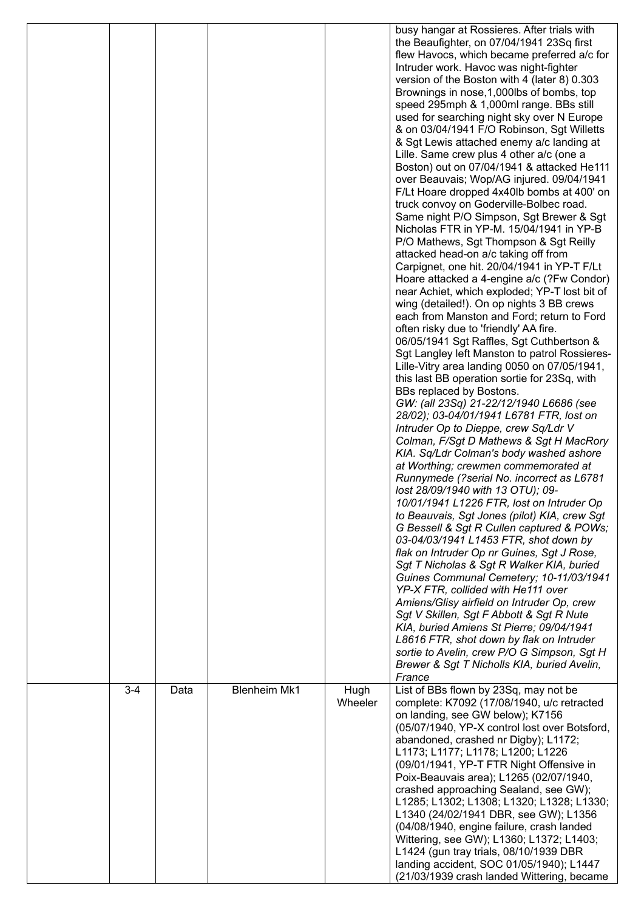|  |  |  |  |  |  |
|---|---|---|---|---|---|
|  |  |  |  |  | busy hangar at Rossieres. After trials with the Beaufighter, on 07/04/1941 23Sq first flew Havocs, which became preferred a/c for Intruder work. Havoc was night-fighter version of the Boston with 4 (later 8) 0.303 Brownings in nose,1,000lbs of bombs, top speed 295mph & 1,000ml range. BBs still used for searching night sky over N Europe & on 03/04/1941 F/O Robinson, Sgt Willetts & Sgt Lewis attached enemy a/c landing at Lille. Same crew plus 4 other a/c (one a Boston) out on 07/04/1941 & attacked He111 over Beauvais; Wop/AG injured. 09/04/1941 F/Lt Hoare dropped 4x40lb bombs at 400' on truck convoy on Goderville-Bolbec road. Same night P/O Simpson, Sgt Brewer & Sgt Nicholas FTR in YP-M. 15/04/1941 in YP-B P/O Mathews, Sgt Thompson & Sgt Reilly attacked head-on a/c taking off from Carpignet, one hit. 20/04/1941 in YP-T F/Lt Hoare attacked a 4-engine a/c (?Fw Condor) near Achiet, which exploded; YP-T lost bit of wing (detailed!). On op nights 3 BB crews each from Manston and Ford; return to Ford often risky due to 'friendly' AA fire. 06/05/1941 Sgt Raffles, Sgt Cuthbertson & Sgt Langley left Manston to patrol Rossieres-Lille-Vitry area landing 0050 on 07/05/1941, this last BB operation sortie for 23Sq, with BBs replaced by Bostons. *GW: (all 23Sq) 21-22/12/1940 L6686 (see 28/02); 03-04/01/1941 L6781 FTR, lost on Intruder Op to Dieppe, crew Sq/Ldr V Colman, F/Sgt D Mathews & Sgt H MacRory KIA. Sq/Ldr Colman's body washed ashore at Worthing; crewmen commemorated at Runnymede (?serial No. incorrect as L6781 lost 28/09/1940 with 13 OTU); 09-10/01/1941 L1226 FTR, lost on Intruder Op to Beauvais, Sgt Jones (pilot) KIA, crew Sgt G Bessell & Sgt R Cullen captured & POWs; 03-04/03/1941 L1453 FTR, shot down by flak on Intruder Op nr Guines, Sgt J Rose, Sgt T Nicholas & Sgt R Walker KIA, buried Guines Communal Cemetery; 10-11/03/1941 YP-X FTR, collided with He111 over Amiens/Glisy airfield on Intruder Op, crew Sgt V Skillen, Sgt F Abbott & Sgt R Nute KIA, buried Amiens St Pierre; 09/04/1941 L8616 FTR, shot down by flak on Intruder sortie to Avelin, crew P/O G Simpson, Sgt H Brewer & Sgt T Nicholls KIA, buried Avelin, France* |
|  | 3-4 | Data | Blenheim Mk1 | Hugh Wheeler | List of BBs flown by 23Sq, may not be complete: K7092 (17/08/1940, u/c retracted on landing, see GW below); K7156 (05/07/1940, YP-X control lost over Botsford, abandoned, crashed nr Digby); L1172; L1173; L1177; L1178; L1200; L1226 (09/01/1941, YP-T FTR Night Offensive in Poix-Beauvais area); L1265 (02/07/1940, crashed approaching Sealand, see GW); L1285; L1302; L1308; L1320; L1328; L1330; L1340 (24/02/1941 DBR, see GW); L1356 (04/08/1940, engine failure, crash landed Wittering, see GW); L1360; L1372; L1403; L1424 (gun tray trials, 08/10/1939 DBR landing accident, SOC 01/05/1940); L1447 (21/03/1939 crash landed Wittering, became |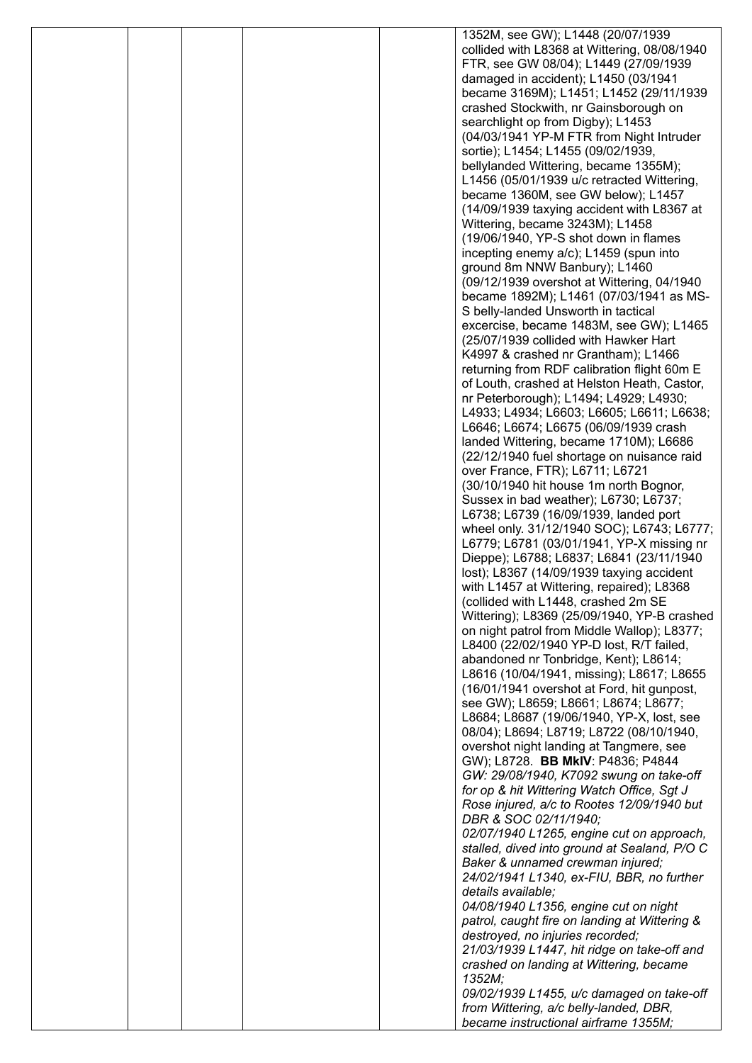| | | | | | |
|---|---|---|---|---|---|
| | | | | | 1352M, see GW); L1448 (20/07/1939 collided with L8368 at Wittering, 08/08/1940 FTR, see GW 08/04); L1449 (27/09/1939 damaged in accident); L1450 (03/1941 became 3169M); L1451; L1452 (29/11/1939 crashed Stockwith, nr Gainsborough on searchlight op from Digby); L1453 (04/03/1941 YP-M FTR from Night Intruder sortie); L1454; L1455 (09/02/1939, bellylanded Wittering, became 1355M); L1456 (05/01/1939 u/c retracted Wittering, became 1360M, see GW below); L1457 (14/09/1939 taxying accident with L8367 at Wittering, became 3243M); L1458 (19/06/1940, YP-S shot down in flames incepting enemy a/c); L1459 (spun into ground 8m NNW Banbury); L1460 (09/12/1939 overshot at Wittering, 04/1940 became 1892M); L1461 (07/03/1941 as MS-S belly-landed Unsworth in tactical excercise, became 1483M, see GW); L1465 (25/07/1939 collided with Hawker Hart K4997 & crashed nr Grantham); L1466 returning from RDF calibration flight 60m E of Louth, crashed at Helston Heath, Castor, nr Peterborough); L1494; L4929; L4930; L4933; L4934; L6603; L6605; L6611; L6638; L6646; L6674; L6675 (06/09/1939 crash landed Wittering, became 1710M); L6686 (22/12/1940 fuel shortage on nuisance raid over France, FTR); L6711; L6721 (30/10/1940 hit house 1m north Bognor, Sussex in bad weather); L6730; L6737; L6738; L6739 (16/09/1939, landed port wheel only. 31/12/1940 SOC); L6743; L6777; L6779; L6781 (03/01/1941, YP-X missing nr Dieppe); L6788; L6837; L6841 (23/11/1940 lost); L8367 (14/09/1939 taxying accident with L1457 at Wittering, repaired); L8368 (collided with L1448, crashed 2m SE Wittering); L8369 (25/09/1940, YP-B crashed on night patrol from Middle Wallop); L8377; L8400 (22/02/1940 YP-D lost, R/T failed, abandoned nr Tonbridge, Kent); L8614; L8616 (10/04/1941, missing); L8617; L8655 (16/01/1941 overshot at Ford, hit gunpost, see GW); L8659; L8661; L8674; L8677; L8684; L8687 (19/06/1940, YP-X, lost, see 08/04); L8694; L8719; L8722 (08/10/1940, overshot night landing at Tangmere, see GW); L8728. **BB MkIV**: P4836; P4844<br>*GW: 29/08/1940, K7092 swung on take-off for op & hit Wittering Watch Office, Sgt J Rose injured, a/c to Rootes 12/09/1940 but DBR & SOC 02/11/1940;*<br>*02/07/1940 L1265, engine cut on approach, stalled, dived into ground at Sealand, P/O C Baker & unnamed crewman injured;*<br>*24/02/1941 L1340, ex-FIU, BBR, no further details available;*<br>*04/08/1940 L1356, engine cut on night patrol, caught fire on landing at Wittering & destroyed, no injuries recorded;*<br>*21/03/1939 L1447, hit ridge on take-off and crashed on landing at Wittering, became 1352M;*<br>*09/02/1939 L1455, u/c damaged on take-off from Wittering, a/c belly-landed, DBR, became instructional airframe 1355M;* |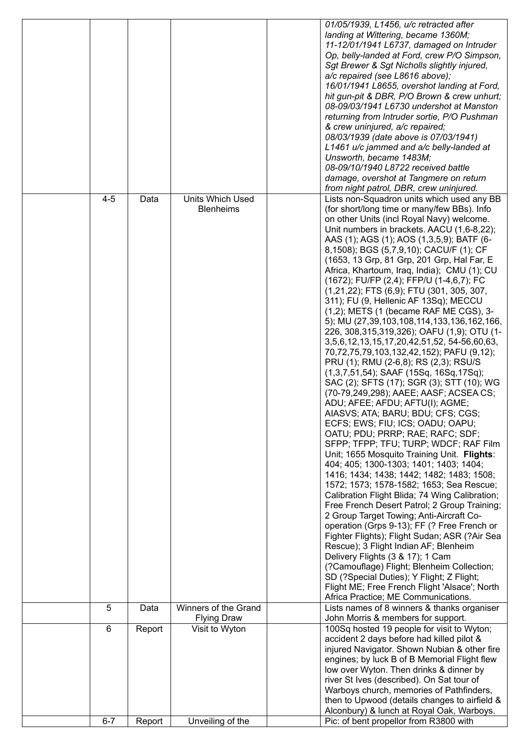| | | | | | |
|---|---|---|---|---|---|
| | | | | | *01/05/1939, L1456, u/c retracted after landing at Wittering, became 1360M; 11-12/01/1941 L6737, damaged on Intruder Op, belly-landed at Ford, crew P/O Simpson, Sgt Brewer & Sgt Nicholls slightly injured, a/c repaired (see L8616 above); 16/01/1941 L8655, overshot landing at Ford, hit gun-pit & DBR, P/O Brown & crew unhurt; 08-09/03/1941 L6730 undershot at Manston returning from Intruder sortie, P/O Pushman & crew uninjured, a/c repaired; 08/03/1939 (date above is 07/03/1941) L1461 u/c jammed and a/c belly-landed at Unsworth, became 1483M; 08-09/10/1940 L8722 received battle damage, overshot at Tangmere on return from night patrol, DBR, crew uninjured.* |
| | 4-5 | Data | Units Which Used Blenheims | | Lists non-Squadron units which used any BB (for short/long time or many/few BBs). Info on other Units (incl Royal Navy) welcome. Unit numbers in brackets. AACU (1,6-8,22); AAS (1); AGS (1); AOS (1,3,5,9); BATF (6-8,1508); BGS (5,7,9,10); CACU/F (1); CF (1653, 13 Grp, 81 Grp, 201 Grp, Hal Far, E Africa, Khartoum, Iraq, India); CMU (1); CU (1672); FU/FP (2,4); FFP/U (1-4,6,7); FC (1,21,22); FTS (6,9); FTU (301, 305, 307, 311); FU (9, Hellenic AF 13Sq); MECCU (1,2); METS (1 (became RAF ME CGS), 3-5); MU (27,39,103,108,114,133,136,162,166, 226, 308,315,319,326); OAFU (1,9); OTU (1-3,5,6,12,13,15,17,20,42,51,52, 54-56,60,63, 70,72,75,79,103,132,42,152); PAFU (9,12); PRU (1); RMU (2-6,8); RS (2,3); RSU/S (1,3,7,51,54); SAAF (15Sq, 16Sq,17Sq); SAC (2); SFTS (17); SGR (3); STT (10); WG (70-79,249,298); AAEE; AASF; ACSEA CS; ADU; AFEE; AFDU; AFTU(I); AGME; AIASVS; ATA; BARU; BDU; CFS; CGS; ECFS; EWS; FIU; ICS; OADU; OAPU; OATU; PDU; PRRP; RAE; RAFC; SDF; SFPP; TFPP; TFU; TURP; WDCF; RAF Film Unit; 1655 Mosquito Training Unit. **Flights**: 404; 405; 1300-1303; 1401; 1403; 1404; 1416; 1434; 1438; 1442; 1482; 1483; 1508; 1572; 1573; 1578-1582; 1653; Sea Rescue; Calibration Flight Blida; 74 Wing Calibration; Free French Desert Patrol; 2 Group Training; 2 Group Target Towing; Anti-Aircraft Co-operation (Grps 9-13); FF (? Free French or Fighter Flights); Flight Sudan; ASR (?Air Sea Rescue); 3 Flight Indian AF; Blenheim Delivery Flights (3 & 17); 1 Cam (?Camouflage) Flight; Blenheim Collection; SD (?Special Duties); Y Flight; Z Flight; Flight ME; Free French Flight 'Alsace'; North Africa Practice; ME Communications. |
| | 5 | Data | Winners of the Grand Flying Draw | | Lists names of 8 winners & thanks organiser John Morris & members for support. |
| | 6 | Report | Visit to Wyton | | 100Sq hosted 19 people for visit to Wyton; accident 2 days before had killed pilot & injured Navigator. Shown Nubian & other fire engines; by luck B of B Memorial Flight flew low over Wyton. Then drinks & dinner by river St Ives (described). On Sat tour of Warboys church, memories of Pathfinders, then to Upwood (details changes to airfield & Alconbury) & lunch at Royal Oak, Warboys. |
| | 6-7 | Report | Unveiling of the | | Pic: of bent propellor from R3800 with |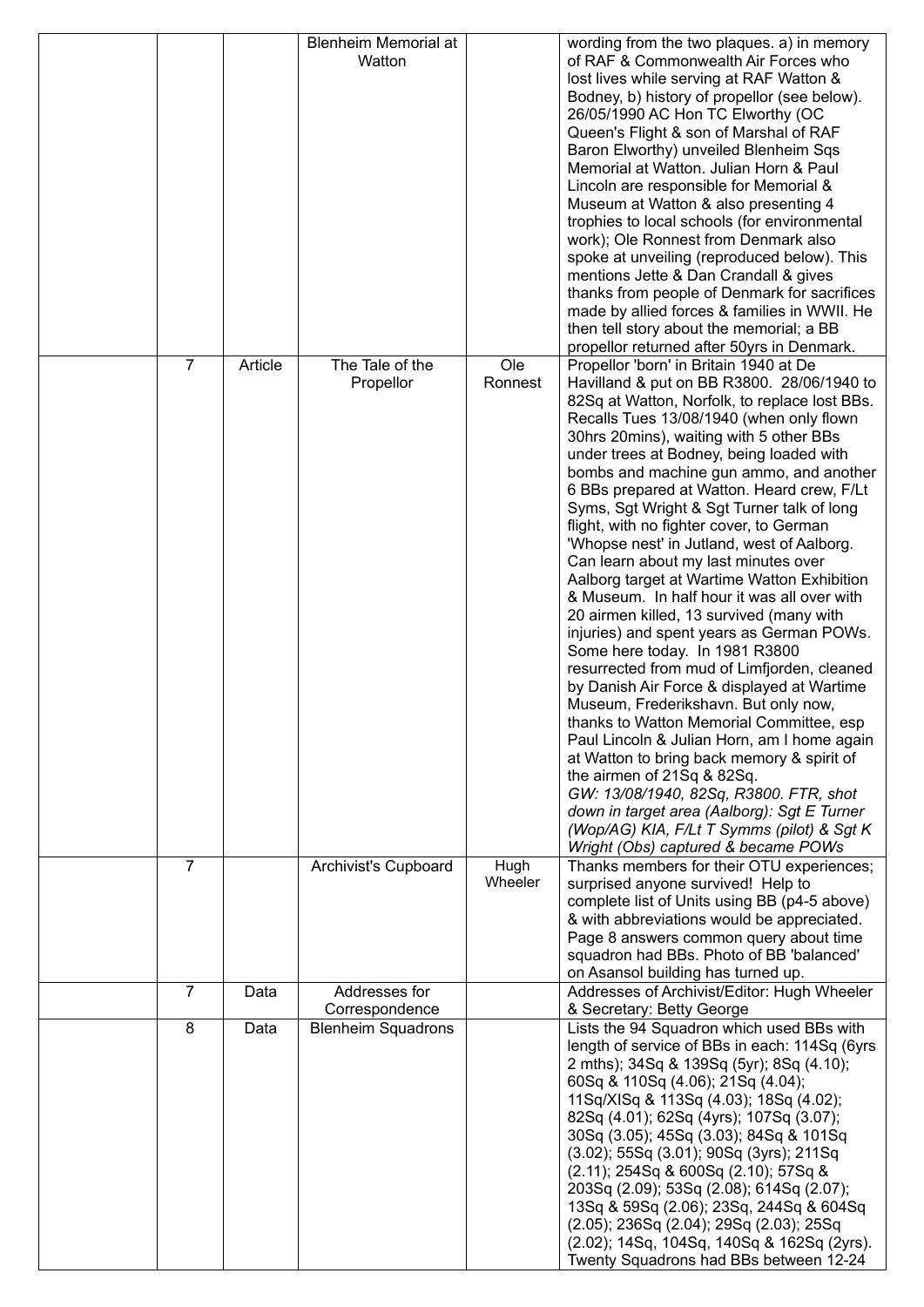| | | | | |
|---|---|---|---|---|
| | | Blenheim Memorial at Watton | | wording from the two plaques. a) in memory of RAF & Commonwealth Air Forces who lost lives while serving at RAF Watton & Bodney, b) history of propellor (see below). 26/05/1990 AC Hon TC Elworthy (OC Queen's Flight & son of Marshal of RAF Baron Elworthy) unveiled Blenheim Sqs Memorial at Watton. Julian Horn & Paul Lincoln are responsible for Memorial & Museum at Watton & also presenting 4 trophies to local schools (for environmental work); Ole Ronnest from Denmark also spoke at unveiling (reproduced below). This mentions Jette & Dan Crandall & gives thanks from people of Denmark for sacrifices made by allied forces & families in WWII. He then tell story about the memorial; a BB propellor returned after 50yrs in Denmark. |
| 7 | Article | The Tale of the Propellor | Ole Ronnest | Propellor 'born' in Britain 1940 at De Havilland & put on BB R3800. 28/06/1940 to 82Sq at Watton, Norfolk, to replace lost BBs. Recalls Tues 13/08/1940 (when only flown 30hrs 20mins), waiting with 5 other BBs under trees at Bodney, being loaded with bombs and machine gun ammo, and another 6 BBs prepared at Watton. Heard crew, F/Lt Syms, Sgt Wright & Sgt Turner talk of long flight, with no fighter cover, to German 'Whopse nest' in Jutland, west of Aalborg. Can learn about my last minutes over Aalborg target at Wartime Watton Exhibition & Museum. In half hour it was all over with 20 airmen killed, 13 survived (many with injuries) and spent years as German POWs. Some here today. In 1981 R3800 resurrected from mud of Limfjorden, cleaned by Danish Air Force & displayed at Wartime Museum, Frederikshavn. But only now, thanks to Watton Memorial Committee, esp Paul Lincoln & Julian Horn, am I home again at Watton to bring back memory & spirit of the airmen of 21Sq & 82Sq. *GW: 13/08/1940, 82Sq, R3800. FTR, shot down in target area (Aalborg): Sgt E Turner (Wop/AG) KIA, F/Lt T Symms (pilot) & Sgt K Wright (Obs) captured & became POWs* |
| 7 | | Archivist's Cupboard | Hugh Wheeler | Thanks members for their OTU experiences; surprised anyone survived! Help to complete list of Units using BB (p4-5 above) & with abbreviations would be appreciated. Page 8 answers common query about time squadron had BBs. Photo of BB 'balanced' on Asansol building has turned up. |
| 7 | Data | Addresses for Correspondence | | Addresses of Archivist/Editor: Hugh Wheeler & Secretary: Betty George |
| 8 | Data | Blenheim Squadrons | | Lists the 94 Squadron which used BBs with length of service of BBs in each: 114Sq (6yrs 2 mths); 34Sq & 139Sq (5yr); 8Sq (4.10); 60Sq & 110Sq (4.06); 21Sq (4.04); 11Sq/XISq & 113Sq (4.03); 18Sq (4.02); 82Sq (4.01); 62Sq (4yrs); 107Sq (3.07); 30Sq (3.05); 45Sq (3.03); 84Sq & 101Sq (3.02); 55Sq (3.01); 90Sq (3yrs); 211Sq (2.11); 254Sq & 600Sq (2.10); 57Sq & 203Sq (2.09); 53Sq (2.08); 614Sq (2.07); 13Sq & 59Sq (2.06); 23Sq, 244Sq & 604Sq (2.05); 236Sq (2.04); 29Sq (2.03); 25Sq (2.02); 14Sq, 104Sq, 140Sq & 162Sq (2yrs). Twenty Squadrons had BBs between 12-24 |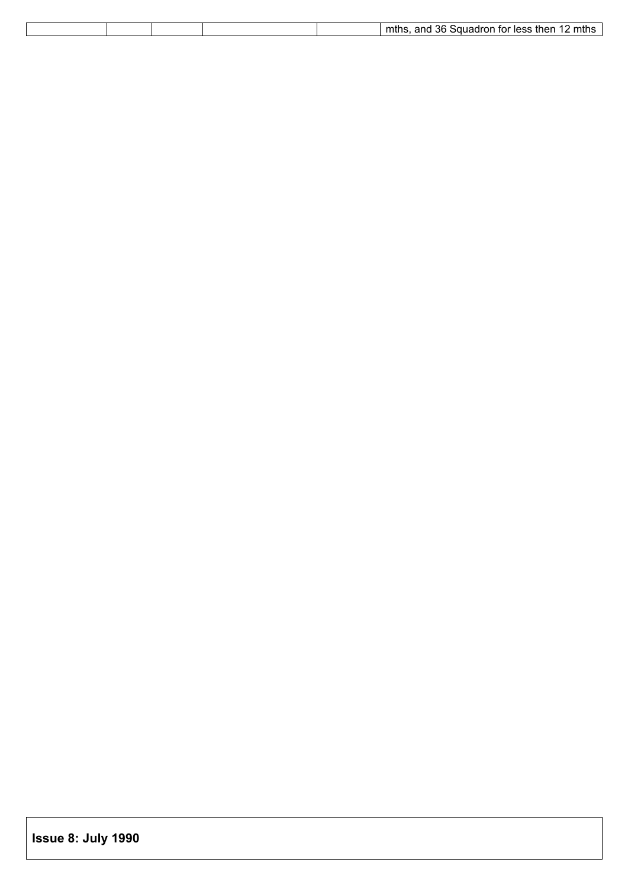| | | | | | |
|---|---|---|---|---|---|
| | | | | | mths, and 36 Squadron for less then 12 mths |

**Issue 8: July 1990**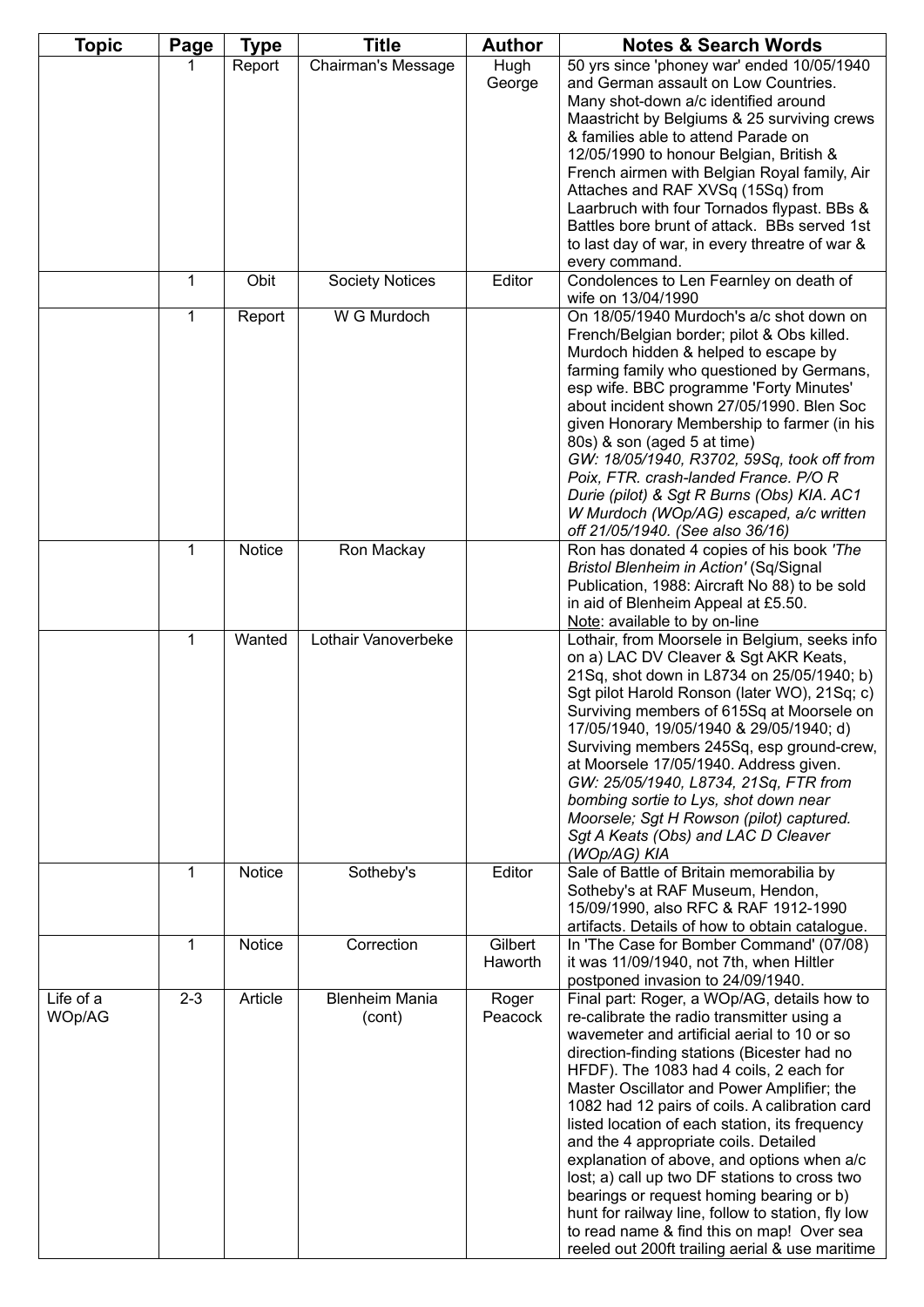| Topic | Page | Type | Title | Author | Notes & Search Words |
|---|---|---|---|---|---|
| | 1 | Report | Chairman's Message | Hugh George | 50 yrs since 'phoney war' ended 10/05/1940 and German assault on Low Countries. Many shot-down a/c identified around Maastricht by Belgiums & 25 surviving crews & families able to attend Parade on 12/05/1990 to honour Belgian, British & French airmen with Belgian Royal family, Air Attaches and RAF XVSq (15Sq) from Laarbruch with four Tornados flypast. BBs & Battles bore brunt of attack. BBs served 1st to last day of war, in every threatre of war & every command. |
| | 1 | Obit | Society Notices | Editor | Condolences to Len Fearnley on death of wife on 13/04/1990 |
| | 1 | Report | W G Murdoch | | On 18/05/1940 Murdoch's a/c shot down on French/Belgian border; pilot & Obs killed. Murdoch hidden & helped to escape by farming family who questioned by Germans, esp wife. BBC programme 'Forty Minutes' about incident shown 27/05/1990. Blen Soc given Honorary Membership to farmer (in his 80s) & son (aged 5 at time) *GW: 18/05/1940, R3702, 59Sq, took off from Poix, FTR. crash-landed France. P/O R Durie (pilot) & Sgt R Burns (Obs) KIA. AC1 W Murdoch (WOp/AG) escaped, a/c written off 21/05/1940. (See also 36/16)* |
| | 1 | Notice | Ron Mackay | | Ron has donated 4 copies of his book *'The Bristol Blenheim in Action'* (Sq/Signal Publication, 1988: Aircraft No 88) to be sold in aid of Blenheim Appeal at £5.50. <u>Note</u>: available to by on-line |
| | 1 | Wanted | Lothair Vanoverbeke | | Lothair, from Moorsele in Belgium, seeks info on a) LAC DV Cleaver & Sgt AKR Keats, 21Sq, shot down in L8734 on 25/05/1940; b) Sgt pilot Harold Ronson (later WO), 21Sq; c) Surviving members of 615Sq at Moorsele on 17/05/1940, 19/05/1940 & 29/05/1940; d) Surviving members 245Sq, esp ground-crew, at Moorsele 17/05/1940. Address given. *GW: 25/05/1940, L8734, 21Sq, FTR from bombing sortie to Lys, shot down near Moorsele; Sgt H Rowson (pilot) captured. Sgt A Keats (Obs) and LAC D Cleaver (WOp/AG) KIA* |
| | 1 | Notice | Sotheby's | Editor | Sale of Battle of Britain memorabilia by Sotheby's at RAF Museum, Hendon, 15/09/1990, also RFC & RAF 1912-1990 artifacts. Details of how to obtain catalogue. |
| | 1 | Notice | Correction | Gilbert Haworth | In 'The Case for Bomber Command' (07/08) it was 11/09/1940, not 7th, when Hiltler postponed invasion to 24/09/1940. |
| Life of a WOp/AG | 2-3 | Article | Blenheim Mania (cont) | Roger Peacock | Final part: Roger, a WOp/AG, details how to re-calibrate the radio transmitter using a wavemeter and artificial aerial to 10 or so direction-finding stations (Bicester had no HFDF). The 1083 had 4 coils, 2 each for Master Oscillator and Power Amplifier; the 1082 had 12 pairs of coils. A calibration card listed location of each station, its frequency and the 4 appropriate coils. Detailed explanation of above, and options when a/c lost; a) call up two DF stations to cross two bearings or request homing bearing or b) hunt for railway line, follow to station, fly low to read name & find this on map! Over sea reeled out 200ft trailing aerial & use maritime |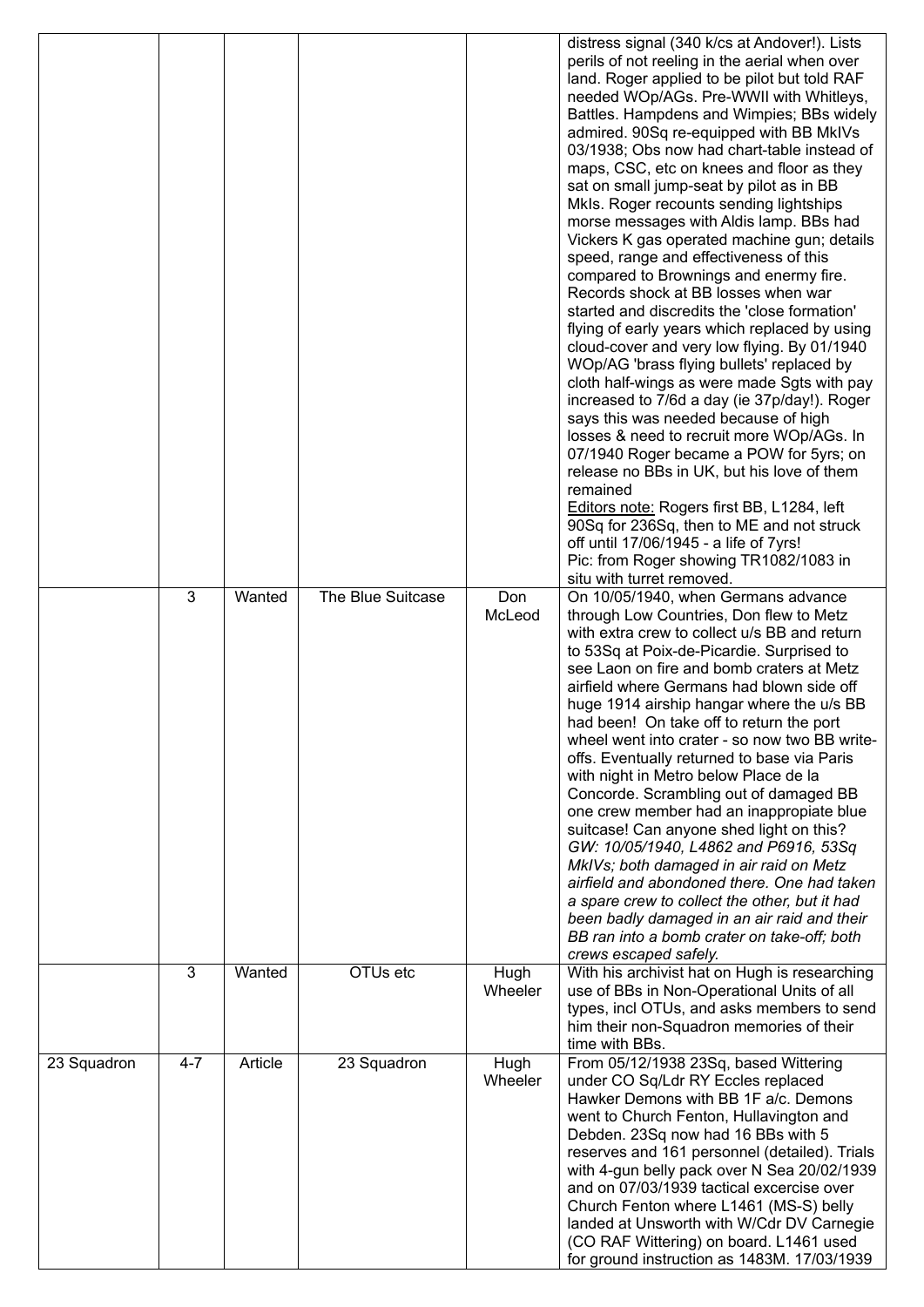|  |  |  |  |  | distress signal (340 k/cs at Andover!). Lists perils of not reeling in the aerial when over land. Roger applied to be pilot but told RAF needed WOp/AGs. Pre-WWII with Whitleys, Battles. Hampdens and Wimpies; BBs widely admired. 90Sq re-equipped with BB MkIVs 03/1938; Obs now had chart-table instead of maps, CSC, etc on knees and floor as they sat on small jump-seat by pilot as in BB MkIs. Roger recounts sending lightships morse messages with Aldis lamp. BBs had Vickers K gas operated machine gun; details speed, range and effectiveness of this compared to Brownings and enermy fire. Records shock at BB losses when war started and discredits the 'close formation' flying of early years which replaced by using cloud-cover and very low flying. By 01/1940 WOp/AG 'brass flying bullets' replaced by cloth half-wings as were made Sgts with pay increased to 7/6d a day (ie 37p/day!). Roger says this was needed because of high losses & need to recruit more WOp/AGs. In 07/1940 Roger became a POW for 5yrs; on release no BBs in UK, but his love of them remained<br><u>Editors note:</u> Rogers first BB, L1284, left 90Sq for 236Sq, then to ME and not struck off until 17/06/1945 - a life of 7yrs!<br>Pic: from Roger showing TR1082/1083 in situ with turret removed. |
|---|---|---|---|---|---|
|  | 3 | Wanted | The Blue Suitcase | Don McLeod | On 10/05/1940, when Germans advance through Low Countries, Don flew to Metz with extra crew to collect u/s BB and return to 53Sq at Poix-de-Picardie. Surprised to see Laon on fire and bomb craters at Metz airfield where Germans had blown side off huge 1914 airship hangar where the u/s BB had been! On take off to return the port wheel went into crater - so now two BB write-offs. Eventually returned to base via Paris with night in Metro below Place de la Concorde. Scrambling out of damaged BB one crew member had an inappropiate blue suitcase! Can anyone shed light on this?<br>*GW: 10/05/1940, L4862 and P6916, 53Sq MkIVs; both damaged in air raid on Metz airfield and abondoned there. One had taken a spare crew to collect the other, but it had been badly damaged in an air raid and their BB ran into a bomb crater on take-off; both crews escaped safely.* |
|  | 3 | Wanted | OTUs etc | Hugh Wheeler | With his archivist hat on Hugh is researching use of BBs in Non-Operational Units of all types, incl OTUs, and asks members to send him their non-Squadron memories of their time with BBs. |
| 23 Squadron | 4-7 | Article | 23 Squadron | Hugh Wheeler | From 05/12/1938 23Sq, based Wittering under CO Sq/Ldr RY Eccles replaced Hawker Demons with BB 1F a/c. Demons went to Church Fenton, Hullavington and Debden. 23Sq now had 16 BBs with 5 reserves and 161 personnel (detailed). Trials with 4-gun belly pack over N Sea 20/02/1939 and on 07/03/1939 tactical excercise over Church Fenton where L1461 (MS-S) belly landed at Unsworth with W/Cdr DV Carnegie (CO RAF Wittering) on board. L1461 used for ground instruction as 1483M. 17/03/1939 |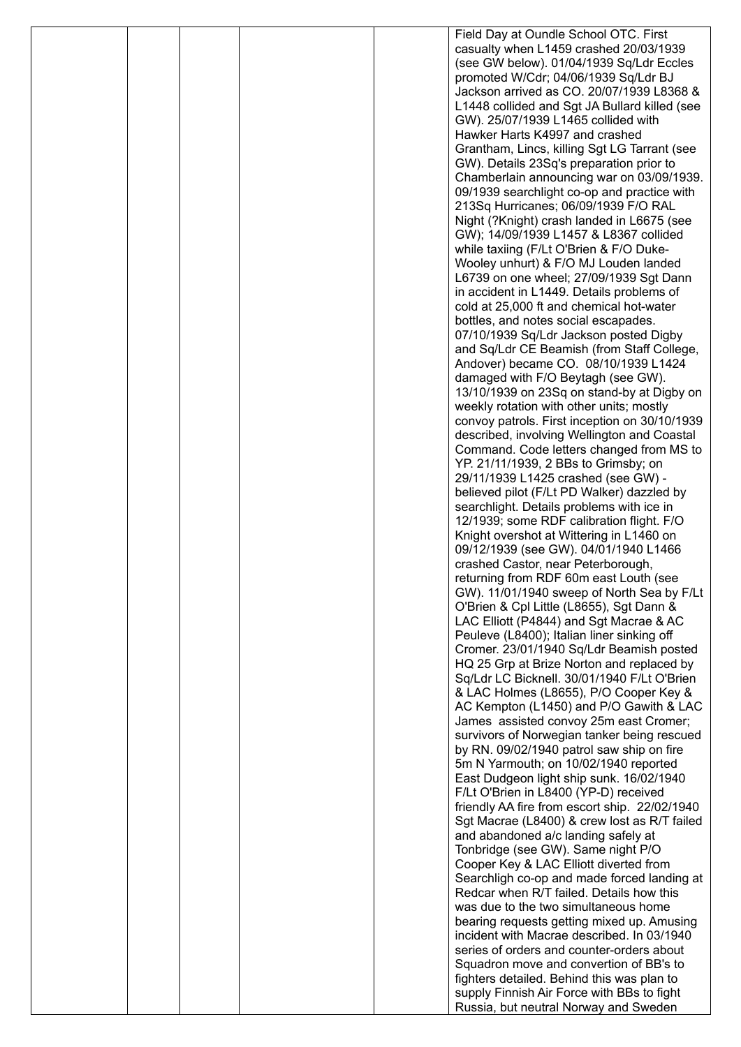|  |  |  |  |  |  |
|---|---|---|---|---|---|
|  |  |  |  |  | Field Day at Oundle School OTC. First casualty when L1459 crashed 20/03/1939 (see GW below). 01/04/1939 Sq/Ldr Eccles promoted W/Cdr; 04/06/1939 Sq/Ldr BJ Jackson arrived as CO. 20/07/1939 L8368 & L1448 collided and Sgt JA Bullard killed (see GW). 25/07/1939 L1465 collided with Hawker Harts K4997 and crashed Grantham, Lincs, killing Sgt LG Tarrant (see GW). Details 23Sq's preparation prior to Chamberlain announcing war on 03/09/1939. 09/1939 searchlight co-op and practice with 213Sq Hurricanes; 06/09/1939 F/O RAL Night (?Knight) crash landed in L6675 (see GW); 14/09/1939 L1457 & L8367 collided while taxiing (F/Lt O'Brien & F/O Duke-Wooley unhurt) & F/O MJ Louden landed L6739 on one wheel; 27/09/1939 Sgt Dann in accident in L1449. Details problems of cold at 25,000 ft and chemical hot-water bottles, and notes social escapades. 07/10/1939 Sq/Ldr Jackson posted Digby and Sq/Ldr CE Beamish (from Staff College, Andover) became CO. 08/10/1939 L1424 damaged with F/O Beytagh (see GW). 13/10/1939 on 23Sq on stand-by at Digby on weekly rotation with other units; mostly convoy patrols. First inception on 30/10/1939 described, involving Wellington and Coastal Command. Code letters changed from MS to YP. 21/11/1939, 2 BBs to Grimsby; on 29/11/1939 L1425 crashed (see GW) - believed pilot (F/Lt PD Walker) dazzled by searchlight. Details problems with ice in 12/1939; some RDF calibration flight. F/O Knight overshot at Wittering in L1460 on 09/12/1939 (see GW). 04/01/1940 L1466 crashed Castor, near Peterborough, returning from RDF 60m east Louth (see GW). 11/01/1940 sweep of North Sea by F/Lt O'Brien & Cpl Little (L8655), Sgt Dann & LAC Elliott (P4844) and Sgt Macrae & AC Peuleve (L8400); Italian liner sinking off Cromer. 23/01/1940 Sq/Ldr Beamish posted HQ 25 Grp at Brize Norton and replaced by Sq/Ldr LC Bicknell. 30/01/1940 F/Lt O'Brien & LAC Holmes (L8655), P/O Cooper Key & AC Kempton (L1450) and P/O Gawith & LAC James assisted convoy 25m east Cromer; survivors of Norwegian tanker being rescued by RN. 09/02/1940 patrol saw ship on fire 5m N Yarmouth; on 10/02/1940 reported East Dudgeon light ship sunk. 16/02/1940 F/Lt O'Brien in L8400 (YP-D) received friendly AA fire from escort ship. 22/02/1940 Sgt Macrae (L8400) & crew lost as R/T failed and abandoned a/c landing safely at Tonbridge (see GW). Same night P/O Cooper Key & LAC Elliott diverted from Searchligh co-op and made forced landing at Redcar when R/T failed. Details how this was due to the two simultaneous home bearing requests getting mixed up. Amusing incident with Macrae described. In 03/1940 series of orders and counter-orders about Squadron move and convertion of BB's to fighters detailed. Behind this was plan to supply Finnish Air Force with BBs to fight Russia, but neutral Norway and Sweden |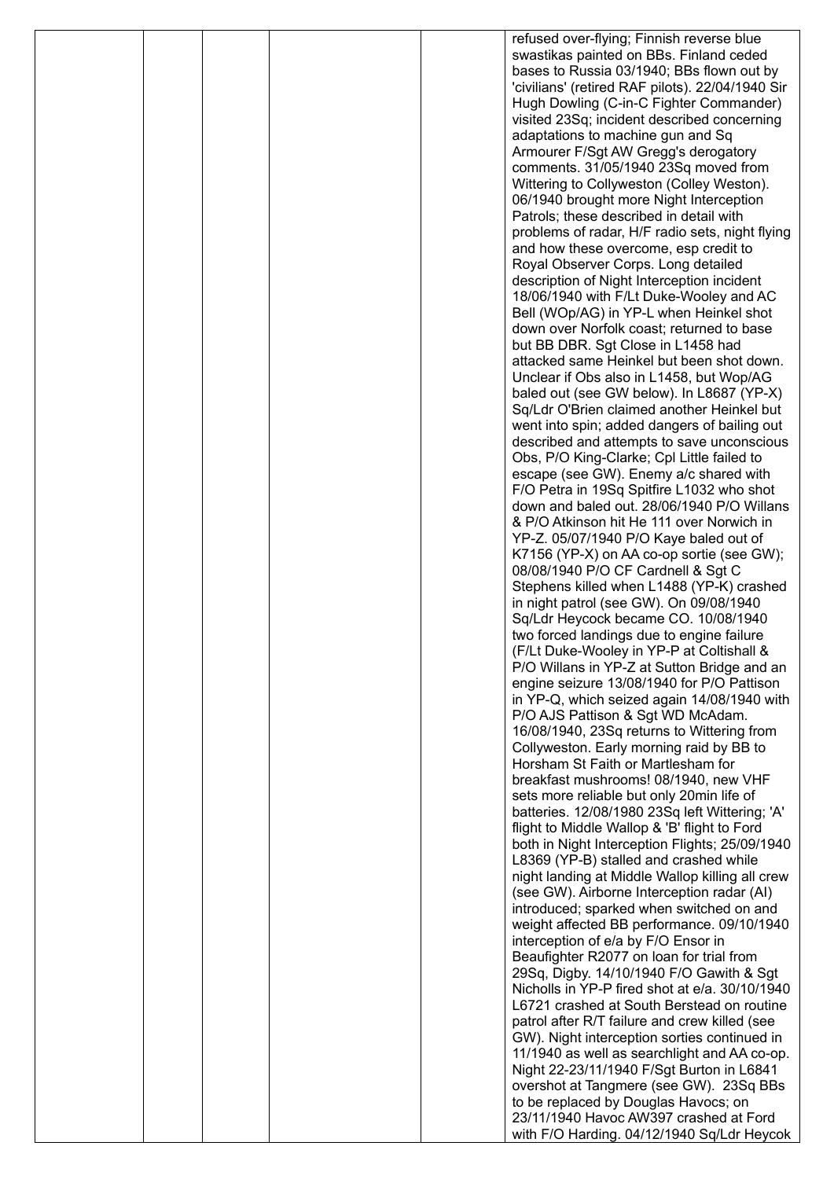| | | | | | |
|---|---|---|---|---|---|
| | | | | | refused over-flying; Finnish reverse blue swastikas painted on BBs. Finland ceded bases to Russia 03/1940; BBs flown out by 'civilians' (retired RAF pilots). 22/04/1940 Sir Hugh Dowling (C-in-C Fighter Commander) visited 23Sq; incident described concerning adaptations to machine gun and Sq Armourer F/Sgt AW Gregg's derogatory comments. 31/05/1940 23Sq moved from Wittering to Collyweston (Colley Weston). 06/1940 brought more Night Interception Patrols; these described in detail with problems of radar, H/F radio sets, night flying and how these overcome, esp credit to Royal Observer Corps. Long detailed description of Night Interception incident 18/06/1940 with F/Lt Duke-Wooley and AC Bell (WOp/AG) in YP-L when Heinkel shot down over Norfolk coast; returned to base but BB DBR. Sgt Close in L1458 had attacked same Heinkel but been shot down. Unclear if Obs also in L1458, but Wop/AG baled out (see GW below). In L8687 (YP-X) Sq/Ldr O'Brien claimed another Heinkel but went into spin; added dangers of bailing out described and attempts to save unconscious Obs, P/O King-Clarke; Cpl Little failed to escape (see GW). Enemy a/c shared with F/O Petra in 19Sq Spitfire L1032 who shot down and baled out. 28/06/1940 P/O Willans & P/O Atkinson hit He 111 over Norwich in YP-Z. 05/07/1940 P/O Kaye baled out of K7156 (YP-X) on AA co-op sortie (see GW); 08/08/1940 P/O CF Cardnell & Sgt C Stephens killed when L1488 (YP-K) crashed in night patrol (see GW). On 09/08/1940 Sq/Ldr Heycock became CO. 10/08/1940 two forced landings due to engine failure (F/Lt Duke-Wooley in YP-P at Coltishall & P/O Willans in YP-Z at Sutton Bridge and an engine seizure 13/08/1940 for P/O Pattison in YP-Q, which seized again 14/08/1940 with P/O AJS Pattison & Sgt WD McAdam. 16/08/1940, 23Sq returns to Wittering from Collyweston. Early morning raid by BB to Horsham St Faith or Martlesham for breakfast mushrooms! 08/1940, new VHF sets more reliable but only 20min life of batteries. 12/08/1980 23Sq left Wittering; 'A' flight to Middle Wallop & 'B' flight to Ford both in Night Interception Flights; 25/09/1940 L8369 (YP-B) stalled and crashed while night landing at Middle Wallop killing all crew (see GW). Airborne Interception radar (AI) introduced; sparked when switched on and weight affected BB performance. 09/10/1940 interception of e/a by F/O Ensor in Beaufighter R2077 on loan for trial from 29Sq, Digby. 14/10/1940 F/O Gawith & Sgt Nicholls in YP-P fired shot at e/a. 30/10/1940 L6721 crashed at South Berstead on routine patrol after R/T failure and crew killed (see GW). Night interception sorties continued in 11/1940 as well as searchlight and AA co-op. Night 22-23/11/1940 F/Sgt Burton in L6841 overshot at Tangmere (see GW). 23Sq BBs to be replaced by Douglas Havocs; on 23/11/1940 Havoc AW397 crashed at Ford with F/O Harding. 04/12/1940 Sq/Ldr Heycok |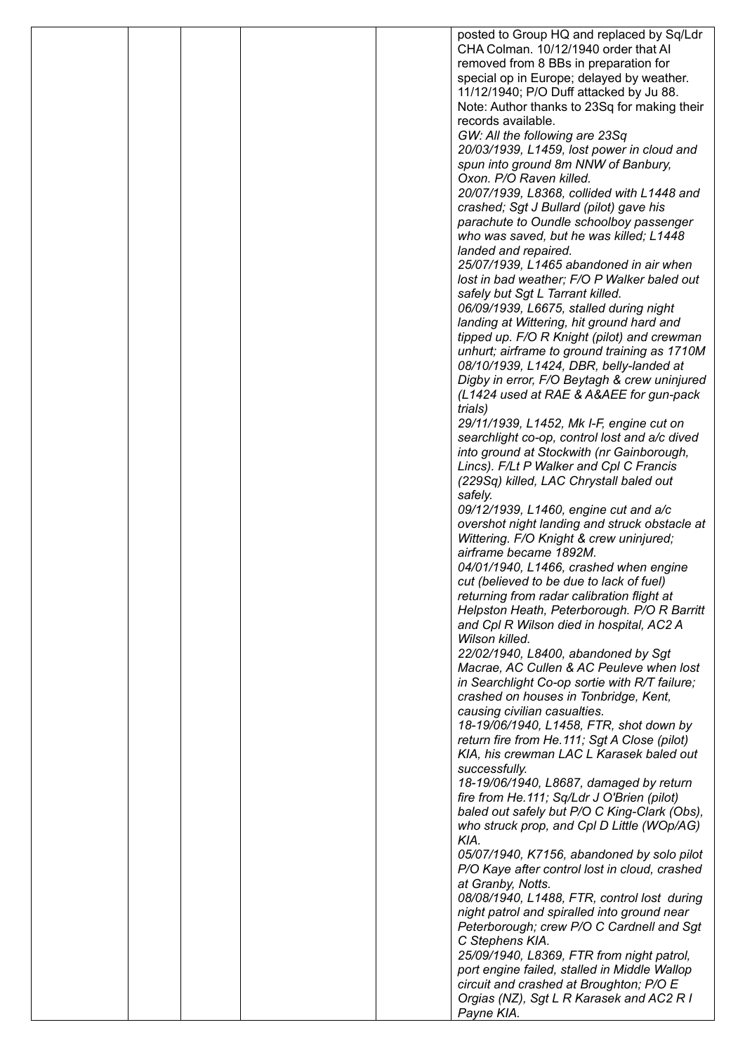|  |  |  |  |  |  |
|---|---|---|---|---|---|
|  |  |  |  |  | posted to Group HQ and replaced by Sq/Ldr CHA Colman. 10/12/1940 order that AI removed from 8 BBs in preparation for special op in Europe; delayed by weather. 11/12/1940; P/O Duff attacked by Ju 88. Note: Author thanks to 23Sq for making their records available. *GW: All the following are 23Sq* *20/03/1939, L1459, lost power in cloud and spun into ground 8m NNW of Banbury, Oxon. P/O Raven killed.* *20/07/1939, L8368, collided with L1448 and crashed; Sgt J Bullard (pilot) gave his parachute to Oundle schoolboy passenger who was saved, but he was killed; L1448 landed and repaired.* *25/07/1939, L1465 abandoned in air when lost in bad weather; F/O P Walker baled out safely but Sgt L Tarrant killed.* *06/09/1939, L6675, stalled during night landing at Wittering, hit ground hard and tipped up. F/O R Knight (pilot) and crewman unhurt; airframe to ground training as 1710M* *08/10/1939, L1424, DBR, belly-landed at Digby in error, F/O Beytagh & crew uninjured (L1424 used at RAE & A&AEE for gun-pack trials)* *29/11/1939, L1452, Mk I-F, engine cut on searchlight co-op, control lost and a/c dived into ground at Stockwith (nr Gainborough, Lincs). F/Lt P Walker and Cpl C Francis (229Sq) killed, LAC Chrystall baled out safely.* *09/12/1939, L1460, engine cut and a/c overshot night landing and struck obstacle at Wittering. F/O Knight & crew uninjured; airframe became 1892M.* *04/01/1940, L1466, crashed when engine cut (believed to be due to lack of fuel) returning from radar calibration flight at Helpston Heath, Peterborough. P/O R Barritt and Cpl R Wilson died in hospital, AC2 A Wilson killed.* *22/02/1940, L8400, abandoned by Sgt Macrae, AC Cullen & AC Peuleve when lost in Searchlight Co-op sortie with R/T failure; crashed on houses in Tonbridge, Kent, causing civilian casualties.* *18-19/06/1940, L1458, FTR, shot down by return fire from He.111; Sgt A Close (pilot) KIA, his crewman LAC L Karasek baled out successfully.* *18-19/06/1940, L8687, damaged by return fire from He.111; Sq/Ldr J O'Brien (pilot) baled out safely but P/O C King-Clark (Obs), who struck prop, and Cpl D Little (WOp/AG) KIA.* *05/07/1940, K7156, abandoned by solo pilot P/O Kaye after control lost in cloud, crashed at Granby, Notts.* *08/08/1940, L1488, FTR, control lost during night patrol and spiralled into ground near Peterborough; crew P/O C Cardnell and Sgt C Stephens KIA.* *25/09/1940, L8369, FTR from night patrol, port engine failed, stalled in Middle Wallop circuit and crashed at Broughton; P/O E Orgias (NZ), Sgt L R Karasek and AC2 R I Payne KIA.* |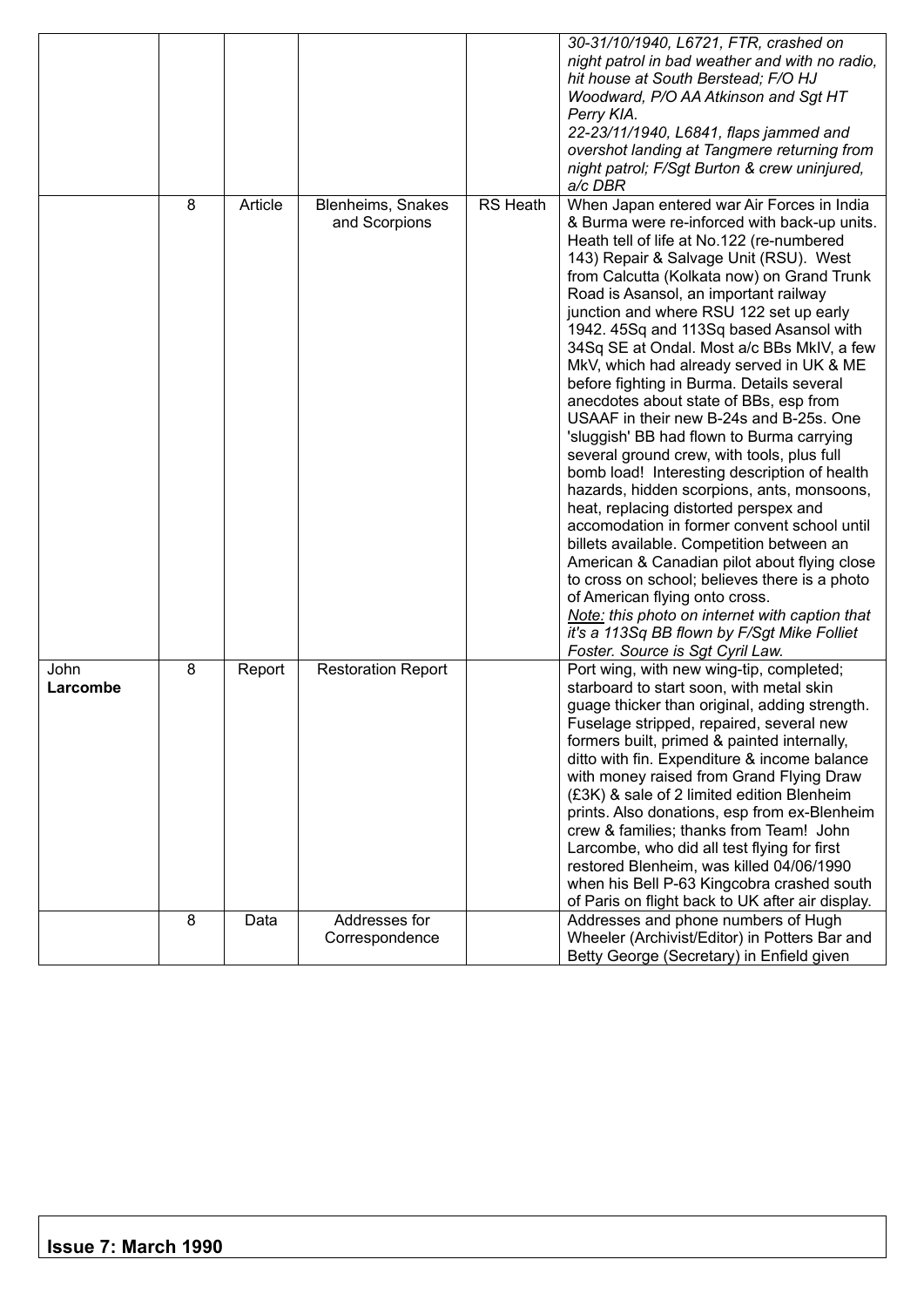| | | | | | |
|---|---|---|---|---|---|
| | | | | | *30-31/10/1940, L6721, FTR, crashed on night patrol in bad weather and with no radio, hit house at South Berstead; F/O HJ Woodward, P/O AA Atkinson and Sgt HT Perry KIA.* *22-23/11/1940, L6841, flaps jammed and overshot landing at Tangmere returning from night patrol; F/Sgt Burton & crew uninjured, a/c DBR* |
| | 8 | Article | Blenheims, Snakes and Scorpions | RS Heath | When Japan entered war Air Forces in India & Burma were re-inforced with back-up units. Heath tell of life at No.122 (re-numbered 143) Repair & Salvage Unit (RSU). West from Calcutta (Kolkata now) on Grand Trunk Road is Asansol, an important railway junction and where RSU 122 set up early 1942. 45Sq and 113Sq based Asansol with 34Sq SE at Ondal. Most a/c BBs MkIV, a few MkV, which had already served in UK & ME before fighting in Burma. Details several anecdotes about state of BBs, esp from USAAF in their new B-24s and B-25s. One 'sluggish' BB had flown to Burma carrying several ground crew, with tools, plus full bomb load! Interesting description of health hazards, hidden scorpions, ants, monsoons, heat, replacing distorted perspex and accomodation in former convent school until billets available. Competition between an American & Canadian pilot about flying close to cross on school; believes there is a photo of American flying onto cross. *<u>Note:</u> this photo on internet with caption that it's a 113Sq BB flown by F/Sgt Mike Folliet Foster. Source is Sgt Cyril Law.* |
| John **Larcombe** | 8 | Report | Restoration Report | | Port wing, with new wing-tip, completed; starboard to start soon, with metal skin guage thicker than original, adding strength. Fuselage stripped, repaired, several new formers built, primed & painted internally, ditto with fin. Expenditure & income balance with money raised from Grand Flying Draw (£3K) & sale of 2 limited edition Blenheim prints. Also donations, esp from ex-Blenheim crew & families; thanks from Team! John Larcombe, who did all test flying for first restored Blenheim, was killed 04/06/1990 when his Bell P-63 Kingcobra crashed south of Paris on flight back to UK after air display. |
| | 8 | Data | Addresses for Correspondence | | Addresses and phone numbers of Hugh Wheeler (Archivist/Editor) in Potters Bar and Betty George (Secretary) in Enfield given |

## Issue 7: March 1990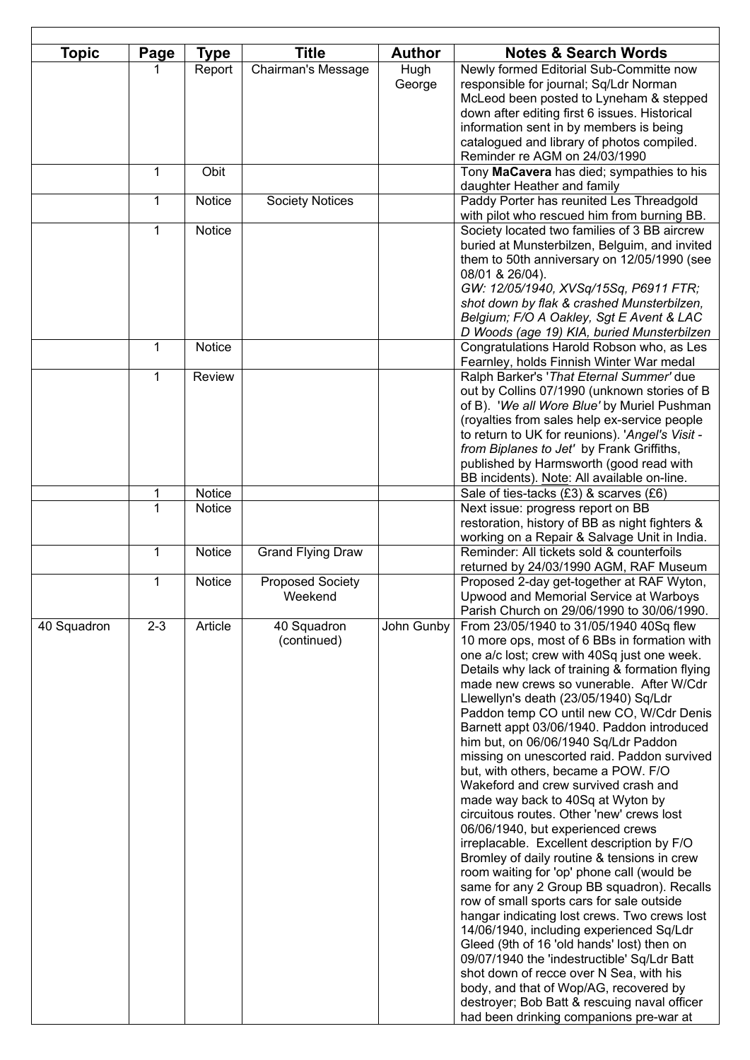| Topic | Page | Type | Title | Author | Notes & Search Words |
|---|---|---|---|---|---|
| | 1 | Report | Chairman's Message | Hugh George | Newly formed Editorial Sub-Committe now responsible for journal; Sq/Ldr Norman McLeod been posted to Lyneham & stepped down after editing first 6 issues. Historical information sent in by members is being catalogued and library of photos compiled. Reminder re AGM on 24/03/1990 |
| | 1 | Obit | | | Tony **MaCavera** has died; sympathies to his daughter Heather and family |
| | 1 | Notice | Society Notices | | Paddy Porter has reunited Les Threadgold with pilot who rescued him from burning BB. |
| | 1 | Notice | | | Society located two families of 3 BB aircrew buried at Munsterbilzen, Belguim, and invited them to 50th anniversary on 12/05/1990 (see 08/01 & 26/04). *GW: 12/05/1940, XVSq/15Sq, P6911 FTR; shot down by flak & crashed Munsterbilzen, Belgium; F/O A Oakley, Sgt E Avent & LAC D Woods (age 19) KIA, buried Munsterbilzen* |
| | 1 | Notice | | | Congratulations Harold Robson who, as Les Fearnley, holds Finnish Winter War medal |
| | 1 | Review | | | Ralph Barker's '*That Eternal Summer*' due out by Collins 07/1990 (unknown stories of B of B). '*We all Wore Blue*' by Muriel Pushman (royalties from sales help ex-service people to return to UK for reunions). '*Angel's Visit - from Biplanes to Jet*' by Frank Griffiths, published by Harmsworth (good read with BB incidents). <u>Note</u>: All available on-line. |
| | 1 | Notice | | | Sale of ties-tacks (£3) & scarves (£6) |
| | 1 | Notice | | | Next issue: progress report on BB restoration, history of BB as night fighters & working on a Repair & Salvage Unit in India. |
| | 1 | Notice | Grand Flying Draw | | Reminder: All tickets sold & counterfoils returned by 24/03/1990 AGM, RAF Museum |
| | 1 | Notice | Proposed Society Weekend | | Proposed 2-day get-together at RAF Wyton, Upwood and Memorial Service at Warboys Parish Church on 29/06/1990 to 30/06/1990. |
| 40 Squadron | 2-3 | Article | 40 Squadron (continued) | John Gunby | From 23/05/1940 to 31/05/1940 40Sq flew 10 more ops, most of 6 BBs in formation with one a/c lost; crew with 40Sq just one week. Details why lack of training & formation flying made new crews so vunerable. After W/Cdr Llewellyn's death (23/05/1940) Sq/Ldr Paddon temp CO until new CO, W/Cdr Denis Barnett appt 03/06/1940. Paddon introduced him but, on 06/06/1940 Sq/Ldr Paddon missing on unescorted raid. Paddon survived but, with others, became a POW. F/O Wakeford and crew survived crash and made way back to 40Sq at Wyton by circuitous routes. Other 'new' crews lost 06/06/1940, but experienced crews irreplacable. Excellent description by F/O Bromley of daily routine & tensions in crew room waiting for 'op' phone call (would be same for any 2 Group BB squadron). Recalls row of small sports cars for sale outside hangar indicating lost crews. Two crews lost 14/06/1940, including experienced Sq/Ldr Gleed (9th of 16 'old hands' lost) then on 09/07/1940 the 'indestructible' Sq/Ldr Batt shot down of recce over N Sea, with his body, and that of Wop/AG, recovered by destroyer; Bob Batt & rescuing naval officer had been drinking companions pre-war at |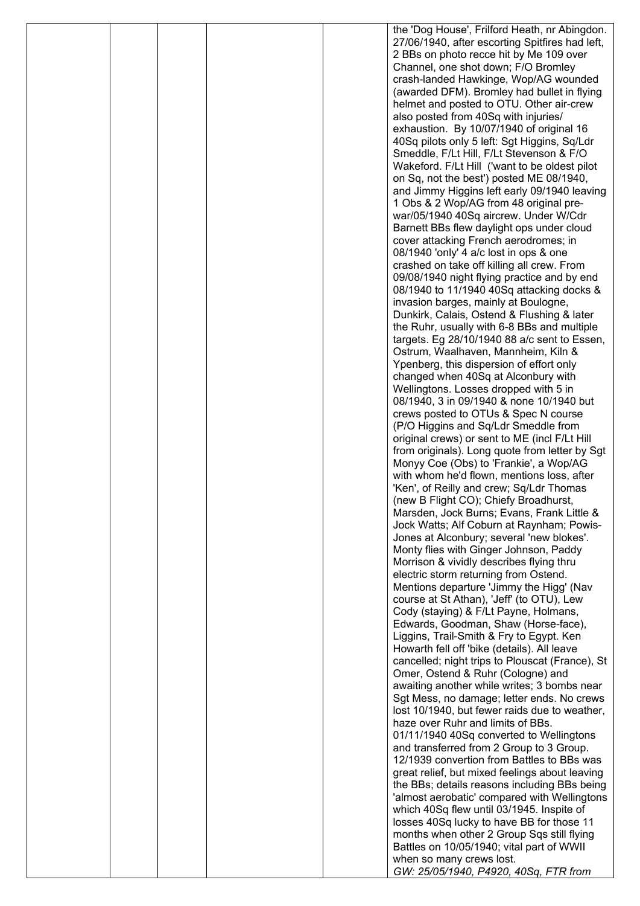|  |  |  |  |  | the 'Dog House', Frilford Heath, nr Abingdon. 27/06/1940, after escorting Spitfires had left, 2 BBs on photo recce hit by Me 109 over Channel, one shot down; F/O Bromley crash-landed Hawkinge, Wop/AG wounded (awarded DFM). Bromley had bullet in flying helmet and posted to OTU. Other air-crew also posted from 40Sq with injuries/ exhaustion. By 10/07/1940 of original 16 40Sq pilots only 5 left: Sgt Higgins, Sq/Ldr Smeddle, F/Lt Hill, F/Lt Stevenson & F/O Wakeford. F/Lt Hill ('want to be oldest pilot on Sq, not the best') posted ME 08/1940, and Jimmy Higgins left early 09/1940 leaving 1 Obs & 2 Wop/AG from 48 original pre-war/05/1940 40Sq aircrew. Under W/Cdr Barnett BBs flew daylight ops under cloud cover attacking French aerodromes; in 08/1940 'only' 4 a/c lost in ops & one crashed on take off killing all crew. From 09/08/1940 night flying practice and by end 08/1940 to 11/1940 40Sq attacking docks & invasion barges, mainly at Boulogne, Dunkirk, Calais, Ostend & Flushing & later the Ruhr, usually with 6-8 BBs and multiple targets. Eg 28/10/1940 88 a/c sent to Essen, Ostrum, Waalhaven, Mannheim, Kiln & Ypenberg, this dispersion of effort only changed when 40Sq at Alconbury with Wellingtons. Losses dropped with 5 in 08/1940, 3 in 09/1940 & none 10/1940 but crews posted to OTUs & Spec N course (P/O Higgins and Sq/Ldr Smeddle from original crews) or sent to ME (incl F/Lt Hill from originals). Long quote from letter by Sgt Monyy Coe (Obs) to 'Frankie', a Wop/AG with whom he'd flown, mentions loss, after 'Ken', of Reilly and crew; Sq/Ldr Thomas (new B Flight CO); Chiefy Broadhurst, Marsden, Jock Burns; Evans, Frank Little & Jock Watts; Alf Coburn at Raynham; Powis-Jones at Alconbury; several 'new blokes'. Monty flies with Ginger Johnson, Paddy Morrison & vividly describes flying thru electric storm returning from Ostend. Mentions departure 'Jimmy the Higg' (Nav course at St Athan), 'Jeff' (to OTU), Lew Cody (staying) & F/Lt Payne, Holmans, Edwards, Goodman, Shaw (Horse-face), Liggins, Trail-Smith & Fry to Egypt. Ken Howarth fell off 'bike (details). All leave cancelled; night trips to Plouscat (France), St Omer, Ostend & Ruhr (Cologne) and awaiting another while writes; 3 bombs near Sgt Mess, no damage; letter ends. No crews lost 10/1940, but fewer raids due to weather, haze over Ruhr and limits of BBs. 01/11/1940 40Sq converted to Wellingtons and transferred from 2 Group to 3 Group. 12/1939 convertion from Battles to BBs was great relief, but mixed feelings about leaving the BBs; details reasons including BBs being 'almost aerobatic' compared with Wellingtons which 40Sq flew until 03/1945. Inspite of losses 40Sq lucky to have BB for those 11 months when other 2 Group Sqs still flying Battles on 10/05/1940; vital part of WWII when so many crews lost. *GW: 25/05/1940, P4920, 40Sq, FTR from* |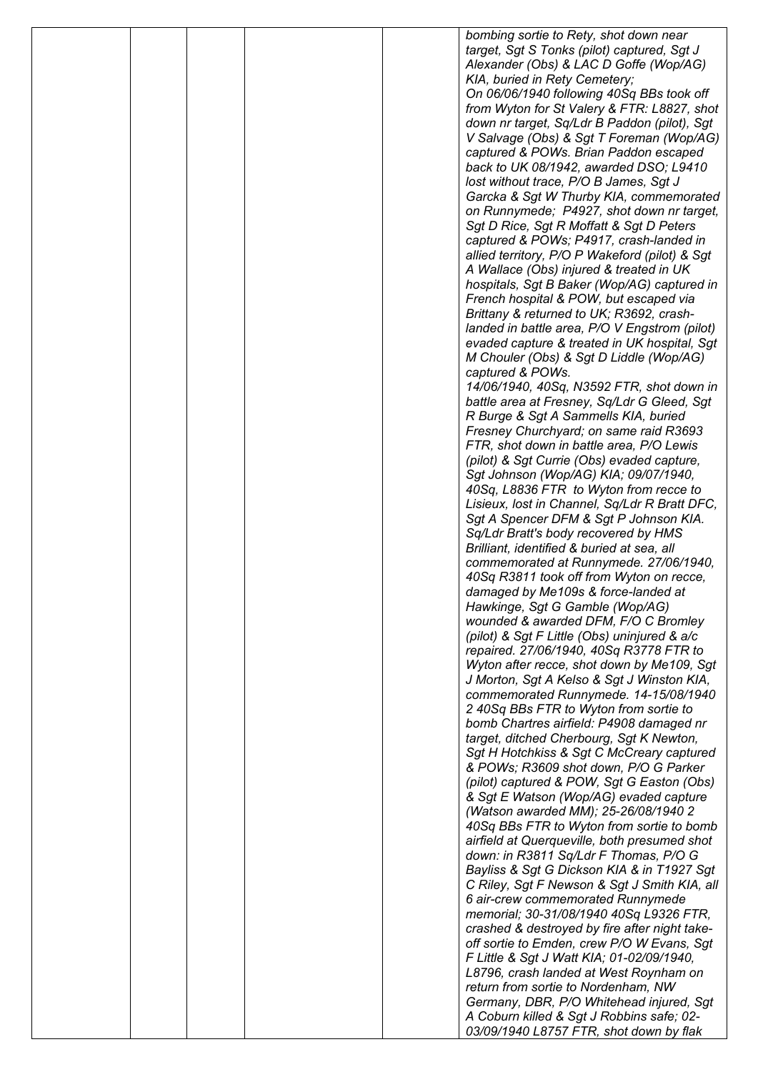| | | | | | |
|---|---|---|---|---|---|
| | | | | | *bombing sortie to Rety, shot down near target, Sgt S Tonks (pilot) captured, Sgt J Alexander (Obs) & LAC D Goffe (Wop/AG) KIA, buried in Rety Cemetery; On 06/06/1940 following 40Sq BBs took off from Wyton for St Valery & FTR: L8827, shot down nr target, Sq/Ldr B Paddon (pilot), Sgt V Salvage (Obs) & Sgt T Foreman (Wop/AG) captured & POWs. Brian Paddon escaped back to UK 08/1942, awarded DSO; L9410 lost without trace, P/O B James, Sgt J Garcka & Sgt W Thurby KIA, commemorated on Runnymede; P4927, shot down nr target, Sgt D Rice, Sgt R Moffatt & Sgt D Peters captured & POWs; P4917, crash-landed in allied territory, P/O P Wakeford (pilot) & Sgt A Wallace (Obs) injured & treated in UK hospitals, Sgt B Baker (Wop/AG) captured in French hospital & POW, but escaped via Brittany & returned to UK; R3692, crash-landed in battle area, P/O V Engstrom (pilot) evaded capture & treated in UK hospital, Sgt M Chouler (Obs) & Sgt D Liddle (Wop/AG) captured & POWs. 14/06/1940, 40Sq, N3592 FTR, shot down in battle area at Fresney, Sq/Ldr G Gleed, Sgt R Burge & Sgt A Sammells KIA, buried Fresney Churchyard; on same raid R3693 FTR, shot down in battle area, P/O Lewis (pilot) & Sgt Currie (Obs) evaded capture, Sgt Johnson (Wop/AG) KIA; 09/07/1940, 40Sq, L8836 FTR to Wyton from recce to Lisieux, lost in Channel, Sq/Ldr R Bratt DFC, Sgt A Spencer DFM & Sgt P Johnson KIA. Sq/Ldr Bratt's body recovered by HMS Brilliant, identified & buried at sea, all commemorated at Runnymede. 27/06/1940, 40Sq R3811 took off from Wyton on recce, damaged by Me109s & force-landed at Hawkinge, Sgt G Gamble (Wop/AG) wounded & awarded DFM, F/O C Bromley (pilot) & Sgt F Little (Obs) uninjured & a/c repaired. 27/06/1940, 40Sq R3778 FTR to Wyton after recce, shot down by Me109, Sgt J Morton, Sgt A Kelso & Sgt J Winston KIA, commemorated Runnymede. 14-15/08/1940 2 40Sq BBs FTR to Wyton from sortie to bomb Chartres airfield: P4908 damaged nr target, ditched Cherbourg, Sgt K Newton, Sgt H Hotchkiss & Sgt C McCreary captured & POWs; R3609 shot down, P/O G Parker (pilot) captured & POW, Sgt G Easton (Obs) & Sgt E Watson (Wop/AG) evaded capture (Watson awarded MM); 25-26/08/1940 2 40Sq BBs FTR to Wyton from sortie to bomb airfield at Querqueville, both presumed shot down: in R3811 Sq/Ldr F Thomas, P/O G Bayliss & Sgt G Dickson KIA & in T1927 Sgt C Riley, Sgt F Newson & Sgt J Smith KIA, all 6 air-crew commemorated Runnymede memorial; 30-31/08/1940 40Sq L9326 FTR, crashed & destroyed by fire after night take-off sortie to Emden, crew P/O W Evans, Sgt F Little & Sgt J Watt KIA; 01-02/09/1940, L8796, crash landed at West Roynham on return from sortie to Nordenham, NW Germany, DBR, P/O Whitehead injured, Sgt A Coburn killed & Sgt J Robbins safe; 02-03/09/1940 L8757 FTR, shot down by flak* |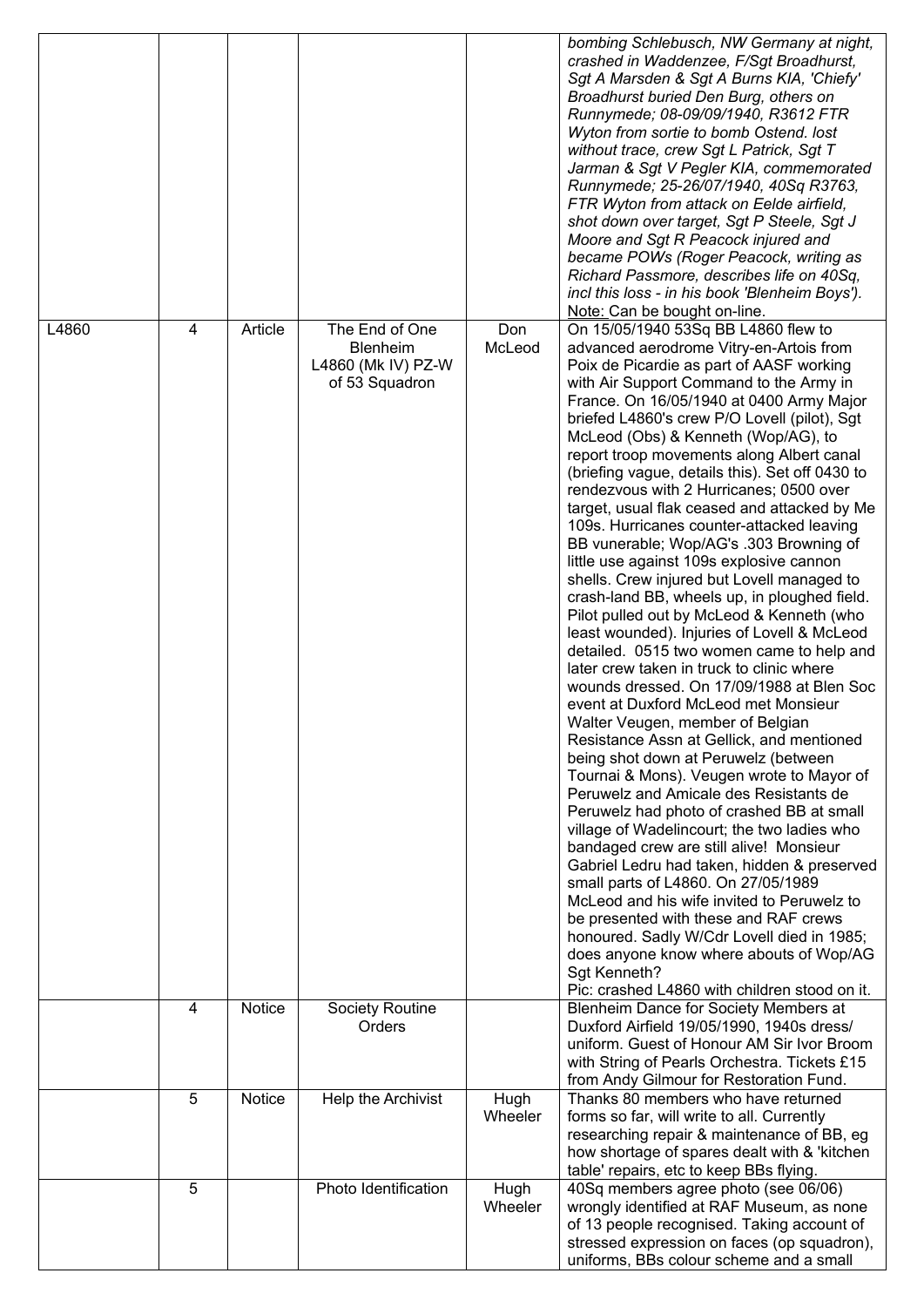| | | | | | |
|---|---|---|---|---|---|
| | | | | | *bombing Schlebusch, NW Germany at night, crashed in Waddenzee, F/Sgt Broadhurst, Sgt A Marsden & Sgt A Burns KIA, 'Chiefy' Broadhurst buried Den Burg, others on Runnymede; 08-09/09/1940, R3612 FTR Wyton from sortie to bomb Ostend. lost without trace, crew Sgt L Patrick, Sgt T Jarman & Sgt V Pegler KIA, commemorated Runnymede; 25-26/07/1940, 40Sq R3763, FTR Wyton from attack on Eelde airfield, shot down over target, Sgt P Steele, Sgt J Moore and Sgt R Peacock injured and became POWs (Roger Peacock, writing as Richard Passmore, describes life on 40Sq, incl this loss - in his book 'Blenheim Boys').* Note: Can be bought on-line. |
| L4860 | 4 | Article | The End of One Blenheim L4860 (Mk IV) PZ-W of 53 Squadron | Don McLeod | On 15/05/1940 53Sq BB L4860 flew to advanced aerodrome Vitry-en-Artois from Poix de Picardie as part of AASF working with Air Support Command to the Army in France. On 16/05/1940 at 0400 Army Major briefed L4860's crew P/O Lovell (pilot), Sgt McLeod (Obs) & Kenneth (Wop/AG), to report troop movements along Albert canal (briefing vague, details this). Set off 0430 to rendezvous with 2 Hurricanes; 0500 over target, usual flak ceased and attacked by Me 109s. Hurricanes counter-attacked leaving BB vunerable; Wop/AG's .303 Browning of little use against 109s explosive cannon shells. Crew injured but Lovell managed to crash-land BB, wheels up, in ploughed field. Pilot pulled out by McLeod & Kenneth (who least wounded). Injuries of Lovell & McLeod detailed. 0515 two women came to help and later crew taken in truck to clinic where wounds dressed. On 17/09/1988 at Blen Soc event at Duxford McLeod met Monsieur Walter Veugen, member of Belgian Resistance Assn at Gellick, and mentioned being shot down at Peruwelz (between Tournai & Mons). Veugen wrote to Mayor of Peruwelz and Amicale des Resistants de Peruwelz had photo of crashed BB at small village of Wadelincourt; the two ladies who bandaged crew are still alive! Monsieur Gabriel Ledru had taken, hidden & preserved small parts of L4860. On 27/05/1989 McLeod and his wife invited to Peruwelz to be presented with these and RAF crews honoured. Sadly W/Cdr Lovell died in 1985; does anyone know where abouts of Wop/AG Sgt Kenneth? Pic: crashed L4860 with children stood on it. |
| | 4 | Notice | Society Routine Orders | | Blenheim Dance for Society Members at Duxford Airfield 19/05/1990, 1940s dress/ uniform. Guest of Honour AM Sir Ivor Broom with String of Pearls Orchestra. Tickets £15 from Andy Gilmour for Restoration Fund. |
| | 5 | Notice | Help the Archivist | Hugh Wheeler | Thanks 80 members who have returned forms so far, will write to all. Currently researching repair & maintenance of BB, eg how shortage of spares dealt with & 'kitchen table' repairs, etc to keep BBs flying. |
| | 5 | | Photo Identification | Hugh Wheeler | 40Sq members agree photo (see 06/06) wrongly identified at RAF Museum, as none of 13 people recognised. Taking account of stressed expression on faces (op squadron), uniforms, BBs colour scheme and a small |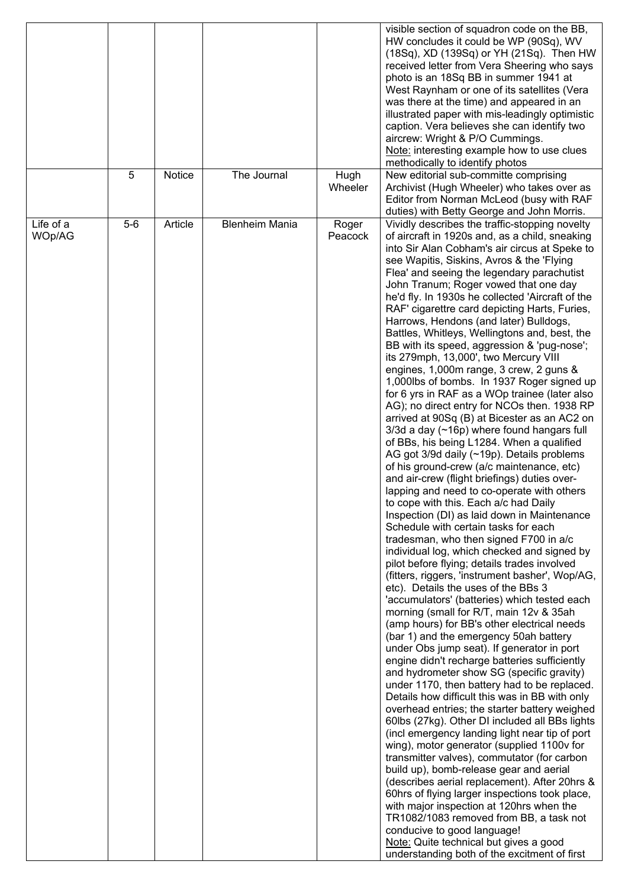|  |  |  |  |  | visible section of squadron code on the BB, HW concludes it could be WP (90Sq), WV (18Sq), XD (139Sq) or YH (21Sq). Then HW received letter from Vera Sheering who says photo is an 18Sq BB in summer 1941 at West Raynham or one of its satellites (Vera was there at the time) and appeared in an illustrated paper with mis-leadingly optimistic caption. Vera believes she can identify two aircrew: Wright & P/O Cummings. Note: interesting example how to use clues methodically to identify photos |
|---|---|---|---|---|---|
|  | 5 | Notice | The Journal | Hugh Wheeler | New editorial sub-committe comprising Archivist (Hugh Wheeler) who takes over as Editor from Norman McLeod (busy with RAF duties) with Betty George and John Morris. |
| Life of a WOp/AG | 5-6 | Article | Blenheim Mania | Roger Peacock | Vividly describes the traffic-stopping novelty of aircraft in 1920s and, as a child, sneaking into Sir Alan Cobham's air circus at Speke to see Wapitis, Siskins, Avros & the 'Flying Flea' and seeing the legendary parachutist John Tranum; Roger vowed that one day he'd fly. In 1930s he collected 'Aircraft of the RAF' cigarettre card depicting Harts, Furies, Harrows, Hendons (and later) Bulldogs, Battles, Whitleys, Wellingtons and, best, the BB with its speed, aggression & 'pug-nose'; its 279mph, 13,000', two Mercury VIII engines, 1,000m range, 3 crew, 2 guns & 1,000lbs of bombs. In 1937 Roger signed up for 6 yrs in RAF as a WOp trainee (later also AG); no direct entry for NCOs then. 1938 RP arrived at 90Sq (B) at Bicester as an AC2 on 3/3d a day (~16p) where found hangars full of BBs, his being L1284. When a qualified AG got 3/9d daily (~19p). Details problems of his ground-crew (a/c maintenance, etc) and air-crew (flight briefings) duties over-lapping and need to co-operate with others to cope with this. Each a/c had Daily Inspection (DI) as laid down in Maintenance Schedule with certain tasks for each tradesman, who then signed F700 in a/c individual log, which checked and signed by pilot before flying; details trades involved (fitters, riggers, 'instrument basher', Wop/AG, etc). Details the uses of the BBs 3 'accumulators' (batteries) which tested each morning (small for R/T, main 12v & 35ah (amp hours) for BB's other electrical needs (bar 1) and the emergency 50ah battery under Obs jump seat). If generator in port engine didn't recharge batteries sufficiently and hydrometer show SG (specific gravity) under 1170, then battery had to be replaced. Details how difficult this was in BB with only overhead entries; the starter battery weighed 60lbs (27kg). Other DI included all BBs lights (incl emergency landing light near tip of port wing), motor generator (supplied 1100v for transmitter valves), commutator (for carbon build up), bomb-release gear and aerial (describes aerial replacement). After 20hrs & 60hrs of flying larger inspections took place, with major inspection at 120hrs when the TR1082/1083 removed from BB, a task not conducive to good language! Note: Quite technical but gives a good understanding both of the excitment of first |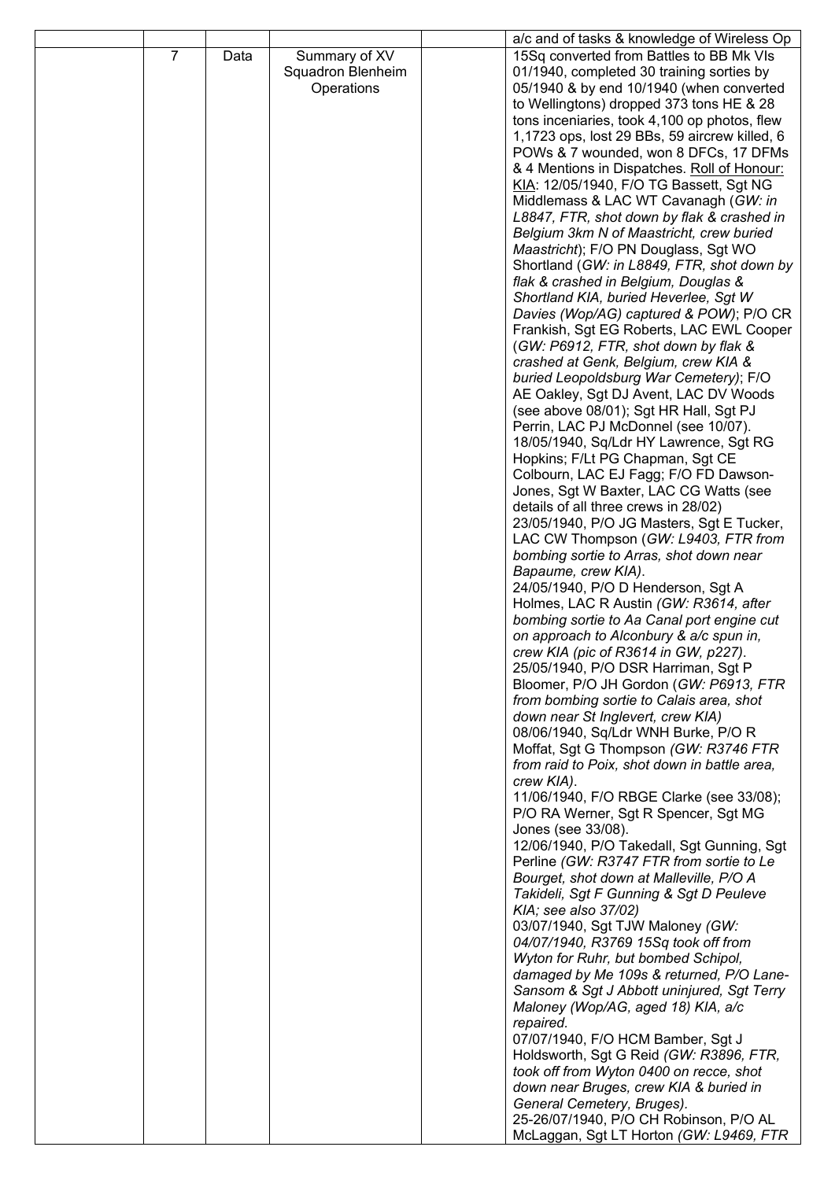| | | | | | |
|---|---|---|---|---|---|
| | | | | | a/c and of tasks & knowledge of Wireless Op |
| | 7 | Data | Summary of XV Squadron Blenheim Operations | | 15Sq converted from Battles to BB Mk VIs 01/1940, completed 30 training sorties by 05/1940 & by end 10/1940 (when converted to Wellingtons) dropped 373 tons HE & 28 tons inceniaries, took 4,100 op photos, flew 1,1723 ops, lost 29 BBs, 59 aircrew killed, 6 POWs & 7 wounded, won 8 DFCs, 17 DFMs & 4 Mentions in Dispatches. <u>Roll of Honour:</u> <u>KIA</u>: 12/05/1940, F/O TG Bassett, Sgt NG Middlemass & LAC WT Cavanagh (*GW: in L8847, FTR, shot down by flak & crashed in Belgium 3km N of Maastricht, crew buried Maastricht*); F/O PN Douglass, Sgt WO Shortland (*GW: in L8849, FTR, shot down by flak & crashed in Belgium, Douglas & Shortland KIA, buried Heverlee, Sgt W Davies (Wop/AG) captured & POW)*; P/O CR Frankish, Sgt EG Roberts, LAC EWL Cooper (*GW: P6912, FTR, shot down by flak & crashed at Genk, Belgium, crew KIA & buried Leopoldsburg War Cemetery)*; F/O AE Oakley, Sgt DJ Avent, LAC DV Woods (see above 08/01); Sgt HR Hall, Sgt PJ Perrin, LAC PJ McDonnel (see 10/07).<br>18/05/1940, Sq/Ldr HY Lawrence, Sgt RG Hopkins; F/Lt PG Chapman, Sgt CE Colbourn, LAC EJ Fagg; F/O FD Dawson-Jones, Sgt W Baxter, LAC CG Watts (see details of all three crews in 28/02)<br>23/05/1940, P/O JG Masters, Sgt E Tucker, LAC CW Thompson (*GW: L9403, FTR from bombing sortie to Arras, shot down near Bapaume, crew KIA)*.<br>24/05/1940, P/O D Henderson, Sgt A Holmes, LAC R Austin *(GW: R3614, after bombing sortie to Aa Canal port engine cut on approach to Alconbury & a/c spun in, crew KIA (pic of R3614 in GW, p227)*.<br>25/05/1940, P/O DSR Harriman, Sgt P Bloomer, P/O JH Gordon (*GW: P6913, FTR from bombing sortie to Calais area, shot down near St Inglevert, crew KIA)*<br>08/06/1940, Sq/Ldr WNH Burke, P/O R Moffat, Sgt G Thompson *(GW: R3746 FTR from raid to Poix, shot down in battle area, crew KIA)*.<br>11/06/1940, F/O RBGE Clarke (see 33/08); P/O RA Werner, Sgt R Spencer, Sgt MG Jones (see 33/08).<br>12/06/1940, P/O Takedall, Sgt Gunning, Sgt Perline *(GW: R3747 FTR from sortie to Le Bourget, shot down at Malleville, P/O A Takideli, Sgt F Gunning & Sgt D Peuleve KIA; see also 37/02)*<br>03/07/1940, Sgt TJW Maloney *(GW: 04/07/1940, R3769 15Sq took off from Wyton for Ruhr, but bombed Schipol, damaged by Me 109s & returned, P/O Lane-Sansom & Sgt J Abbott uninjured, Sgt Terry Maloney (Wop/AG, aged 18) KIA, a/c repaired.*<br>07/07/1940, F/O HCM Bamber, Sgt J Holdsworth, Sgt G Reid *(GW: R3896, FTR, took off from Wyton 0400 on recce, shot down near Bruges, crew KIA & buried in General Cemetery, Bruges).*<br>25-26/07/1940, P/O CH Robinson, P/O AL McLaggan, Sgt LT Horton *(GW: L9469, FTR* |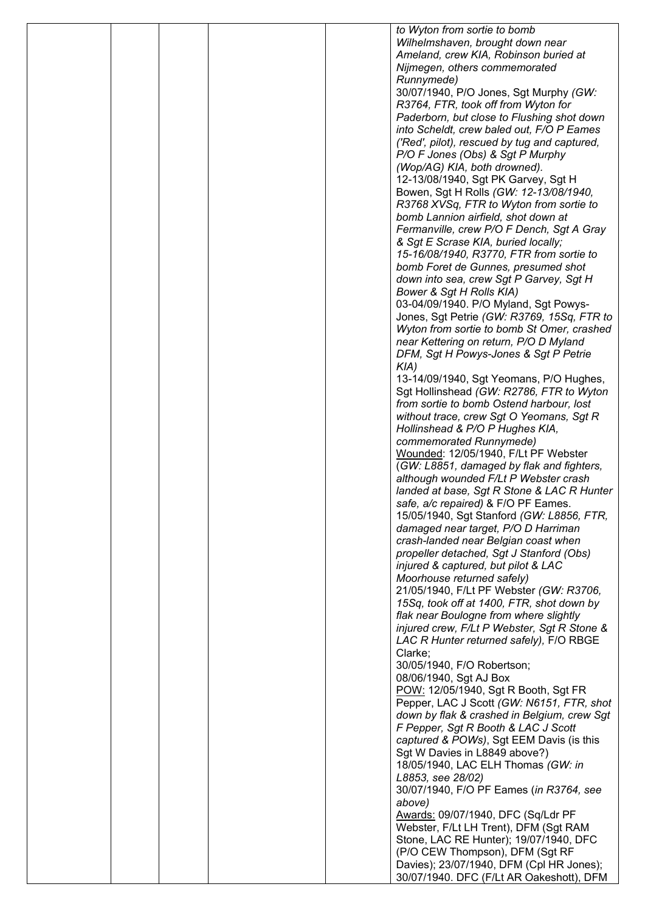| | | | | | |
|---|---|---|---|---|---|
| | | | | | *to Wyton from sortie to bomb Wilhelmshaven, brought down near Ameland, crew KIA, Robinson buried at Nijmegen, others commemorated Runnymede)*<br>30/07/1940, P/O Jones, Sgt Murphy *(GW: R3764, FTR, took off from Wyton for Paderborn, but close to Flushing shot down into Scheldt, crew baled out, F/O P Eames ('Red', pilot), rescued by tug and captured, P/O F Jones (Obs) & Sgt P Murphy (Wop/AG) KIA, both drowned).*<br>12-13/08/1940, Sgt PK Garvey, Sgt H Bowen, Sgt H Rolls *(GW: 12-13/08/1940, R3768 XVSq, FTR to Wyton from sortie to bomb Lannion airfield, shot down at Fermanville, crew P/O F Dench, Sgt A Gray & Sgt E Scrase KIA, buried locally; 15-16/08/1940, R3770, FTR from sortie to bomb Foret de Gunnes, presumed shot down into sea, crew Sgt P Garvey, Sgt H Bower & Sgt H Rolls KIA)*<br>03-04/09/1940. P/O Myland, Sgt Powys-Jones, Sgt Petrie *(GW: R3769, 15Sq, FTR to Wyton from sortie to bomb St Omer, crashed near Kettering on return, P/O D Myland DFM, Sgt H Powys-Jones & Sgt P Petrie KIA)*<br>13-14/09/1940, Sgt Yeomans, P/O Hughes, Sgt Hollinshead *(GW: R2786, FTR to Wyton from sortie to bomb Ostend harbour, lost without trace, crew Sgt O Yeomans, Sgt R Hollinshead & P/O P Hughes KIA, commemorated Runnymede)*<br><u>Wounded</u>: 12/05/1940, F/Lt PF Webster (*GW: L8851, damaged by flak and fighters, although wounded F/Lt P Webster crash landed at base, Sgt R Stone & LAC R Hunter safe, a/c repaired)* & F/O PF Eames.<br>15/05/1940, Sgt Stanford *(GW: L8856, FTR, damaged near target, P/O D Harriman crash-landed near Belgian coast when propeller detached, Sgt J Stanford (Obs) injured & captured, but pilot & LAC Moorhouse returned safely)*<br>21/05/1940, F/Lt PF Webster *(GW: R3706, 15Sq, took off at 1400, FTR, shot down by flak near Boulogne from where slightly injured crew, F/Lt P Webster, Sgt R Stone & LAC R Hunter returned safely)*, F/O RBGE Clarke;<br>30/05/1940, F/O Robertson;<br>08/06/1940, Sgt AJ Box<br><u>POW:</u> 12/05/1940, Sgt R Booth, Sgt FR Pepper, LAC J Scott *(GW: N6151, FTR, shot down by flak & crashed in Belgium, crew Sgt F Pepper, Sgt R Booth & LAC J Scott captured & POWs)*, Sgt EEM Davis (is this Sgt W Davies in L8849 above?)<br>18/05/1940, LAC ELH Thomas *(GW: in L8853, see 28/02)*<br>30/07/1940, F/O PF Eames (*in R3764, see above)*<br><u>Awards:</u> 09/07/1940, DFC (Sq/Ldr PF Webster, F/Lt LH Trent), DFM (Sgt RAM Stone, LAC RE Hunter); 19/07/1940, DFC (P/O CEW Thompson), DFM (Sgt RF Davies); 23/07/1940, DFM (Cpl HR Jones); 30/07/1940. DFC (F/Lt AR Oakeshott), DFM |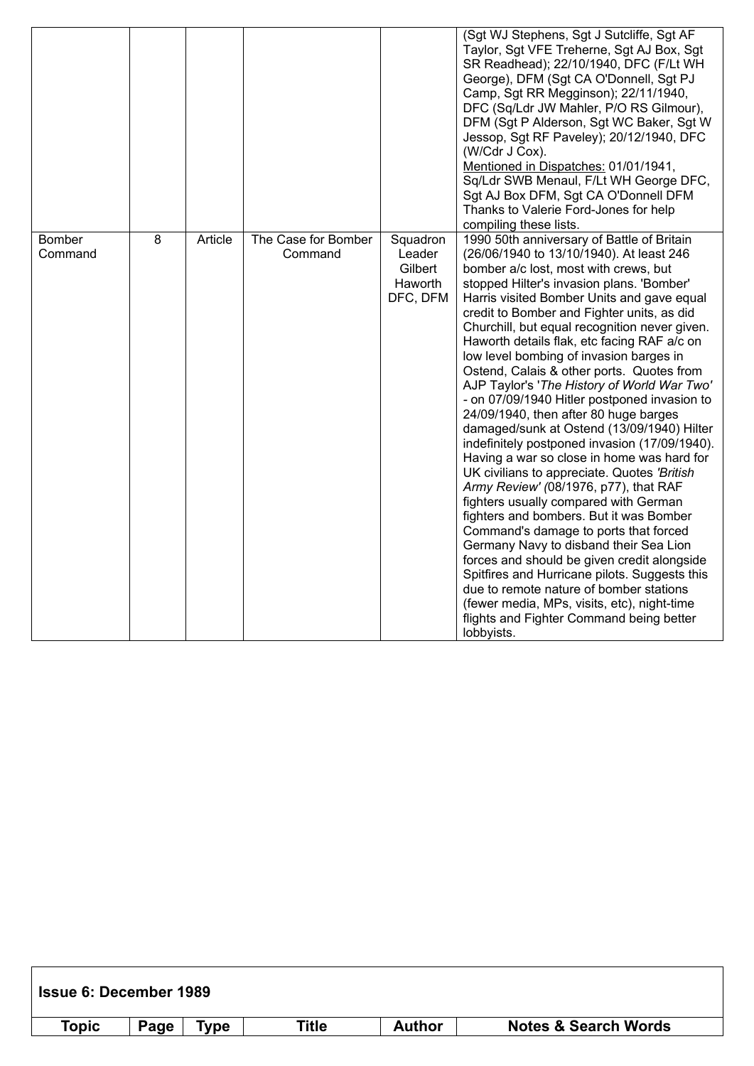| Topic | Page | Type | Title | Author | Notes & Search Words |
|---|---|---|---|---|---|
| | | | | | (Sgt WJ Stephens, Sgt J Sutcliffe, Sgt AF Taylor, Sgt VFE Treherne, Sgt AJ Box, Sgt SR Readhead); 22/10/1940, DFC (F/Lt WH George), DFM (Sgt CA O'Donnell, Sgt PJ Camp, Sgt RR Megginson); 22/11/1940, DFC (Sq/Ldr JW Mahler, P/O RS Gilmour), DFM (Sgt P Alderson, Sgt WC Baker, Sgt W Jessop, Sgt RF Paveley); 20/12/1940, DFC (W/Cdr J Cox). Mentioned in Dispatches: 01/01/1941, Sq/Ldr SWB Menaul, F/Lt WH George DFC, Sgt AJ Box DFM, Sgt CA O'Donnell DFM Thanks to Valerie Ford-Jones for help compiling these lists. |
| Bomber Command | 8 | Article | The Case for Bomber Command | Squadron Leader Gilbert Haworth DFC, DFM | 1990 50th anniversary of Battle of Britain (26/06/1940 to 13/10/1940). At least 246 bomber a/c lost, most with crews, but stopped Hilter's invasion plans. 'Bomber' Harris visited Bomber Units and gave equal credit to Bomber and Fighter units, as did Churchill, but equal recognition never given. Haworth details flak, etc facing RAF a/c on low level bombing of invasion barges in Ostend, Calais & other ports. Quotes from AJP Taylor's '*The History of World War Two'* - on 07/09/1940 Hitler postponed invasion to 24/09/1940, then after 80 huge barges damaged/sunk at Ostend (13/09/1940) Hilter indefinitely postponed invasion (17/09/1940). Having a war so close in home was hard for UK civilians to appreciate. Quotes *'British Army Review'* (08/1976, p77), that RAF fighters usually compared with German fighters and bombers. But it was Bomber Command's damage to ports that forced Germany Navy to disband their Sea Lion forces and should be given credit alongside Spitfires and Hurricane pilots. Suggests this due to remote nature of bomber stations (fewer media, MPs, visits, etc), night-time flights and Fighter Command being better lobbyists. |

**Issue 6: December 1989**

| Topic | Page | Type | Title | Author | Notes & Search Words |
|---|---|---|---|---|---|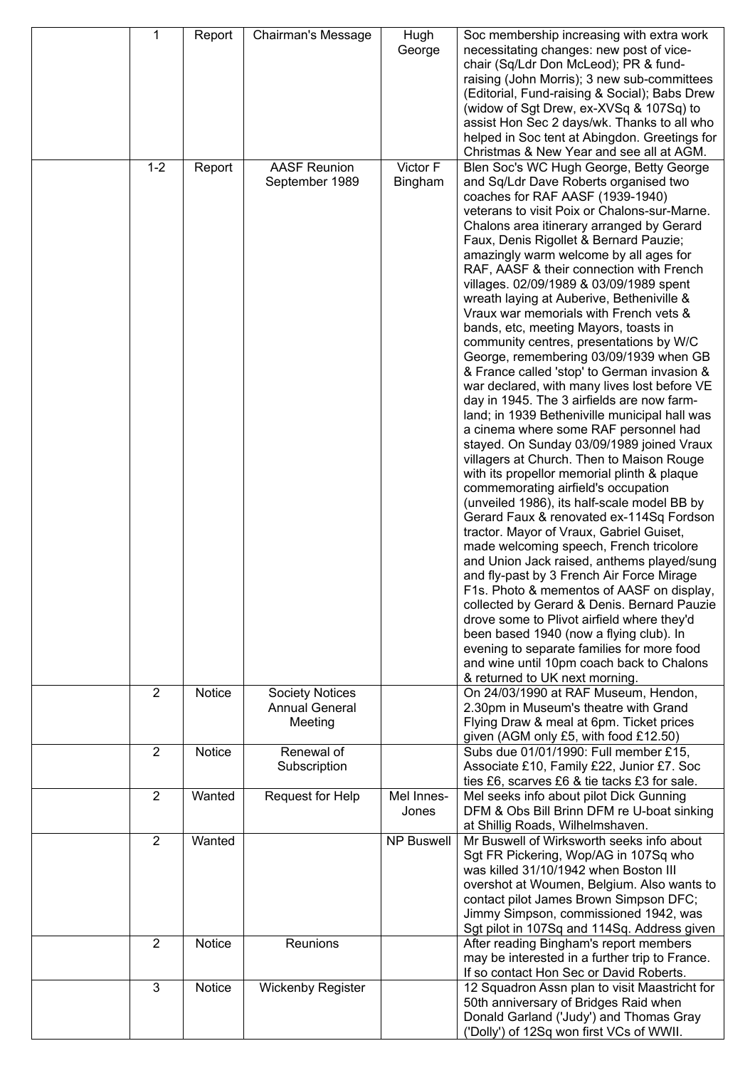| | | | | | |
|---|---|---|---|---|---|
| | 1 | Report | Chairman's Message | Hugh George | Soc membership increasing with extra work necessitating changes: new post of vice-chair (Sq/Ldr Don McLeod); PR & fund-raising (John Morris); 3 new sub-committees (Editorial, Fund-raising & Social); Babs Drew (widow of Sgt Drew, ex-XVSq & 107Sq) to assist Hon Sec 2 days/wk. Thanks to all who helped in Soc tent at Abingdon. Greetings for Christmas & New Year and see all at AGM. |
| | 1-2 | Report | AASF Reunion September 1989 | Victor F Bingham | Blen Soc's WC Hugh George, Betty George and Sq/Ldr Dave Roberts organised two coaches for RAF AASF (1939-1940) veterans to visit Poix or Chalons-sur-Marne. Chalons area itinerary arranged by Gerard Faux, Denis Rigollet & Bernard Pauzie; amazingly warm welcome by all ages for RAF, AASF & their connection with French villages. 02/09/1989 & 03/09/1989 spent wreath laying at Auberive, Betheniville & Vraux war memorials with French vets & bands, etc, meeting Mayors, toasts in community centres, presentations by W/C George, remembering 03/09/1939 when GB & France called 'stop' to German invasion & war declared, with many lives lost before VE day in 1945. The 3 airfields are now farm-land; in 1939 Betheniville municipal hall was a cinema where some RAF personnel had stayed. On Sunday 03/09/1989 joined Vraux villagers at Church. Then to Maison Rouge with its propellor memorial plinth & plaque commemorating airfield's occupation (unveiled 1986), its half-scale model BB by Gerard Faux & renovated ex-114Sq Fordson tractor. Mayor of Vraux, Gabriel Guiset, made welcoming speech, French tricolore and Union Jack raised, anthems played/sung and fly-past by 3 French Air Force Mirage F1s. Photo & mementos of AASF on display, collected by Gerard & Denis. Bernard Pauzie drove some to Plivot airfield where they'd been based 1940 (now a flying club). In evening to separate families for more food and wine until 10pm coach back to Chalons & returned to UK next morning. |
| | 2 | Notice | Society Notices Annual General Meeting | | On 24/03/1990 at RAF Museum, Hendon, 2.30pm in Museum's theatre with Grand Flying Draw & meal at 6pm. Ticket prices given (AGM only £5, with food £12.50) |
| | 2 | Notice | Renewal of Subscription | | Subs due 01/01/1990: Full member £15, Associate £10, Family £22, Junior £7. Soc ties £6, scarves £6 & tie tacks £3 for sale. |
| | 2 | Wanted | Request for Help | Mel Innes-Jones | Mel seeks info about pilot Dick Gunning DFM & Obs Bill Brinn DFM re U-boat sinking at Shillig Roads, Wilhelmshaven. |
| | 2 | Wanted | | NP Buswell | Mr Buswell of Wirksworth seeks info about Sgt FR Pickering, Wop/AG in 107Sq who was killed 31/10/1942 when Boston III overshot at Woumen, Belgium. Also wants to contact pilot James Brown Simpson DFC; Jimmy Simpson, commissioned 1942, was Sgt pilot in 107Sq and 114Sq. Address given |
| | 2 | Notice | Reunions | | After reading Bingham's report members may be interested in a further trip to France. If so contact Hon Sec or David Roberts. |
| | 3 | Notice | Wickenby Register | | 12 Squadron Assn plan to visit Maastricht for 50th anniversary of Bridges Raid when Donald Garland ('Judy') and Thomas Gray ('Dolly') of 12Sq won first VCs of WWII. |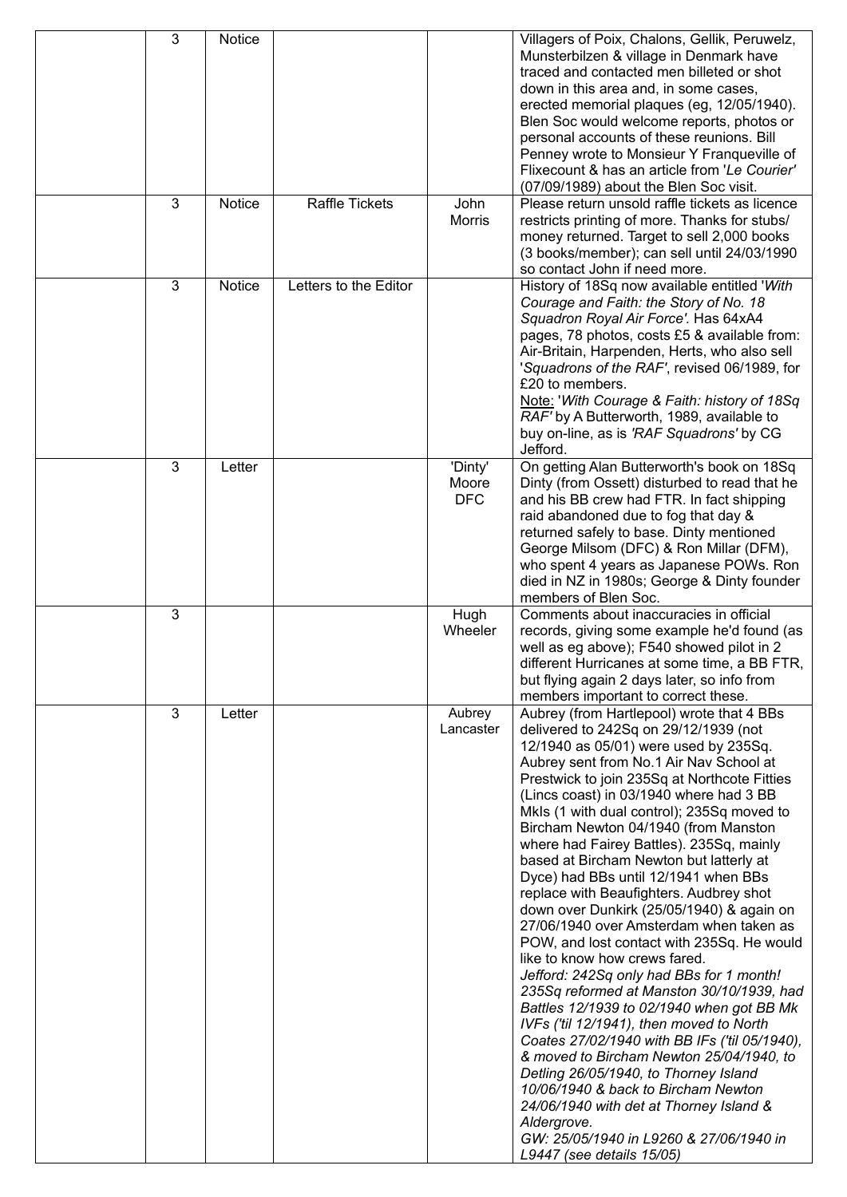| | | | | | |
|---|---|---|---|---|---|
| | 3 | Notice | | | Villagers of Poix, Chalons, Gellik, Peruwelz, Munsterbilzen & village in Denmark have traced and contacted men billeted or shot down in this area and, in some cases, erected memorial plaques (eg, 12/05/1940). Blen Soc would welcome reports, photos or personal accounts of these reunions. Bill Penney wrote to Monsieur Y Franqueville of Flixecount & has an article from '*Le Courier*' (07/09/1989) about the Blen Soc visit. |
| | 3 | Notice | Raffle Tickets | John Morris | Please return unsold raffle tickets as licence restricts printing of more. Thanks for stubs/ money returned. Target to sell 2,000 books (3 books/member); can sell until 24/03/1990 so contact John if need more. |
| | 3 | Notice | Letters to the Editor | | History of 18Sq now available entitled '*With Courage and Faith: the Story of No. 18 Squadron Royal Air Force'*. Has 64xA4 pages, 78 photos, costs £5 & available from: Air-Britain, Harpenden, Herts, who also sell '*Squadrons of the RAF'*, revised 06/1989, for £20 to members.<br>Note: '*With Courage & Faith: history of 18Sq RAF'* by A Butterworth, 1989, available to buy on-line, as is *'RAF Squadrons'* by CG Jefford. |
| | 3 | Letter | | 'Dinty' Moore DFC | On getting Alan Butterworth's book on 18Sq Dinty (from Ossett) disturbed to read that he and his BB crew had FTR. In fact shipping raid abandoned due to fog that day & returned safely to base. Dinty mentioned George Milsom (DFC) & Ron Millar (DFM), who spent 4 years as Japanese POWs. Ron died in NZ in 1980s; George & Dinty founder members of Blen Soc. |
| | 3 | | | Hugh Wheeler | Comments about inaccuracies in official records, giving some example he'd found (as well as eg above); F540 showed pilot in 2 different Hurricanes at some time, a BB FTR, but flying again 2 days later, so info from members important to correct these. |
| | 3 | Letter | | Aubrey Lancaster | Aubrey (from Hartlepool) wrote that 4 BBs delivered to 242Sq on 29/12/1939 (not 12/1940 as 05/01) were used by 235Sq. Aubrey sent from No.1 Air Nav School at Prestwick to join 235Sq at Northcote Fitties (Lincs coast) in 03/1940 where had 3 BB MkIs (1 with dual control); 235Sq moved to Bircham Newton 04/1940 (from Manston where had Fairey Battles). 235Sq, mainly based at Bircham Newton but latterly at Dyce) had BBs until 12/1941 when BBs replace with Beaufighters. Audbrey shot down over Dunkirk (25/05/1940) & again on 27/06/1940 over Amsterdam when taken as POW, and lost contact with 235Sq. He would like to know how crews fared.<br>*Jefford: 242Sq only had BBs for 1 month! 235Sq reformed at Manston 30/10/1939, had Battles 12/1939 to 02/1940 when got BB Mk IVFs ('til 12/1941), then moved to North Coates 27/02/1940 with BB IFs ('til 05/1940), & moved to Bircham Newton 25/04/1940, to Detling 26/05/1940, to Thorney Island 10/06/1940 & back to Bircham Newton 24/06/1940 with det at Thorney Island & Aldergrove.*<br>*GW: 25/05/1940 in L9260 & 27/06/1940 in L9447 (see details 15/05)* |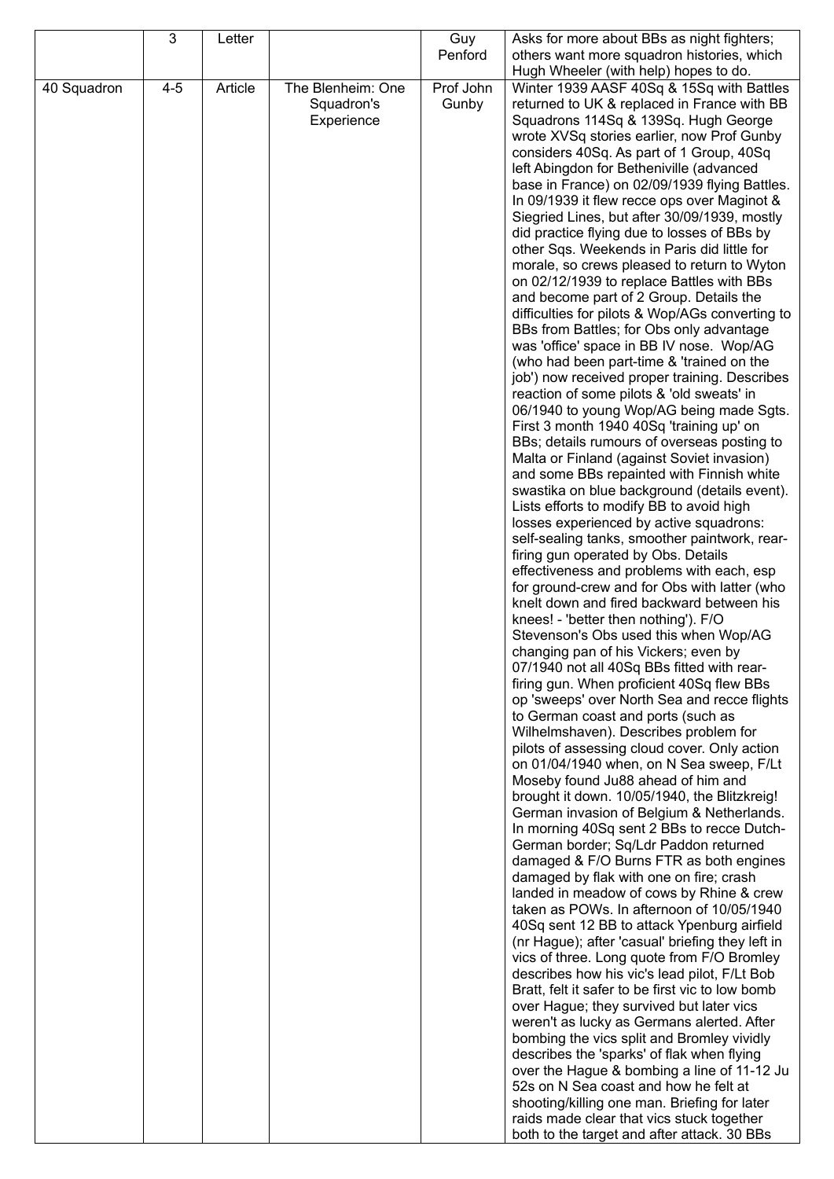|  | 3 | Letter |  | Guy Penford | Asks for more about BBs as night fighters; others want more squadron histories, which Hugh Wheeler (with help) hopes to do. |
|---|---|---|---|---|---|
| 40 Squadron | 4-5 | Article | The Blenheim: One Squadron's Experience | Prof John Gunby | Winter 1939 AASF 40Sq & 15Sq with Battles returned to UK & replaced in France with BB Squadrons 114Sq & 139Sq. Hugh George wrote XVSq stories earlier, now Prof Gunby considers 40Sq. As part of 1 Group, 40Sq left Abingdon for Betheniville (advanced base in France) on 02/09/1939 flying Battles. In 09/1939 it flew recce ops over Maginot & Siegried Lines, but after 30/09/1939, mostly did practice flying due to losses of BBs by other Sqs. Weekends in Paris did little for morale, so crews pleased to return to Wyton on 02/12/1939 to replace Battles with BBs and become part of 2 Group. Details the difficulties for pilots & Wop/AGs converting to BBs from Battles; for Obs only advantage was 'office' space in BB IV nose. Wop/AG (who had been part-time & 'trained on the job') now received proper training. Describes reaction of some pilots & 'old sweats' in 06/1940 to young Wop/AG being made Sgts. First 3 month 1940 40Sq 'training up' on BBs; details rumours of overseas posting to Malta or Finland (against Soviet invasion) and some BBs repainted with Finnish white swastika on blue background (details event). Lists efforts to modify BB to avoid high losses experienced by active squadrons: self-sealing tanks, smoother paintwork, rear-firing gun operated by Obs. Details effectiveness and problems with each, esp for ground-crew and for Obs with latter (who knelt down and fired backward between his knees! - 'better then nothing'). F/O Stevenson's Obs used this when Wop/AG changing pan of his Vickers; even by 07/1940 not all 40Sq BBs fitted with rear-firing gun. When proficient 40Sq flew BBs op 'sweeps' over North Sea and recce flights to German coast and ports (such as Wilhelmshaven). Describes problem for pilots of assessing cloud cover. Only action on 01/04/1940 when, on N Sea sweep, F/Lt Moseby found Ju88 ahead of him and brought it down. 10/05/1940, the Blitzkreig! German invasion of Belgium & Netherlands. In morning 40Sq sent 2 BBs to recce Dutch-German border; Sq/Ldr Paddon returned damaged & F/O Burns FTR as both engines damaged by flak with one on fire; crash landed in meadow of cows by Rhine & crew taken as POWs. In afternoon of 10/05/1940 40Sq sent 12 BB to attack Ypenburg airfield (nr Hague); after 'casual' briefing they left in vics of three. Long quote from F/O Bromley describes how his vic's lead pilot, F/Lt Bob Bratt, felt it safer to be first vic to low bomb over Hague; they survived but later vics weren't as lucky as Germans alerted. After bombing the vics split and Bromley vividly describes the 'sparks' of flak when flying over the Hague & bombing a line of 11-12 Ju 52s on N Sea coast and how he felt at shooting/killing one man. Briefing for later raids made clear that vics stuck together both to the target and after attack. 30 BBs |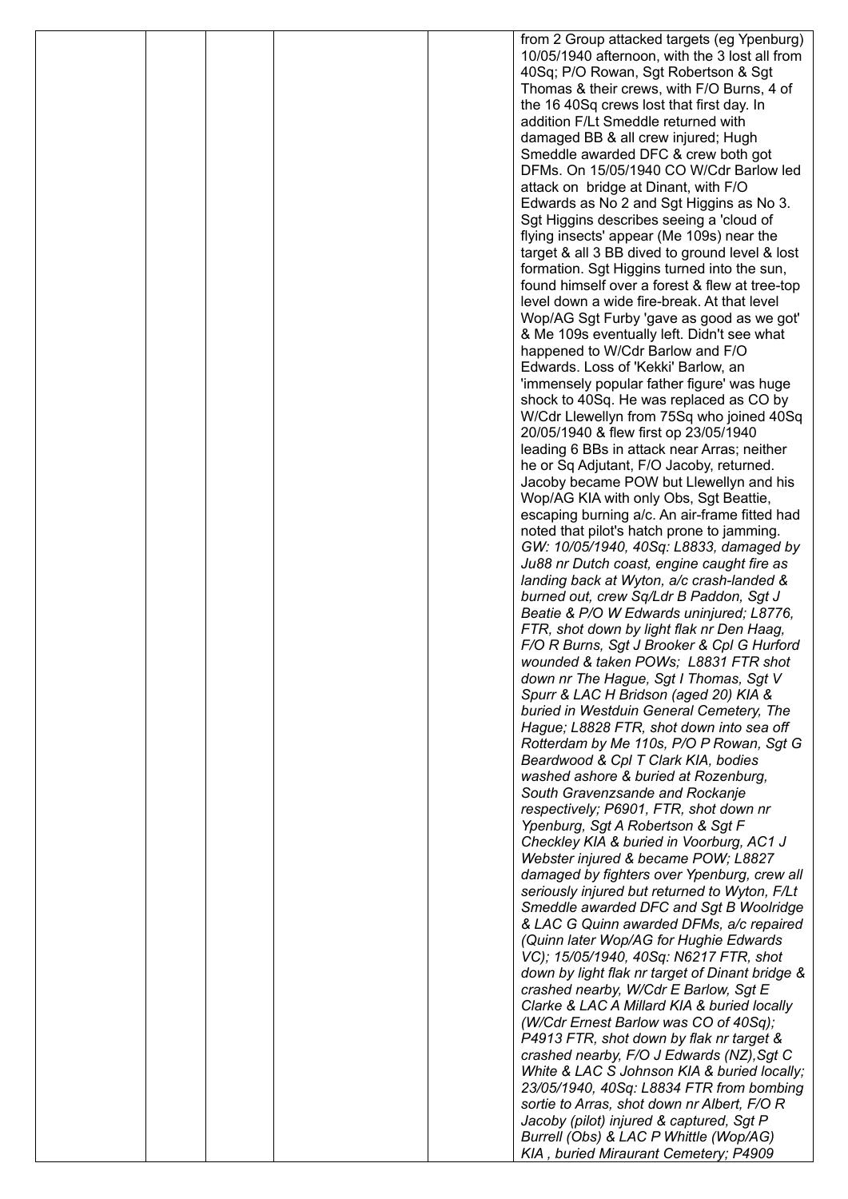| | | | | | |
|---|---|---|---|---|---|
| | | | | | from 2 Group attacked targets (eg Ypenburg) 10/05/1940 afternoon, with the 3 lost all from 40Sq; P/O Rowan, Sgt Robertson & Sgt Thomas & their crews, with F/O Burns, 4 of the 16 40Sq crews lost that first day. In addition F/Lt Smeddle returned with damaged BB & all crew injured; Hugh Smeddle awarded DFC & crew both got DFMs. On 15/05/1940 CO W/Cdr Barlow led attack on bridge at Dinant, with F/O Edwards as No 2 and Sgt Higgins as No 3. Sgt Higgins describes seeing a 'cloud of flying insects' appear (Me 109s) near the target & all 3 BB dived to ground level & lost formation. Sgt Higgins turned into the sun, found himself over a forest & flew at tree-top level down a wide fire-break. At that level Wop/AG Sgt Furby 'gave as good as we got' & Me 109s eventually left. Didn't see what happened to W/Cdr Barlow and F/O Edwards. Loss of 'Kekki' Barlow, an 'immensely popular father figure' was huge shock to 40Sq. He was replaced as CO by W/Cdr Llewellyn from 75Sq who joined 40Sq 20/05/1940 & flew first op 23/05/1940 leading 6 BBs in attack near Arras; neither he or Sq Adjutant, F/O Jacoby, returned. Jacoby became POW but Llewellyn and his Wop/AG KIA with only Obs, Sgt Beattie, escaping burning a/c. An air-frame fitted had noted that pilot's hatch prone to jamming. *GW: 10/05/1940, 40Sq: L8833, damaged by Ju88 nr Dutch coast, engine caught fire as landing back at Wyton, a/c crash-landed & burned out, crew Sq/Ldr B Paddon, Sgt J Beatie & P/O W Edwards uninjured; L8776, FTR, shot down by light flak nr Den Haag, F/O R Burns, Sgt J Brooker & Cpl G Hurford wounded & taken POWs; L8831 FTR shot down nr The Hague, Sgt I Thomas, Sgt V Spurr & LAC H Bridson (aged 20) KIA & buried in Westduin General Cemetery, The Hague; L8828 FTR, shot down into sea off Rotterdam by Me 110s, P/O P Rowan, Sgt G Beardwood & Cpl T Clark KIA, bodies washed ashore & buried at Rozenburg, South Gravenzsande and Rockanje respectively; P6901, FTR, shot down nr Ypenburg, Sgt A Robertson & Sgt F Checkley KIA & buried in Voorburg, AC1 J Webster injured & became POW; L8827 damaged by fighters over Ypenburg, crew all seriously injured but returned to Wyton, F/Lt Smeddle awarded DFC and Sgt B Woolridge & LAC G Quinn awarded DFMs, a/c repaired (Quinn later Wop/AG for Hughie Edwards VC); 15/05/1940, 40Sq: N6217 FTR, shot down by light flak nr target of Dinant bridge & crashed nearby, W/Cdr E Barlow, Sgt E Clarke & LAC A Millard KIA & buried locally (W/Cdr Ernest Barlow was CO of 40Sq); P4913 FTR, shot down by flak nr target & crashed nearby, F/O J Edwards (NZ),Sgt C White & LAC S Johnson KIA & buried locally; 23/05/1940, 40Sq: L8834 FTR from bombing sortie to Arras, shot down nr Albert, F/O R Jacoby (pilot) injured & captured, Sgt P Burrell (Obs) & LAC P Whittle (Wop/AG) KIA , buried Miraurant Cemetery; P4909* |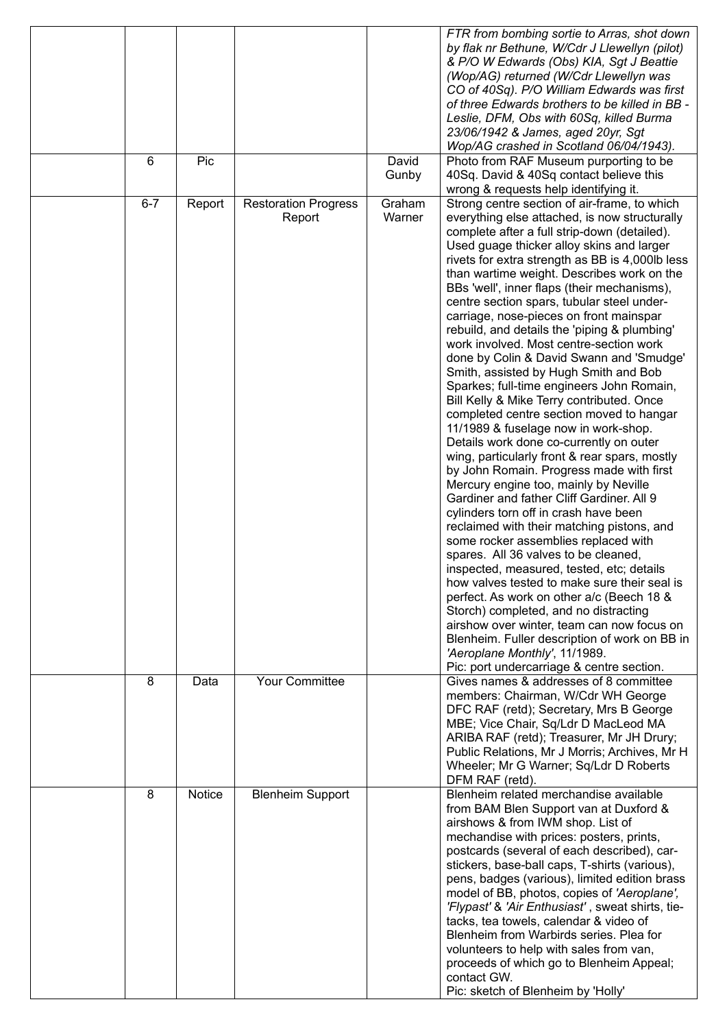| | | | | |
|---|---|---|---|---|
| | | | | *FTR from bombing sortie to Arras, shot down by flak nr Bethune, W/Cdr J Llewellyn (pilot) & P/O W Edwards (Obs) KIA, Sgt J Beattie (Wop/AG) returned (W/Cdr Llewellyn was CO of 40Sq). P/O William Edwards was first of three Edwards brothers to be killed in BB - Leslie, DFM, Obs with 60Sq, killed Burma 23/06/1942 & James, aged 20yr, Sgt Wop/AG crashed in Scotland 06/04/1943).* |
| | 6 | Pic | | David Gunby | Photo from RAF Museum purporting to be 40Sq. David & 40Sq contact believe this wrong & requests help identifying it. |
| | 6-7 | Report | Restoration Progress Report | Graham Warner | Strong centre section of air-frame, to which everything else attached, is now structurally complete after a full strip-down (detailed). Used guage thicker alloy skins and larger rivets for extra strength as BB is 4,000lb less than wartime weight. Describes work on the BBs 'well', inner flaps (their mechanisms), centre section spars, tubular steel under-carriage, nose-pieces on front mainspar rebuild, and details the 'piping & plumbing' work involved. Most centre-section work done by Colin & David Swann and 'Smudge' Smith, assisted by Hugh Smith and Bob Sparkes; full-time engineers John Romain, Bill Kelly & Mike Terry contributed. Once completed centre section moved to hangar 11/1989 & fuselage now in work-shop. Details work done co-currently on outer wing, particularly front & rear spars, mostly by John Romain. Progress made with first Mercury engine too, mainly by Neville Gardiner and father Cliff Gardiner. All 9 cylinders torn off in crash have been reclaimed with their matching pistons, and some rocker assemblies replaced with spares. All 36 valves to be cleaned, inspected, measured, tested, etc; details how valves tested to make sure their seal is perfect. As work on other a/c (Beech 18 & Storch) completed, and no distracting airshow over winter, team can now focus on Blenheim. Fuller description of work on BB in *'Aeroplane Monthly'*, 11/1989.<br>Pic: port undercarriage & centre section. |
| | 8 | Data | Your Committee | | Gives names & addresses of 8 committee members: Chairman, W/Cdr WH George DFC RAF (retd); Secretary, Mrs B George MBE; Vice Chair, Sq/Ldr D MacLeod MA ARIBA RAF (retd); Treasurer, Mr JH Drury; Public Relations, Mr J Morris; Archives, Mr H Wheeler; Mr G Warner; Sq/Ldr D Roberts DFM RAF (retd). |
| | 8 | Notice | Blenheim Support | | Blenheim related merchandise available from BAM Blen Support van at Duxford & airshows & from IWM shop. List of mechandise with prices: posters, prints, postcards (several of each described), car-stickers, base-ball caps, T-shirts (various), pens, badges (various), limited edition brass model of BB, photos, copies of *'Aeroplane', 'Flypast'* & *'Air Enthusiast'* , sweat shirts, tie-tacks, tea towels, calendar & video of Blenheim from Warbirds series. Plea for volunteers to help with sales from van, proceeds of which go to Blenheim Appeal; contact GW.<br>Pic: sketch of Blenheim by 'Holly' |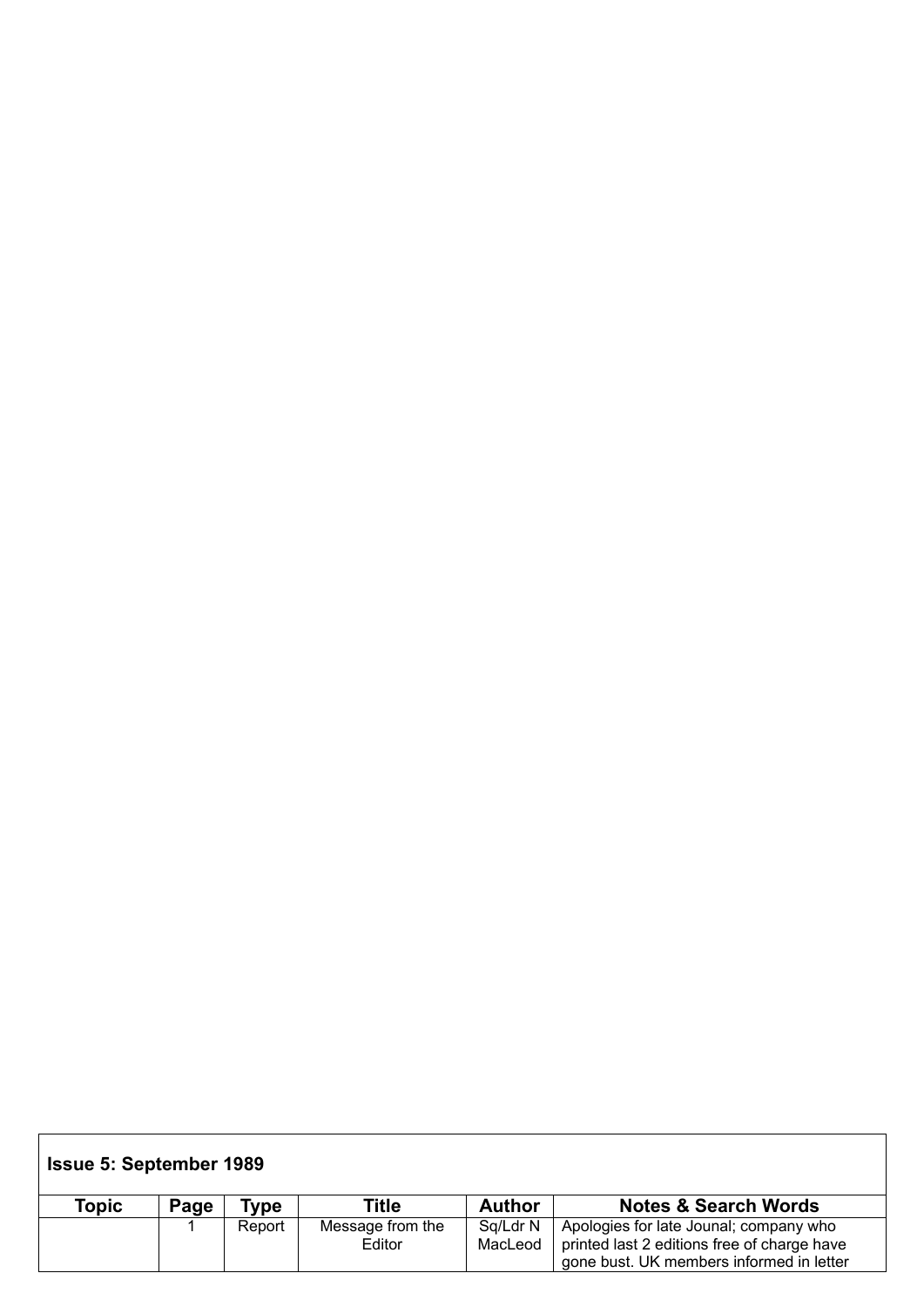| Issue 5: September 1989 | | | | | |
|---|---|---|---|---|---|
| **Topic** | **Page** | **Type** | **Title** | **Author** | **Notes & Search Words** |
| | 1 | Report | Message from the Editor | Sq/Ldr N MacLeod | Apologies for late Jounal; company who printed last 2 editions free of charge have gone bust. UK members informed in letter |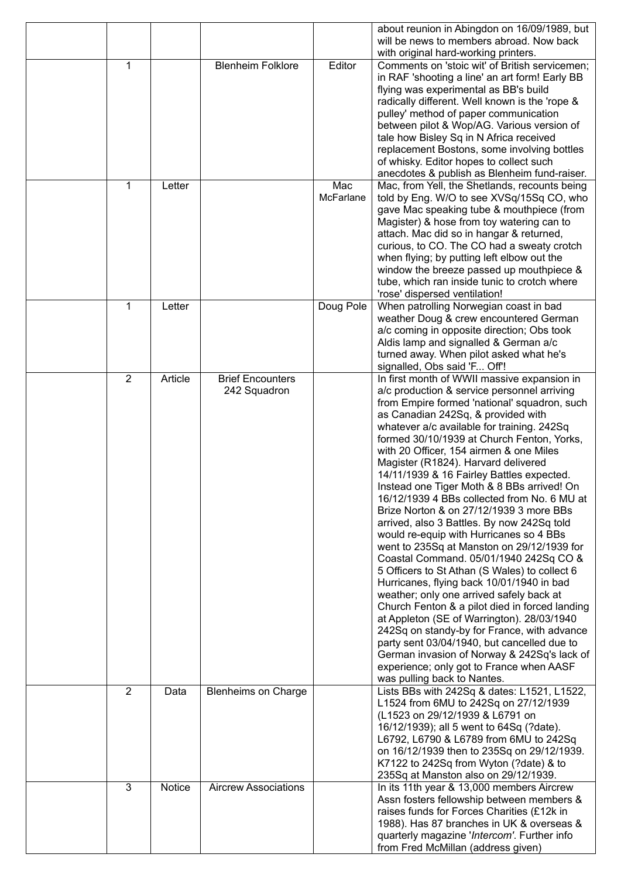| | | | | | |
|---|---|---|---|---|---|
| | | | | | about reunion in Abingdon on 16/09/1989, but will be news to members abroad. Now back with original hard-working printers. |
| | 1 | | Blenheim Folklore | Editor | Comments on 'stoic wit' of British servicemen; in RAF 'shooting a line' an art form! Early BB flying was experimental as BB's build radically different. Well known is the 'rope & pulley' method of paper communication between pilot & Wop/AG. Various version of tale how Bisley Sq in N Africa received replacement Bostons, some involving bottles of whisky. Editor hopes to collect such anecdotes & publish as Blenheim fund-raiser. |
| | 1 | Letter | | Mac McFarlane | Mac, from Yell, the Shetlands, recounts being told by Eng. W/O to see XVSq/15Sq CO, who gave Mac speaking tube & mouthpiece (from Magister) & hose from toy watering can to attach. Mac did so in hangar & returned, curious, to CO. The CO had a sweaty crotch when flying; by putting left elbow out the window the breeze passed up mouthpiece & tube, which ran inside tunic to crotch where 'rose' dispersed ventilation! |
| | 1 | Letter | | Doug Pole | When patrolling Norwegian coast in bad weather Doug & crew encountered German a/c coming in opposite direction; Obs took Aldis lamp and signalled & German a/c turned away. When pilot asked what he's signalled, Obs said 'F... Off'! |
| | 2 | Article | Brief Encounters 242 Squadron | | In first month of WWII massive expansion in a/c production & service personnel arriving from Empire formed 'national' squadron, such as Canadian 242Sq, & provided with whatever a/c available for training. 242Sq formed 30/10/1939 at Church Fenton, Yorks, with 20 Officer, 154 airmen & one Miles Magister (R1824). Harvard delivered 14/11/1939 & 16 Fairley Battles expected. Instead one Tiger Moth & 8 BBs arrived! On 16/12/1939 4 BBs collected from No. 6 MU at Brize Norton & on 27/12/1939 3 more BBs arrived, also 3 Battles. By now 242Sq told would re-equip with Hurricanes so 4 BBs went to 235Sq at Manston on 29/12/1939 for Coastal Command. 05/01/1940 242Sq CO & 5 Officers to St Athan (S Wales) to collect 6 Hurricanes, flying back 10/01/1940 in bad weather; only one arrived safely back at Church Fenton & a pilot died in forced landing at Appleton (SE of Warrington). 28/03/1940 242Sq on standy-by for France, with advance party sent 03/04/1940, but cancelled due to German invasion of Norway & 242Sq's lack of experience; only got to France when AASF was pulling back to Nantes. |
| | 2 | Data | Blenheims on Charge | | Lists BBs with 242Sq & dates: L1521, L1522, L1524 from 6MU to 242Sq on 27/12/1939 (L1523 on 29/12/1939 & L6791 on 16/12/1939); all 5 went to 64Sq (?date). L6792, L6790 & L6789 from 6MU to 242Sq on 16/12/1939 then to 235Sq on 29/12/1939. K7122 to 242Sq from Wyton (?date) & to 235Sq at Manston also on 29/12/1939. |
| | 3 | Notice | Aircrew Associations | | In its 11th year & 13,000 members Aircrew Assn fosters fellowship between members & raises funds for Forces Charities (£12k in 1988). Has 87 branches in UK & overseas & quarterly magazine '*Intercom*'. Further info from Fred McMillan (address given) |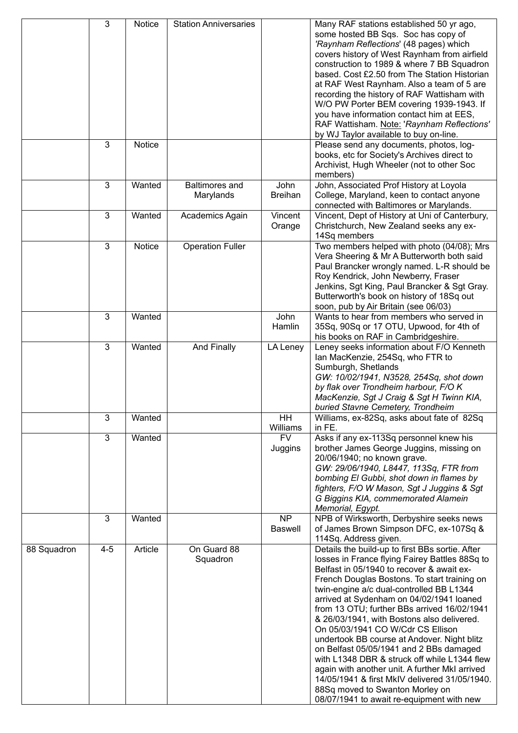|  | 3 | Notice | Station Anniversaries |  | Many RAF stations established 50 yr ago, some hosted BB Sqs. Soc has copy of *'Raynham Reflections*' (48 pages) which covers history of West Raynham from airfield construction to 1989 & where 7 BB Squadron based. Cost £2.50 from The Station Historian at RAF West Raynham. Also a team of 5 are recording the history of RAF Wattisham with W/O PW Porter BEM covering 1939-1943. If you have information contact him at EES, RAF Wattisham. Note: '*Raynham Reflections'* by WJ Taylor available to buy on-line. |
|---|---|---|---|---|---|
|  | 3 | Notice |  |  | Please send any documents, photos, log-books, etc for Society's Archives direct to Archivist, Hugh Wheeler (not to other Soc members) |
|  | 3 | Wanted | Baltimores and Marylands | John Breihan | John, Associated Prof History at Loyola College, Maryland, keen to contact anyone connected with Baltimores or Marylands. |
|  | 3 | Wanted | Academics Again | Vincent Orange | Vincent, Dept of History at Uni of Canterbury, Christchurch, New Zealand seeks any ex-14Sq members |
|  | 3 | Notice | Operation Fuller |  | Two members helped with photo (04/08); Mrs Vera Sheering & Mr A Butterworth both said Paul Brancker wrongly named. L-R should be Roy Kendrick, John Newberry, Fraser Jenkins, Sgt King, Paul Brancker & Sgt Gray. Butterworth's book on history of 18Sq out soon, pub by Air Britain (see 06/03) |
|  | 3 | Wanted |  | John Hamlin | Wants to hear from members who served in 35Sq, 90Sq or 17 OTU, Upwood, for 4th of his books on RAF in Cambridgeshire. |
|  | 3 | Wanted | And Finally | LA Leney | Leney seeks information about F/O Kenneth Ian MacKenzie, 254Sq, who FTR to Sumburgh, Shetlands *GW: 10/02/1941, N3528, 254Sq, shot down by flak over Trondheim harbour, F/O K MacKenzie, Sgt J Craig & Sgt H Twinn KIA, buried Stavne Cemetery, Trondheim* |
|  | 3 | Wanted |  | HH Williams | Williams, ex-82Sq, asks about fate of 82Sq in FE. |
|  | 3 | Wanted |  | FV Juggins | Asks if any ex-113Sq personnel knew his brother James George Juggins, missing on 20/06/1940; no known grave. *GW: 29/06/1940, L8447, 113Sq, FTR from bombing El Gubbi, shot down in flames by fighters, F/O W Mason, Sgt J Juggins & Sgt G Biggins KIA, commemorated Alamein Memorial, Egypt.* |
|  | 3 | Wanted |  | NP Baswell | NPB of Wirksworth, Derbyshire seeks news of James Brown Simpson DFC, ex-107Sq & 114Sq. Address given. |
| 88 Squadron | 4-5 | Article | On Guard 88 Squadron |  | Details the build-up to first BBs sortie. After losses in France flying Fairey Battles 88Sq to Belfast in 05/1940 to recover & await ex-French Douglas Bostons. To start training on twin-engine a/c dual-controlled BB L1344 arrived at Sydenham on 04/02/1941 loaned from 13 OTU; further BBs arrived 16/02/1941 & 26/03/1941, with Bostons also delivered. On 05/03/1941 CO W/Cdr CS Ellison undertook BB course at Andover. Night blitz on Belfast 05/05/1941 and 2 BBs damaged with L1348 DBR & struck off while L1344 flew again with another unit. A further MkI arrived 14/05/1941 & first MkIV delivered 31/05/1940. 88Sq moved to Swanton Morley on 08/07/1941 to await re-equipment with new |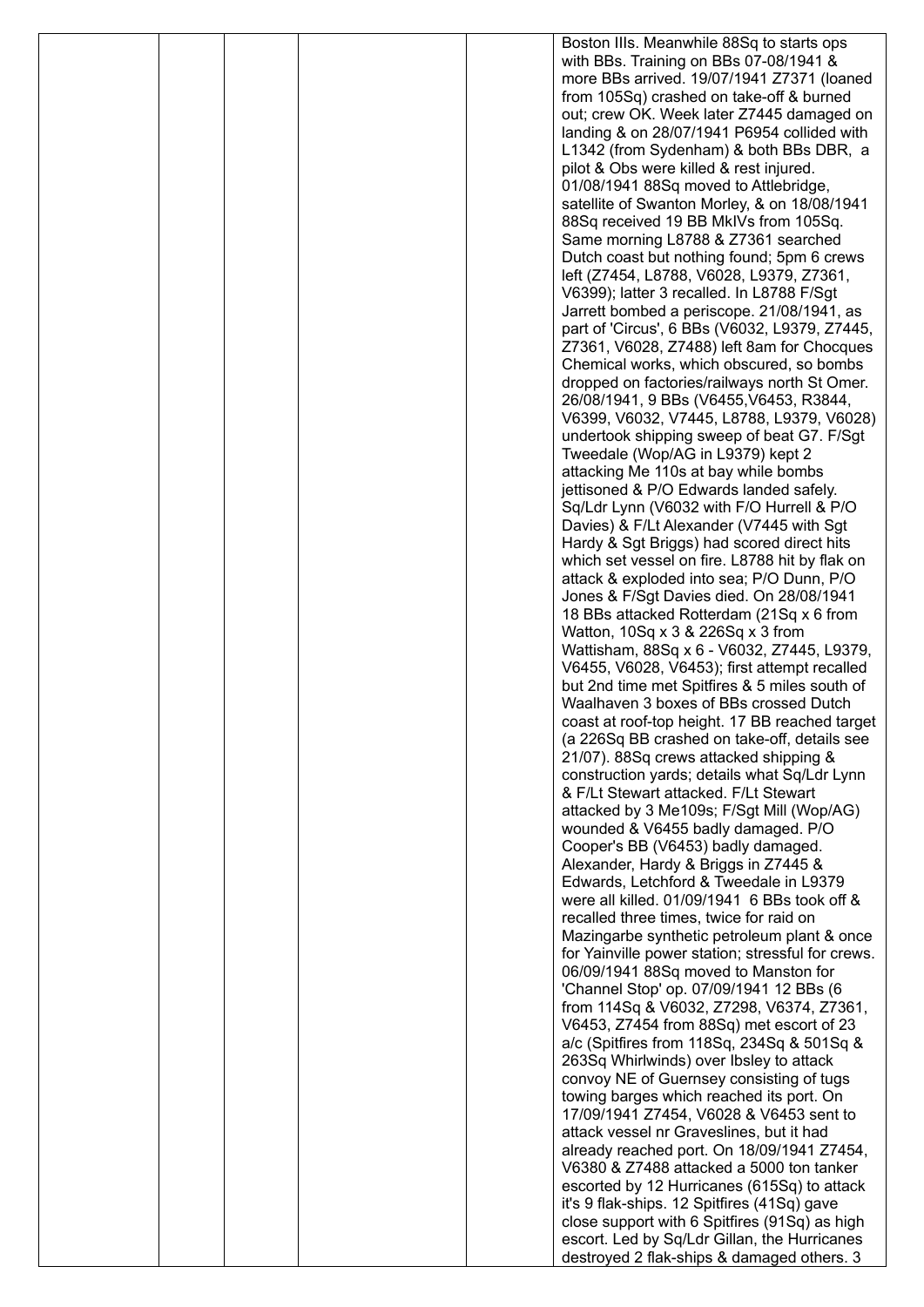|  |  |  |  |  | Boston IIIs. Meanwhile 88Sq to starts ops with BBs. Training on BBs 07-08/1941 & more BBs arrived. 19/07/1941 Z7371 (loaned from 105Sq) crashed on take-off & burned out; crew OK. Week later Z7445 damaged on landing & on 28/07/1941 P6954 collided with L1342 (from Sydenham) & both BBs DBR, a pilot & Obs were killed & rest injured. 01/08/1941 88Sq moved to Attlebridge, satellite of Swanton Morley, & on 18/08/1941 88Sq received 19 BB MkIVs from 105Sq. Same morning L8788 & Z7361 searched Dutch coast but nothing found; 5pm 6 crews left (Z7454, L8788, V6028, L9379, Z7361, V6399); latter 3 recalled. In L8788 F/Sgt Jarrett bombed a periscope. 21/08/1941, as part of 'Circus', 6 BBs (V6032, L9379, Z7445, Z7361, V6028, Z7488) left 8am for Chocques Chemical works, which obscured, so bombs dropped on factories/railways north St Omer. 26/08/1941, 9 BBs (V6455,V6453, R3844, V6399, V6032, V7445, L8788, L9379, V6028) undertook shipping sweep of beat G7. F/Sgt Tweedale (Wop/AG in L9379) kept 2 attacking Me 110s at bay while bombs jettisoned & P/O Edwards landed safely. Sq/Ldr Lynn (V6032 with F/O Hurrell & P/O Davies) & F/Lt Alexander (V7445 with Sgt Hardy & Sgt Briggs) had scored direct hits which set vessel on fire. L8788 hit by flak on attack & exploded into sea; P/O Dunn, P/O Jones & F/Sgt Davies died. On 28/08/1941 18 BBs attacked Rotterdam (21Sq x 6 from Watton, 10Sq x 3 & 226Sq x 3 from Wattisham, 88Sq x 6 - V6032, Z7445, L9379, V6455, V6028, V6453); first attempt recalled but 2nd time met Spitfires & 5 miles south of Waalhaven 3 boxes of BBs crossed Dutch coast at roof-top height. 17 BB reached target (a 226Sq BB crashed on take-off, details see 21/07). 88Sq crews attacked shipping & construction yards; details what Sq/Ldr Lynn & F/Lt Stewart attacked. F/Lt Stewart attacked by 3 Me109s; F/Sgt Mill (Wop/AG) wounded & V6455 badly damaged. P/O Cooper's BB (V6453) badly damaged. Alexander, Hardy & Briggs in Z7445 & Edwards, Letchford & Tweedale in L9379 were all killed. 01/09/1941 6 BBs took off & recalled three times, twice for raid on Mazingarbe synthetic petroleum plant & once for Yainville power station; stressful for crews. 06/09/1941 88Sq moved to Manston for 'Channel Stop' op. 07/09/1941 12 BBs (6 from 114Sq & V6032, Z7298, V6374, Z7361, V6453, Z7454 from 88Sq) met escort of 23 a/c (Spitfires from 118Sq, 234Sq & 501Sq & 263Sq Whirlwinds) over Ibsley to attack convoy NE of Guernsey consisting of tugs towing barges which reached its port. On 17/09/1941 Z7454, V6028 & V6453 sent to attack vessel nr Graveslines, but it had already reached port. On 18/09/1941 Z7454, V6380 & Z7488 attacked a 5000 ton tanker escorted by 12 Hurricanes (615Sq) to attack it's 9 flak-ships. 12 Spitfires (41Sq) gave close support with 6 Spitfires (91Sq) as high escort. Led by Sq/Ldr Gillan, the Hurricanes destroyed 2 flak-ships & damaged others. 3 |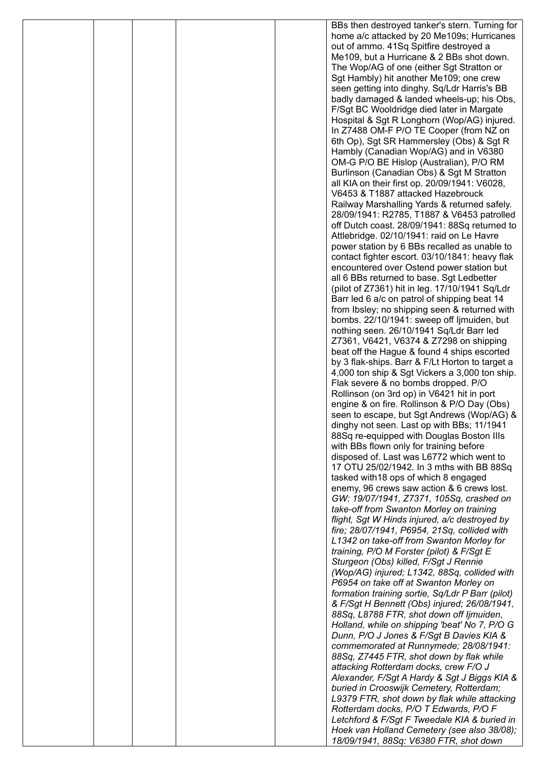| | | | | | |
|---|---|---|---|---|---|
| | | | | | BBs then destroyed tanker's stern. Turning for home a/c attacked by 20 Me109s; Hurricanes out of ammo. 41Sq Spitfire destroyed a Me109, but a Hurricane & 2 BBs shot down. The Wop/AG of one (either Sgt Stratton or Sgt Hambly) hit another Me109; one crew seen getting into dinghy. Sq/Ldr Harris's BB badly damaged & landed wheels-up; his Obs, F/Sgt BC Wooldridge died later in Margate Hospital & Sgt R Longhorn (Wop/AG) injured. In Z7488 OM-F P/O TE Cooper (from NZ on 6th Op), Sgt SR Hammersley (Obs) & Sgt R Hambly (Canadian Wop/AG) and in V6380 OM-G P/O BE Hislop (Australian), P/O RM Burlinson (Canadian Obs) & Sgt M Stratton all KIA on their first op. 20/09/1941: V6028, V6453 & T1887 attacked Hazebrouck Railway Marshalling Yards & returned safely. 28/09/1941: R2785, T1887 & V6453 patrolled off Dutch coast. 28/09/1941: 88Sq returned to Attlebridge. 02/10/1941: raid on Le Havre power station by 6 BBs recalled as unable to contact fighter escort. 03/10/1841: heavy flak encountered over Ostend power station but all 6 BBs returned to base. Sgt Ledbetter (pilot of Z7361) hit in leg. 17/10/1941 Sq/Ldr Barr led 6 a/c on patrol of shipping beat 14 from Ibsley; no shipping seen & returned with bombs. 22/10/1941: sweep off Ijmuiden, but nothing seen. 26/10/1941 Sq/Ldr Barr led Z7361, V6421, V6374 & Z7298 on shipping beat off the Hague & found 4 ships escorted by 3 flak-ships. Barr & F/Lt Horton to target a 4,000 ton ship & Sgt Vickers a 3,000 ton ship. Flak severe & no bombs dropped. P/O Rollinson (on 3rd op) in V6421 hit in port engine & on fire. Rollinson & P/O Day (Obs) seen to escape, but Sgt Andrews (Wop/AG) & dinghy not seen. Last op with BBs; 11/1941 88Sq re-equipped with Douglas Boston IIIs with BBs flown only for training before disposed of. Last was L6772 which went to 17 OTU 25/02/1942. In 3 mths with BB 88Sq tasked with18 ops of which 8 engaged enemy, 96 crews saw action & 6 crews lost. *GW: 19/07/1941, Z7371, 105Sq, crashed on take-off from Swanton Morley on training flight, Sgt W Hinds injured, a/c destroyed by fire; 28/07/1941, P6954, 21Sq, collided with L1342 on take-off from Swanton Morley for training, P/O M Forster (pilot) & F/Sgt E Sturgeon (Obs) killed, F/Sgt J Rennie (Wop/AG) injured; L1342, 88Sq, collided with P6954 on take off at Swanton Morley on formation training sortie, Sq/Ldr P Barr (pilot) & F/Sgt H Bennett (Obs) injured; 26/08/1941, 88Sq, L8788 FTR, shot down off Ijmuiden, Holland, while on shipping 'beat' No 7, P/O G Dunn, P/O J Jones & F/Sgt B Davies KIA & commemorated at Runnymede; 28/08/1941: 88Sq, Z7445 FTR, shot down by flak while attacking Rotterdam docks, crew F/O J Alexander, F/Sgt A Hardy & Sgt J Biggs KIA & buried in Crooswijk Cemetery, Rotterdam; L9379 FTR, shot down by flak while attacking Rotterdam docks, P/O T Edwards, P/O F Letchford & F/Sgt F Tweedale KIA & buried in Hoek van Holland Cemetery (see also 38/08); 18/09/1941, 88Sq: V6380 FTR, shot down* |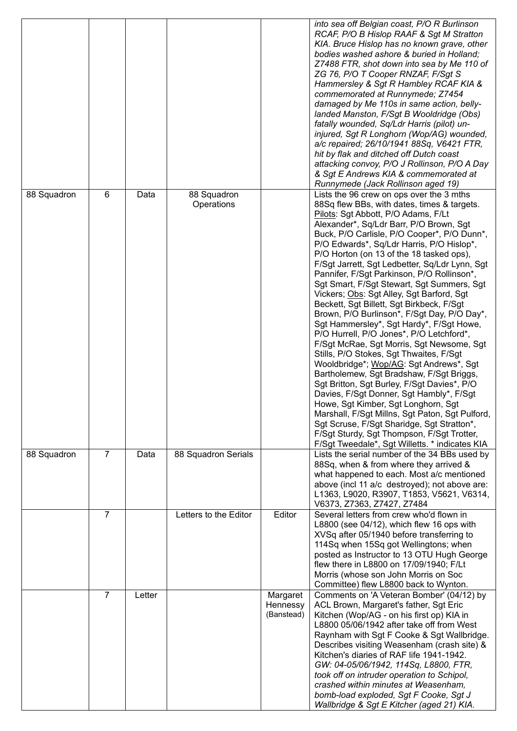| | | | | | |
|---|---|---|---|---|---|
| | | | | | *into sea off Belgian coast, P/O R Burlinson RCAF, P/O B Hislop RAAF & Sgt M Stratton KIA. Bruce Hislop has no known grave, other bodies washed ashore & buried in Holland; Z7488 FTR, shot down into sea by Me 110 of ZG 76, P/O T Cooper RNZAF, F/Sgt S Hammersley & Sgt R Hambley RCAF KIA & commemorated at Runnymede; Z7454 damaged by Me 110s in same action, belly-landed Manston, F/Sgt B Wooldridge (Obs) fatally wounded, Sq/Ldr Harris (pilot) un-injured, Sgt R Longhorn (Wop/AG) wounded, a/c repaired; 26/10/1941 88Sq, V6421 FTR, hit by flak and ditched off Dutch coast attacking convoy, P/O J Rollinson, P/O A Day & Sgt E Andrews KIA & commemorated at Runnymede (Jack Rollinson aged 19)* |
| 88 Squadron | 6 | Data | 88 Squadron Operations | | Lists the 96 crew on ops over the 3 mths 88Sq flew BBs, with dates, times & targets. Pilots: Sgt Abbott, P/O Adams, F/Lt Alexander*, Sq/Ldr Barr, P/O Brown, Sgt Buck, P/O Carlisle, P/O Cooper*, P/O Dunn*, P/O Edwards*, Sq/Ldr Harris, P/O Hislop*, P/O Horton (on 13 of the 18 tasked ops), F/Sgt Jarrett, Sgt Ledbetter, Sq/Ldr Lynn, Sgt Pannifer, F/Sgt Parkinson, P/O Rollinson*, Sgt Smart, F/Sgt Stewart, Sgt Summers, Sgt Vickers; Obs: Sgt Alley, Sgt Barford, Sgt Beckett, Sgt Billett, Sgt Birkbeck, F/Sgt Brown, P/O Burlinson*, F/Sgt Day, P/O Day*, Sgt Hammersley*, Sgt Hardy*, F/Sgt Howe, P/O Hurrell, P/O Jones*, P/O Letchford*, F/Sgt McRae, Sgt Morris, Sgt Newsome, Sgt Stills, P/O Stokes, Sgt Thwaites, F/Sgt Wooldbridge*; Wop/AG: Sgt Andrews*, Sgt Bartholemew, Sgt Bradshaw, F/Sgt Briggs, Sgt Britton, Sgt Burley, F/Sgt Davies*, P/O Davies, F/Sgt Donner, Sgt Hambly*, F/Sgt Howe, Sgt Kimber, Sgt Longhorn, Sgt Marshall, F/Sgt Millns, Sgt Paton, Sgt Pulford, Sgt Scruse, F/Sgt Sharidge, Sgt Stratton*, F/Sgt Sturdy, Sgt Thompson, F/Sgt Trotter, F/Sgt Tweedale*, Sgt Willetts. * indicates KIA |
| 88 Squadron | 7 | Data | 88 Squadron Serials | | Lists the serial number of the 34 BBs used by 88Sq, when & from where they arrived & what happened to each. Most a/c mentioned above (incl 11 a/c destroyed); not above are: L1363, L9020, R3907, T1853, V5621, V6314, V6373, Z7363, Z7427, Z7484 |
| | 7 | | Letters to the Editor | Editor | Several letters from crew who'd flown in L8800 (see 04/12), which flew 16 ops with XVSq after 05/1940 before transferring to 114Sq when 15Sq got Wellingtons; when posted as Instructor to 13 OTU Hugh George flew there in L8800 on 17/09/1940; F/Lt Morris (whose son John Morris on Soc Committee) flew L8800 back to Wynton. |
| | 7 | Letter | | Margaret Hennessy (Banstead) | Comments on 'A Veteran Bomber' (04/12) by ACL Brown, Margaret's father, Sgt Eric Kitchen (Wop/AG - on his first op) KIA in L8800 05/06/1942 after take off from West Raynham with Sgt F Cooke & Sgt Wallbridge. Describes visiting Weasenham (crash site) & Kitchen's diaries of RAF life 1941-1942. *GW: 04-05/06/1942, 114Sq, L8800, FTR, took off on intruder operation to Schipol, crashed within minutes at Weasenham, bomb-load exploded, Sgt F Cooke, Sgt J Wallbridge & Sgt E Kitcher (aged 21) KIA.* |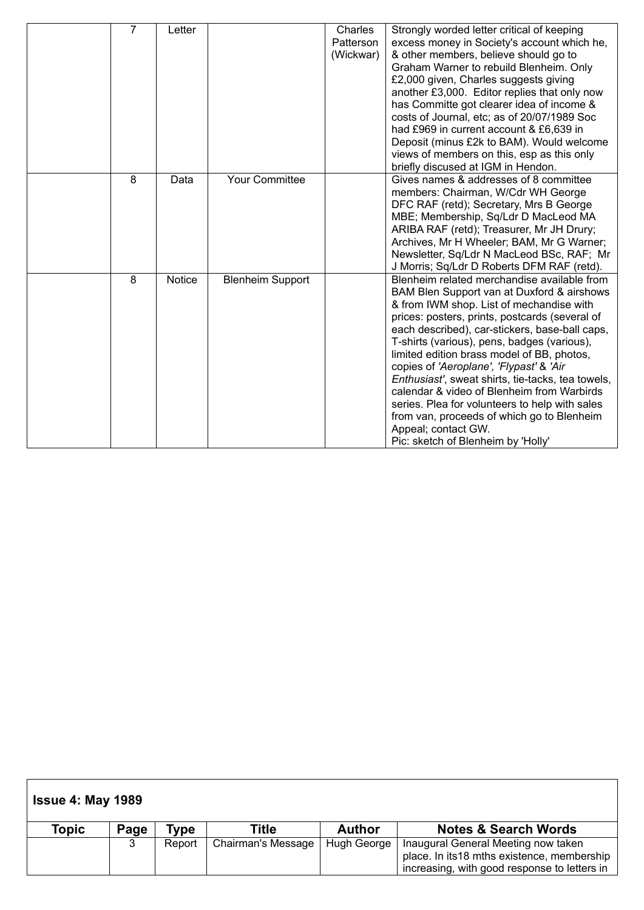| Topic | Page | Type | Title | Author | Notes & Search Words |
|---|---|---|---|---|---|
| | 7 | Letter | | Charles Patterson (Wickwar) | Strongly worded letter critical of keeping excess money in Society's account which he, & other members, believe should go to Graham Warner to rebuild Blenheim. Only £2,000 given, Charles suggests giving another £3,000. Editor replies that only now has Committe got clearer idea of income & costs of Journal, etc; as of 20/07/1989 Soc had £969 in current account & £6,639 in Deposit (minus £2k to BAM). Would welcome views of members on this, esp as this only briefly discused at IGM in Hendon. |
| | 8 | Data | Your Committee | | Gives names & addresses of 8 committee members: Chairman, W/Cdr WH George DFC RAF (retd); Secretary, Mrs B George MBE; Membership, Sq/Ldr D MacLeod MA ARIBA RAF (retd); Treasurer, Mr JH Drury; Archives, Mr H Wheeler; BAM, Mr G Warner; Newsletter, Sq/Ldr N MacLeod BSc, RAF; Mr J Morris; Sq/Ldr D Roberts DFM RAF (retd). |
| | 8 | Notice | Blenheim Support | | Blenheim related merchandise available from BAM Blen Support van at Duxford & airshows & from IWM shop. List of mechandise with prices: posters, prints, postcards (several of each described), car-stickers, base-ball caps, T-shirts (various), pens, badges (various), limited edition brass model of BB, photos, copies of *'Aeroplane', 'Flypast'* & *'Air Enthusiast'*, sweat shirts, tie-tacks, tea towels, calendar & video of Blenheim from Warbirds series. Plea for volunteers to help with sales from van, proceeds of which go to Blenheim Appeal; contact GW. Pic: sketch of Blenheim by 'Holly' |

**Issue 4: May 1989**

| Topic | Page | Type | Title | Author | Notes & Search Words |
|---|---|---|---|---|---|
| | 3 | Report | Chairman's Message | Hugh George | Inaugural General Meeting now taken place. In its18 mths existence, membership increasing, with good response to letters in |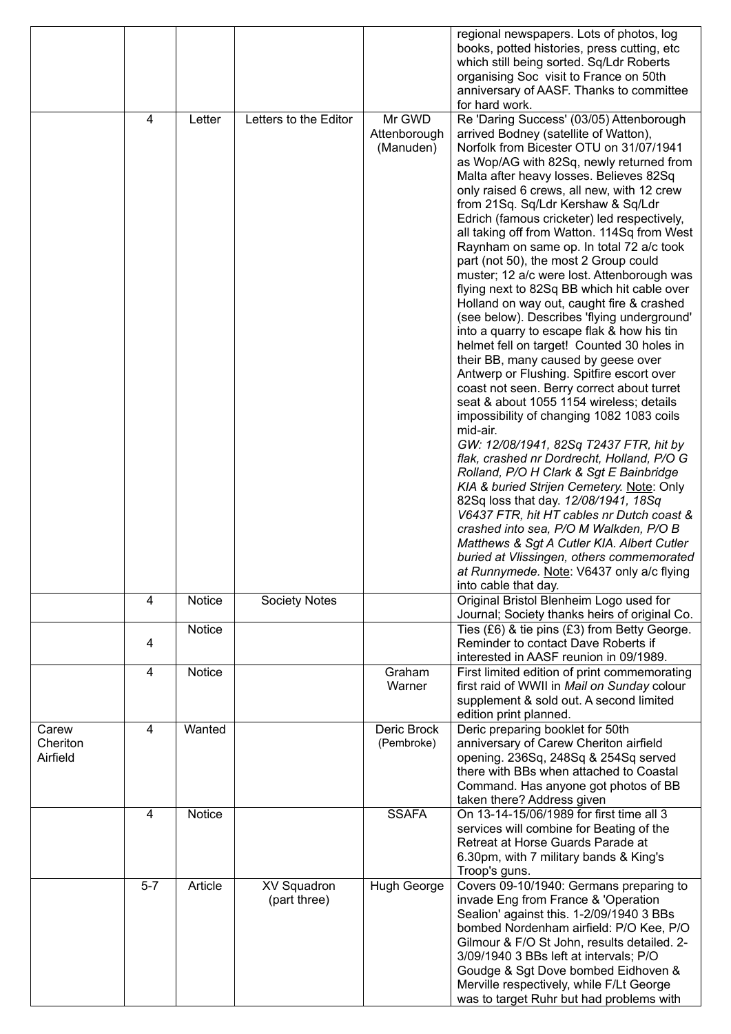| | | | | | |
|---|---|---|---|---|---|
| | | | | | regional newspapers. Lots of photos, log books, potted histories, press cutting, etc which still being sorted. Sq/Ldr Roberts organising Soc visit to France on 50th anniversary of AASF. Thanks to committee for hard work. |
| | 4 | Letter | Letters to the Editor | Mr GWD Attenborough (Manuden) | Re 'Daring Success' (03/05) Attenborough arrived Bodney (satellite of Watton), Norfolk from Bicester OTU on 31/07/1941 as Wop/AG with 82Sq, newly returned from Malta after heavy losses. Believes 82Sq only raised 6 crews, all new, with 12 crew from 21Sq. Sq/Ldr Kershaw & Sq/Ldr Edrich (famous cricketer) led respectively, all taking off from Watton. 114Sq from West Raynham on same op. In total 72 a/c took part (not 50), the most 2 Group could muster; 12 a/c were lost. Attenborough was flying next to 82Sq BB which hit cable over Holland on way out, caught fire & crashed (see below). Describes 'flying underground' into a quarry to escape flak & how his tin helmet fell on target! Counted 30 holes in their BB, many caused by geese over Antwerp or Flushing. Spitfire escort over coast not seen. Berry correct about turret seat & about 1055 1154 wireless; details impossibility of changing 1082 1083 coils mid-air. *GW: 12/08/1941, 82Sq T2437 FTR, hit by flak, crashed nr Dordrecht, Holland, P/O G Rolland, P/O H Clark & Sgt E Bainbridge KIA & buried Strijen Cemetery.* Note: Only 82Sq loss that day. *12/08/1941, 18Sq V6437 FTR, hit HT cables nr Dutch coast & crashed into sea, P/O M Walkden, P/O B Matthews & Sgt A Cutler KIA. Albert Cutler buried at Vlissingen, others commemorated at Runnymede.* Note: V6437 only a/c flying into cable that day. |
| | 4 | Notice | Society Notes | | Original Bristol Blenheim Logo used for Journal; Society thanks heirs of original Co. |
| | 4 | Notice | | | Ties (£6) & tie pins (£3) from Betty George. Reminder to contact Dave Roberts if interested in AASF reunion in 09/1989. |
| | 4 | Notice | | Graham Warner | First limited edition of print commemorating first raid of WWII in *Mail on Sunday* colour supplement & sold out. A second limited edition print planned. |
| Carew Cheriton Airfield | 4 | Wanted | | Deric Brock (Pembroke) | Deric preparing booklet for 50th anniversary of Carew Cheriton airfield opening. 236Sq, 248Sq & 254Sq served there with BBs when attached to Coastal Command. Has anyone got photos of BB taken there? Address given |
| | 4 | Notice | | SSAFA | On 13-14-15/06/1989 for first time all 3 services will combine for Beating of the Retreat at Horse Guards Parade at 6.30pm, with 7 military bands & King's Troop's guns. |
| | 5-7 | Article | XV Squadron (part three) | Hugh George | Covers 09-10/1940: Germans preparing to invade Eng from France & 'Operation Sealion' against this. 1-2/09/1940 3 BBs bombed Nordenham airfield: P/O Kee, P/O Gilmour & F/O St John, results detailed. 2-3/09/1940 3 BBs left at intervals; P/O Goudge & Sgt Dove bombed Eidhoven & Merville respectively, while F/Lt George was to target Ruhr but had problems with |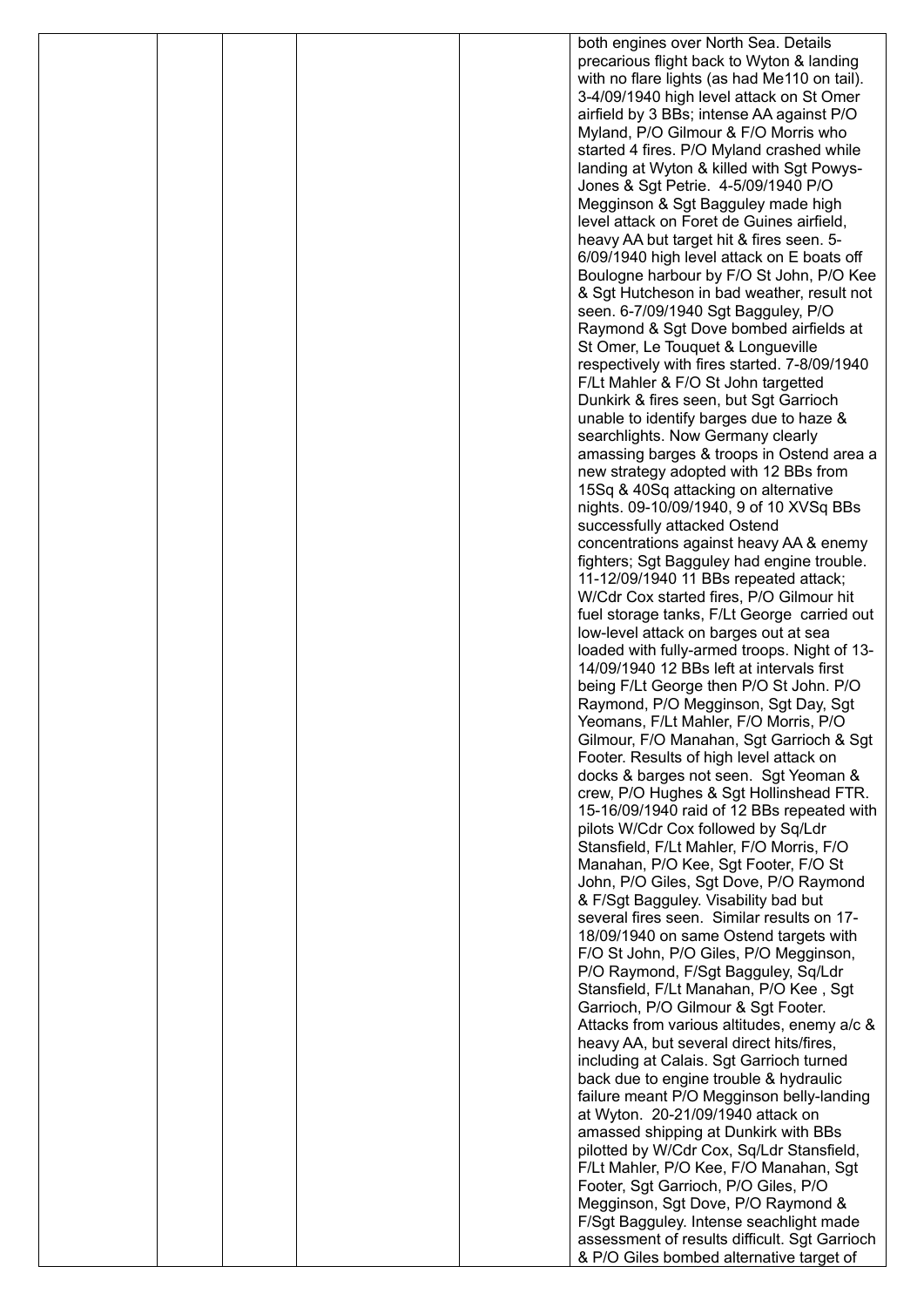| | | | | | |
|---|---|---|---|---|---|
| | | | | | both engines over North Sea. Details precarious flight back to Wyton & landing with no flare lights (as had Me110 on tail). 3-4/09/1940 high level attack on St Omer airfield by 3 BBs; intense AA against P/O Myland, P/O Gilmour & F/O Morris who started 4 fires. P/O Myland crashed while landing at Wyton & killed with Sgt Powys-Jones & Sgt Petrie. 4-5/09/1940 P/O Megginson & Sgt Bagguley made high level attack on Foret de Guines airfield, heavy AA but target hit & fires seen. 5-6/09/1940 high level attack on E boats off Boulogne harbour by F/O St John, P/O Kee & Sgt Hutcheson in bad weather, result not seen. 6-7/09/1940 Sgt Bagguley, P/O Raymond & Sgt Dove bombed airfields at St Omer, Le Touquet & Longueville respectively with fires started. 7-8/09/1940 F/Lt Mahler & F/O St John targetted Dunkirk & fires seen, but Sgt Garrioch unable to identify barges due to haze & searchlights. Now Germany clearly amassing barges & troops in Ostend area a new strategy adopted with 12 BBs from 15Sq & 40Sq attacking on alternative nights. 09-10/09/1940, 9 of 10 XVSq BBs successfully attacked Ostend concentrations against heavy AA & enemy fighters; Sgt Bagguley had engine trouble. 11-12/09/1940 11 BBs repeated attack; W/Cdr Cox started fires, P/O Gilmour hit fuel storage tanks, F/Lt George carried out low-level attack on barges out at sea loaded with fully-armed troops. Night of 13-14/09/1940 12 BBs left at intervals first being F/Lt George then P/O St John. P/O Raymond, P/O Megginson, Sgt Day, Sgt Yeomans, F/Lt Mahler, F/O Morris, P/O Gilmour, F/O Manahan, Sgt Garrioch & Sgt Footer. Results of high level attack on docks & barges not seen. Sgt Yeoman & crew, P/O Hughes & Sgt Hollinshead FTR. 15-16/09/1940 raid of 12 BBs repeated with pilots W/Cdr Cox followed by Sq/Ldr Stansfield, F/Lt Mahler, F/O Morris, F/O Manahan, P/O Kee, Sgt Footer, F/O St John, P/O Giles, Sgt Dove, P/O Raymond & F/Sgt Bagguley. Visability bad but several fires seen. Similar results on 17-18/09/1940 on same Ostend targets with F/O St John, P/O Giles, P/O Megginson, P/O Raymond, F/Sgt Bagguley, Sq/Ldr Stansfield, F/Lt Manahan, P/O Kee , Sgt Garrioch, P/O Gilmour & Sgt Footer. Attacks from various altitudes, enemy a/c & heavy AA, but several direct hits/fires, including at Calais. Sgt Garrioch turned back due to engine trouble & hydraulic failure meant P/O Megginson belly-landing at Wyton. 20-21/09/1940 attack on amassed shipping at Dunkirk with BBs pilotted by W/Cdr Cox, Sq/Ldr Stansfield, F/Lt Mahler, P/O Kee, F/O Manahan, Sgt Footer, Sgt Garrioch, P/O Giles, P/O Megginson, Sgt Dove, P/O Raymond & F/Sgt Bagguley. Intense seachlight made assessment of results difficult. Sgt Garrioch & P/O Giles bombed alternative target of |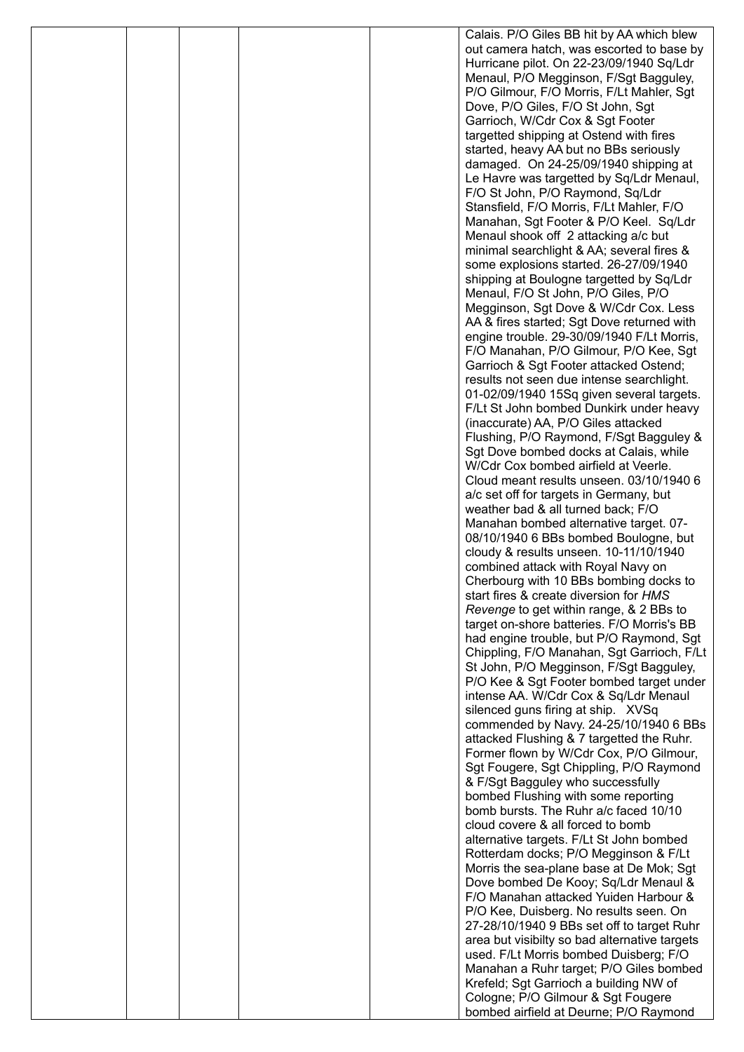|  |  |  |  |  | Calais. P/O Giles BB hit by AA which blew out camera hatch, was escorted to base by Hurricane pilot. On 22-23/09/1940 Sq/Ldr Menaul, P/O Megginson, F/Sgt Bagguley, P/O Gilmour, F/O Morris, F/Lt Mahler, Sgt Dove, P/O Giles, F/O St John, Sgt Garrioch, W/Cdr Cox & Sgt Footer targetted shipping at Ostend with fires started, heavy AA but no BBs seriously damaged. On 24-25/09/1940 shipping at Le Havre was targetted by Sq/Ldr Menaul, F/O St John, P/O Raymond, Sq/Ldr Stansfield, F/O Morris, F/Lt Mahler, F/O Manahan, Sgt Footer & P/O Keel. Sq/Ldr Menaul shook off 2 attacking a/c but minimal searchlight & AA; several fires & some explosions started. 26-27/09/1940 shipping at Boulogne targetted by Sq/Ldr Menaul, F/O St John, P/O Giles, P/O Megginson, Sgt Dove & W/Cdr Cox. Less AA & fires started; Sgt Dove returned with engine trouble. 29-30/09/1940 F/Lt Morris, F/O Manahan, P/O Gilmour, P/O Kee, Sgt Garrioch & Sgt Footer attacked Ostend; results not seen due intense searchlight. 01-02/09/1940 15Sq given several targets. F/Lt St John bombed Dunkirk under heavy (inaccurate) AA, P/O Giles attacked Flushing, P/O Raymond, F/Sgt Bagguley & Sgt Dove bombed docks at Calais, while W/Cdr Cox bombed airfield at Veerle. Cloud meant results unseen. 03/10/1940 6 a/c set off for targets in Germany, but weather bad & all turned back; F/O Manahan bombed alternative target. 07-08/10/1940 6 BBs bombed Boulogne, but cloudy & results unseen. 10-11/10/1940 combined attack with Royal Navy on Cherbourg with 10 BBs bombing docks to start fires & create diversion for *HMS Revenge* to get within range, & 2 BBs to target on-shore batteries. F/O Morris's BB had engine trouble, but P/O Raymond, Sgt Chippling, F/O Manahan, Sgt Garrioch, F/Lt St John, P/O Megginson, F/Sgt Bagguley, P/O Kee & Sgt Footer bombed target under intense AA. W/Cdr Cox & Sq/Ldr Menaul silenced guns firing at ship. XVSq commended by Navy. 24-25/10/1940 6 BBs attacked Flushing & 7 targetted the Ruhr. Former flown by W/Cdr Cox, P/O Gilmour, Sgt Fougere, Sgt Chippling, P/O Raymond & F/Sgt Bagguley who successfully bombed Flushing with some reporting bomb bursts. The Ruhr a/c faced 10/10 cloud covere & all forced to bomb alternative targets. F/Lt St John bombed Rotterdam docks; P/O Megginson & F/Lt Morris the sea-plane base at De Mok; Sgt Dove bombed De Kooy; Sq/Ldr Menaul & F/O Manahan attacked Yuiden Harbour & P/O Kee, Duisberg. No results seen. On 27-28/10/1940 9 BBs set off to target Ruhr area but visibilty so bad alternative targets used. F/Lt Morris bombed Duisberg; F/O Manahan a Ruhr target; P/O Giles bombed Krefeld; Sgt Garrioch a building NW of Cologne; P/O Gilmour & Sgt Fougere bombed airfield at Deurne; P/O Raymond |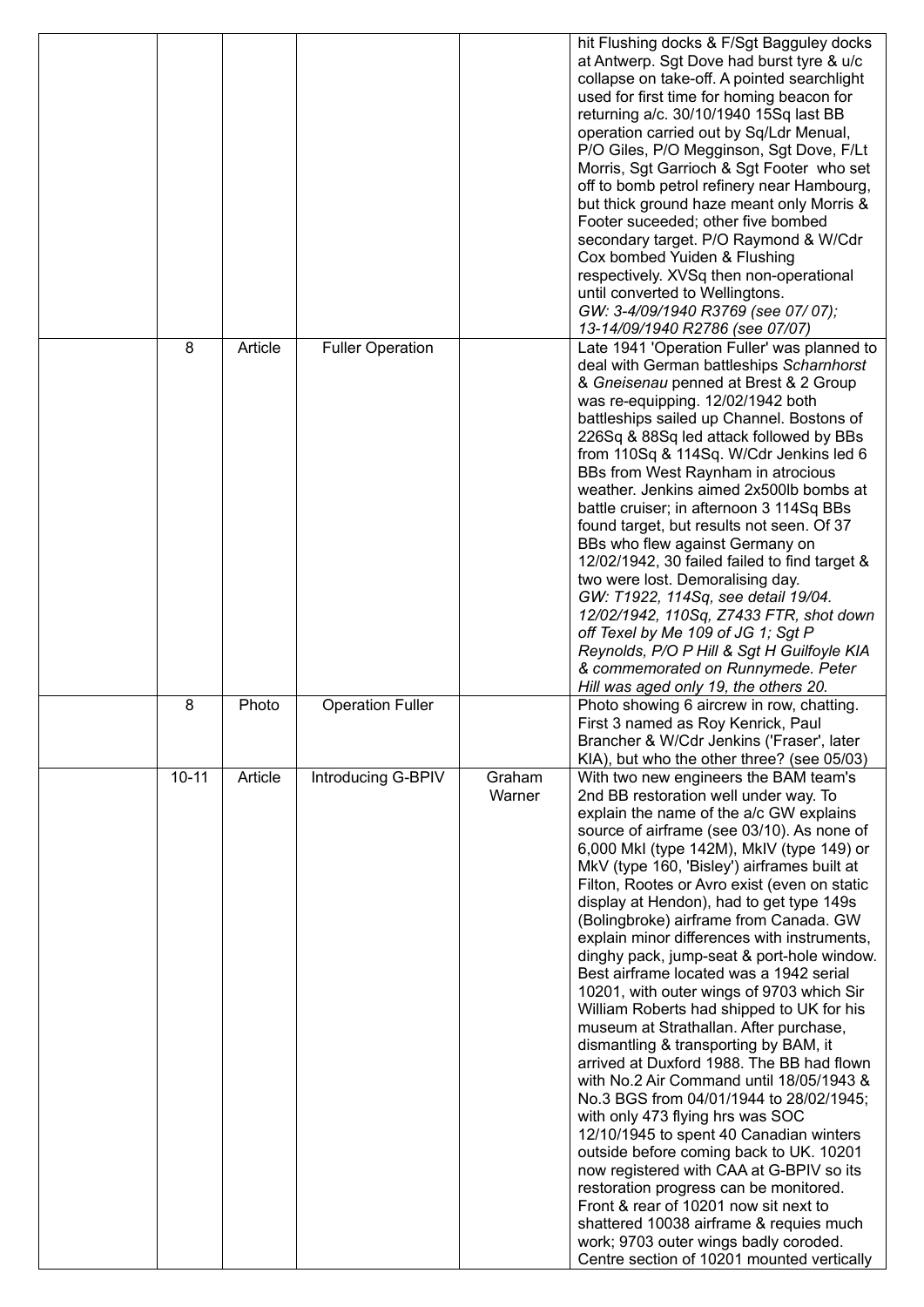|  |  |  |  |  | hit Flushing docks & F/Sgt Bagguley docks at Antwerp. Sgt Dove had burst tyre & u/c collapse on take-off. A pointed searchlight used for first time for homing beacon for returning a/c. 30/10/1940 15Sq last BB operation carried out by Sq/Ldr Menual, P/O Giles, P/O Megginson, Sgt Dove, F/Lt Morris, Sgt Garrioch & Sgt Footer who set off to bomb petrol refinery near Hambourg, but thick ground haze meant only Morris & Footer suceeded; other five bombed secondary target. P/O Raymond & W/Cdr Cox bombed Yuiden & Flushing respectively. XVSq then non-operational until converted to Wellingtons. *GW: 3-4/09/1940 R3769 (see 07/ 07); 13-14/09/1940 R2786 (see 07/07)* |
|---|---|---|---|---|---|
|  | 8 | Article | Fuller Operation |  | Late 1941 'Operation Fuller' was planned to deal with German battleships *Scharnhorst* & *Gneisenau* penned at Brest & 2 Group was re-equipping. 12/02/1942 both battleships sailed up Channel. Bostons of 226Sq & 88Sq led attack followed by BBs from 110Sq & 114Sq. W/Cdr Jenkins led 6 BBs from West Raynham in atrocious weather. Jenkins aimed 2x500lb bombs at battle cruiser; in afternoon 3 114Sq BBs found target, but results not seen. Of 37 BBs who flew against Germany on 12/02/1942, 30 failed failed to find target & two were lost. Demoralising day. *GW: T1922, 114Sq, see detail 19/04. 12/02/1942, 110Sq, Z7433 FTR, shot down off Texel by Me 109 of JG 1; Sgt P Reynolds, P/O P Hill & Sgt H Guilfoyle KIA & commemorated on Runnymede. Peter Hill was aged only 19, the others 20.* |
|  | 8 | Photo | Operation Fuller |  | Photo showing 6 aircrew in row, chatting. First 3 named as Roy Kenrick, Paul Brancher & W/Cdr Jenkins ('Fraser', later KIA), but who the other three? (see 05/03) |
|  | 10-11 | Article | Introducing G-BPIV | Graham Warner | With two new engineers the BAM team's 2nd BB restoration well under way. To explain the name of the a/c GW explains source of airframe (see 03/10). As none of 6,000 MkI (type 142M), MkIV (type 149) or MkV (type 160, 'Bisley') airframes built at Filton, Rootes or Avro exist (even on static display at Hendon), had to get type 149s (Bolingbroke) airframe from Canada. GW explain minor differences with instruments, dinghy pack, jump-seat & port-hole window. Best airframe located was a 1942 serial 10201, with outer wings of 9703 which Sir William Roberts had shipped to UK for his museum at Strathallan. After purchase, dismantling & transporting by BAM, it arrived at Duxford 1988. The BB had flown with No.2 Air Command until 18/05/1943 & No.3 BGS from 04/01/1944 to 28/02/1945; with only 473 flying hrs was SOC 12/10/1945 to spent 40 Canadian winters outside before coming back to UK. 10201 now registered with CAA at G-BPIV so its restoration progress can be monitored. Front & rear of 10201 now sit next to shattered 10038 airframe & requies much work; 9703 outer wings badly coroded. Centre section of 10201 mounted vertically |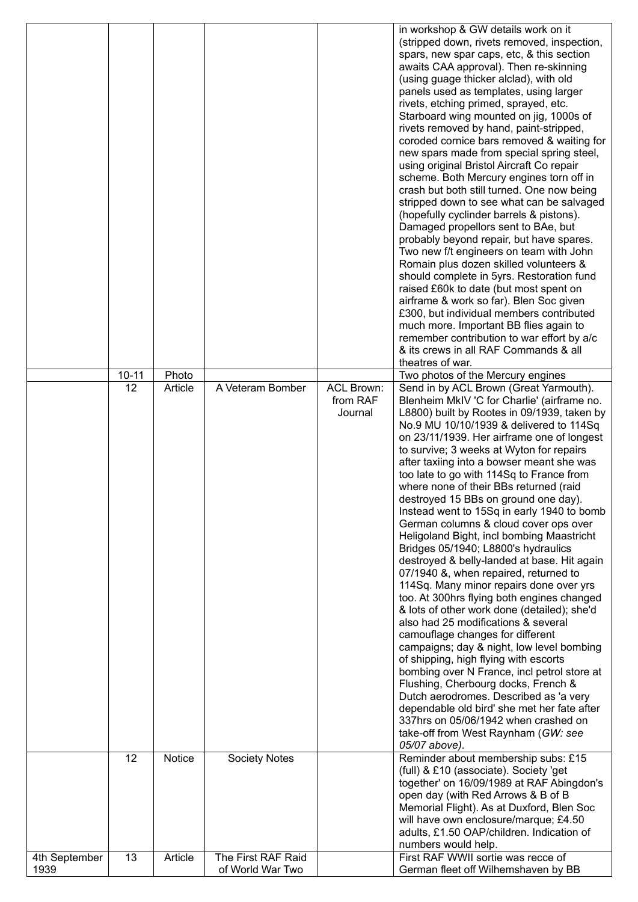| | | | | | |
|---|---|---|---|---|---|
| | | | | | in workshop & GW details work on it (stripped down, rivets removed, inspection, spars, new spar caps, etc, & this section awaits CAA approval). Then re-skinning (using guage thicker alclad), with old panels used as templates, using larger rivets, etching primed, sprayed, etc. Starboard wing mounted on jig, 1000s of rivets removed by hand, paint-stripped, coroded cornice bars removed & waiting for new spars made from special spring steel, using original Bristol Aircraft Co repair scheme. Both Mercury engines torn off in crash but both still turned. One now being stripped down to see what can be salvaged (hopefully cyclinder barrels & pistons). Damaged propellors sent to BAe, but probably beyond repair, but have spares. Two new f/t engineers on team with John Romain plus dozen skilled volunteers & should complete in 5yrs. Restoration fund raised £60k to date (but most spent on airframe & work so far). Blen Soc given £300, but individual members contributed much more. Important BB flies again to remember contribution to war effort by a/c & its crews in all RAF Commands & all theatres of war. |
| | 10-11 | Photo | | | Two photos of the Mercury engines |
| | 12 | Article | A Veteram Bomber | ACL Brown: from RAF Journal | Send in by ACL Brown (Great Yarmouth). Blenheim MkIV 'C for Charlie' (airframe no. L8800) built by Rootes in 09/1939, taken by No.9 MU 10/10/1939 & delivered to 114Sq on 23/11/1939. Her airframe one of longest to survive; 3 weeks at Wyton for repairs after taxiing into a bowser meant she was too late to go with 114Sq to France from where none of their BBs returned (raid destroyed 15 BBs on ground one day). Instead went to 15Sq in early 1940 to bomb German columns & cloud cover ops over Heligoland Bight, incl bombing Maastricht Bridges 05/1940; L8800's hydraulics destroyed & belly-landed at base. Hit again 07/1940 &, when repaired, returned to 114Sq. Many minor repairs done over yrs too. At 300hrs flying both engines changed & lots of other work done (detailed); she'd also had 25 modifications & several camouflage changes for different campaigns; day & night, low level bombing of shipping, high flying with escorts bombing over N France, incl petrol store at Flushing, Cherbourg docks, French & Dutch aerodromes. Described as 'a very dependable old bird' she met her fate after 337hrs on 05/06/1942 when crashed on take-off from West Raynham (*GW: see 05/07 above)*. |
| | 12 | Notice | Society Notes | | Reminder about membership subs: £15 (full) & £10 (associate). Society 'get together' on 16/09/1989 at RAF Abingdon's open day (with Red Arrows & B of B Memorial Flight). As at Duxford, Blen Soc will have own enclosure/marque; £4.50 adults, £1.50 OAP/children. Indication of numbers would help. |
| 4th September 1939 | 13 | Article | The First RAF Raid of World War Two | | First RAF WWII sortie was recce of German fleet off Wilhemshaven by BB |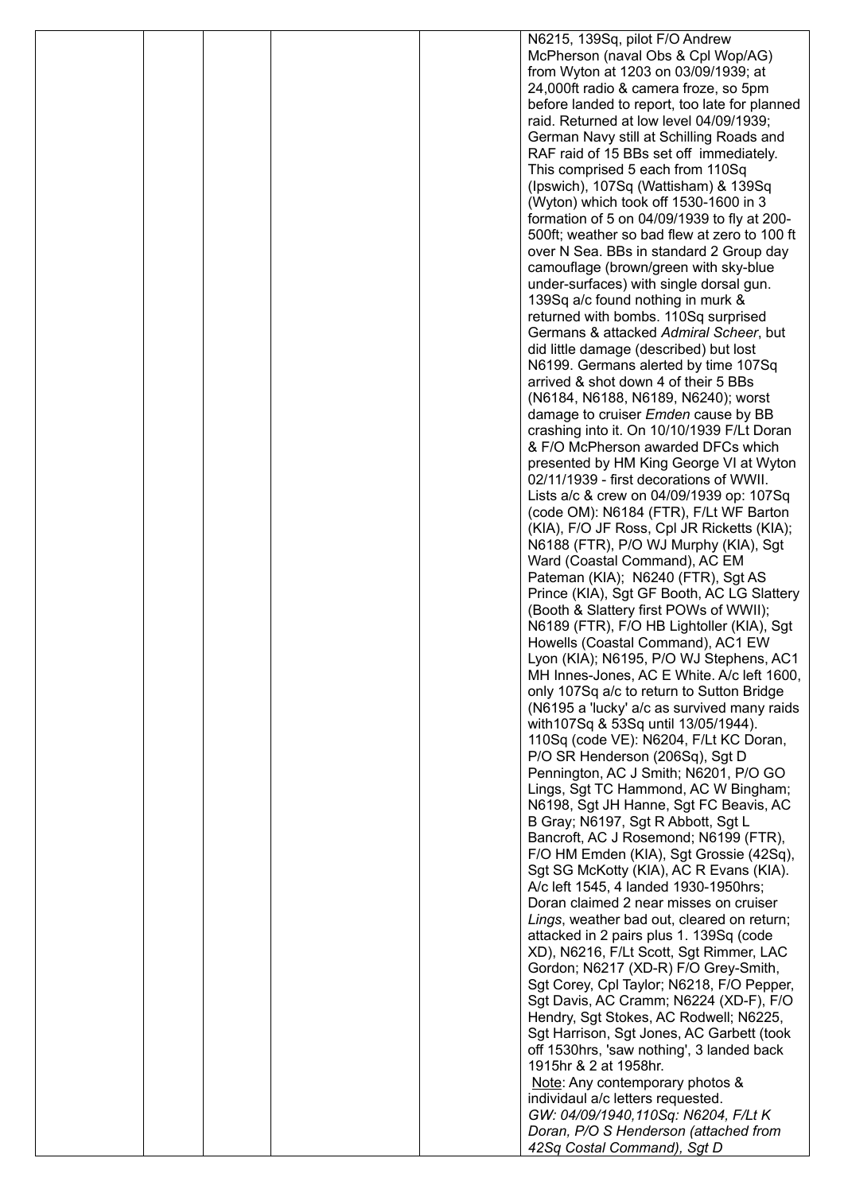|  |  |  |  |  | N6215, 139Sq, pilot F/O Andrew McPherson (naval Obs & Cpl Wop/AG) from Wyton at 1203 on 03/09/1939; at 24,000ft radio & camera froze, so 5pm before landed to report, too late for planned raid. Returned at low level 04/09/1939; German Navy still at Schilling Roads and RAF raid of 15 BBs set off immediately. This comprised 5 each from 110Sq (Ipswich), 107Sq (Wattisham) & 139Sq (Wyton) which took off 1530-1600 in 3 formation of 5 on 04/09/1939 to fly at 200-500ft; weather so bad flew at zero to 100 ft over N Sea. BBs in standard 2 Group day camouflage (brown/green with sky-blue under-surfaces) with single dorsal gun. 139Sq a/c found nothing in murk & returned with bombs. 110Sq surprised Germans & attacked *Admiral Scheer*, but did little damage (described) but lost N6199. Germans alerted by time 107Sq arrived & shot down 4 of their 5 BBs (N6184, N6188, N6189, N6240); worst damage to cruiser *Emden* cause by BB crashing into it. On 10/10/1939 F/Lt Doran & F/O McPherson awarded DFCs which presented by HM King George VI at Wyton 02/11/1939 - first decorations of WWII. Lists a/c & crew on 04/09/1939 op: 107Sq (code OM): N6184 (FTR), F/Lt WF Barton (KIA), F/O JF Ross, Cpl JR Ricketts (KIA); N6188 (FTR), P/O WJ Murphy (KIA), Sgt Ward (Coastal Command), AC EM Pateman (KIA); N6240 (FTR), Sgt AS Prince (KIA), Sgt GF Booth, AC LG Slattery (Booth & Slattery first POWs of WWII); N6189 (FTR), F/O HB Lightoller (KIA), Sgt Howells (Coastal Command), AC1 EW Lyon (KIA); N6195, P/O WJ Stephens, AC1 MH Innes-Jones, AC E White. A/c left 1600, only 107Sq a/c to return to Sutton Bridge (N6195 a 'lucky' a/c as survived many raids with107Sq & 53Sq until 13/05/1944). 110Sq (code VE): N6204, F/Lt KC Doran, P/O SR Henderson (206Sq), Sgt D Pennington, AC J Smith; N6201, P/O GO Lings, Sgt TC Hammond, AC W Bingham; N6198, Sgt JH Hanne, Sgt FC Beavis, AC B Gray; N6197, Sgt R Abbott, Sgt L Bancroft, AC J Rosemond; N6199 (FTR), F/O HM Emden (KIA), Sgt Grossie (42Sq), Sgt SG McKotty (KIA), AC R Evans (KIA). A/c left 1545, 4 landed 1930-1950hrs; Doran claimed 2 near misses on cruiser *Lings*, weather bad out, cleared on return; attacked in 2 pairs plus 1. 139Sq (code XD), N6216, F/Lt Scott, Sgt Rimmer, LAC Gordon; N6217 (XD-R) F/O Grey-Smith, Sgt Corey, Cpl Taylor; N6218, F/O Pepper, Sgt Davis, AC Cramm; N6224 (XD-F), F/O Hendry, Sgt Stokes, AC Rodwell; N6225, Sgt Harrison, Sgt Jones, AC Garbett (took off 1530hrs, 'saw nothing', 3 landed back 1915hr & 2 at 1958hr.<br>Note: Any contemporary photos & individaul a/c letters requested.<br>*GW: 04/09/1940,110Sq: N6204, F/Lt K Doran, P/O S Henderson (attached from 42Sq Costal Command), Sgt D* |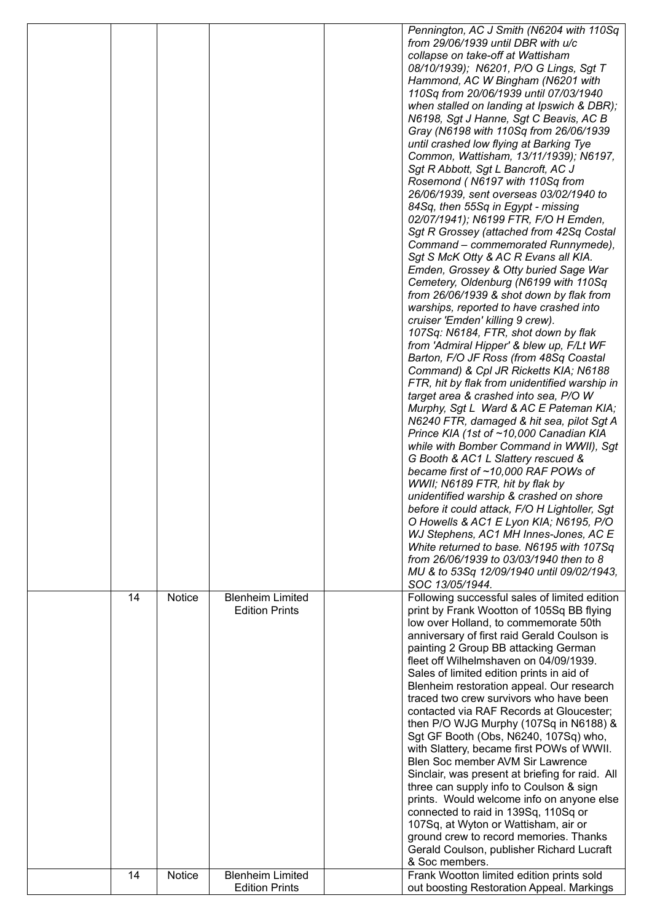| | | | | | |
|---|---|---|---|---|---|
| | | | | | *Pennington, AC J Smith (N6204 with 110Sq from 29/06/1939 until DBR with u/c collapse on take-off at Wattisham 08/10/1939); N6201, P/O G Lings, Sgt T Hammond, AC W Bingham (N6201 with 110Sq from 20/06/1939 until 07/03/1940 when stalled on landing at Ipswich & DBR); N6198, Sgt J Hanne, Sgt C Beavis, AC B Gray (N6198 with 110Sq from 26/06/1939 until crashed low flying at Barking Tye Common, Wattisham, 13/11/1939); N6197, Sgt R Abbott, Sgt L Bancroft, AC J Rosemond ( N6197 with 110Sq from 26/06/1939, sent overseas 03/02/1940 to 84Sq, then 55Sq in Egypt - missing 02/07/1941); N6199 FTR, F/O H Emden, Sgt R Grossey (attached from 42Sq Costal Command – commemorated Runnymede), Sgt S McK Otty & AC R Evans all KIA. Emden, Grossey & Otty buried Sage War Cemetery, Oldenburg (N6199 with 110Sq from 26/06/1939 & shot down by flak from warships, reported to have crashed into cruiser 'Emden' killing 9 crew). 107Sq: N6184, FTR, shot down by flak from 'Admiral Hipper' & blew up, F/Lt WF Barton, F/O JF Ross (from 48Sq Coastal Command) & Cpl JR Ricketts KIA; N6188 FTR, hit by flak from unidentified warship in target area & crashed into sea, P/O W Murphy, Sgt L Ward & AC E Pateman KIA; N6240 FTR, damaged & hit sea, pilot Sgt A Prince KIA (1st of ~10,000 Canadian KIA while with Bomber Command in WWII), Sgt G Booth & AC1 L Slattery rescued & became first of ~10,000 RAF POWs of WWII; N6189 FTR, hit by flak by unidentified warship & crashed on shore before it could attack, F/O H Lightoller, Sgt O Howells & AC1 E Lyon KIA; N6195, P/O WJ Stephens, AC1 MH Innes-Jones, AC E White returned to base. N6195 with 107Sq from 26/06/1939 to 03/03/1940 then to 8 MU & to 53Sq 12/09/1940 until 09/02/1943, SOC 13/05/1944.* |
| | 14 | Notice | Blenheim Limited Edition Prints | | Following successful sales of limited edition print by Frank Wootton of 105Sq BB flying low over Holland, to commemorate 50th anniversary of first raid Gerald Coulson is painting 2 Group BB attacking German fleet off Wilhelmshaven on 04/09/1939. Sales of limited edition prints in aid of Blenheim restoration appeal. Our research traced two crew survivors who have been contacted via RAF Records at Gloucester; then P/O WJG Murphy (107Sq in N6188) & Sgt GF Booth (Obs, N6240, 107Sq) who, with Slattery, became first POWs of WWII. Blen Soc member AVM Sir Lawrence Sinclair, was present at briefing for raid. All three can supply info to Coulson & sign prints. Would welcome info on anyone else connected to raid in 139Sq, 110Sq or 107Sq, at Wyton or Wattisham, air or ground crew to record memories. Thanks Gerald Coulson, publisher Richard Lucraft & Soc members. |
| | 14 | Notice | Blenheim Limited Edition Prints | | Frank Wootton limited edition prints sold out boosting Restoration Appeal. Markings |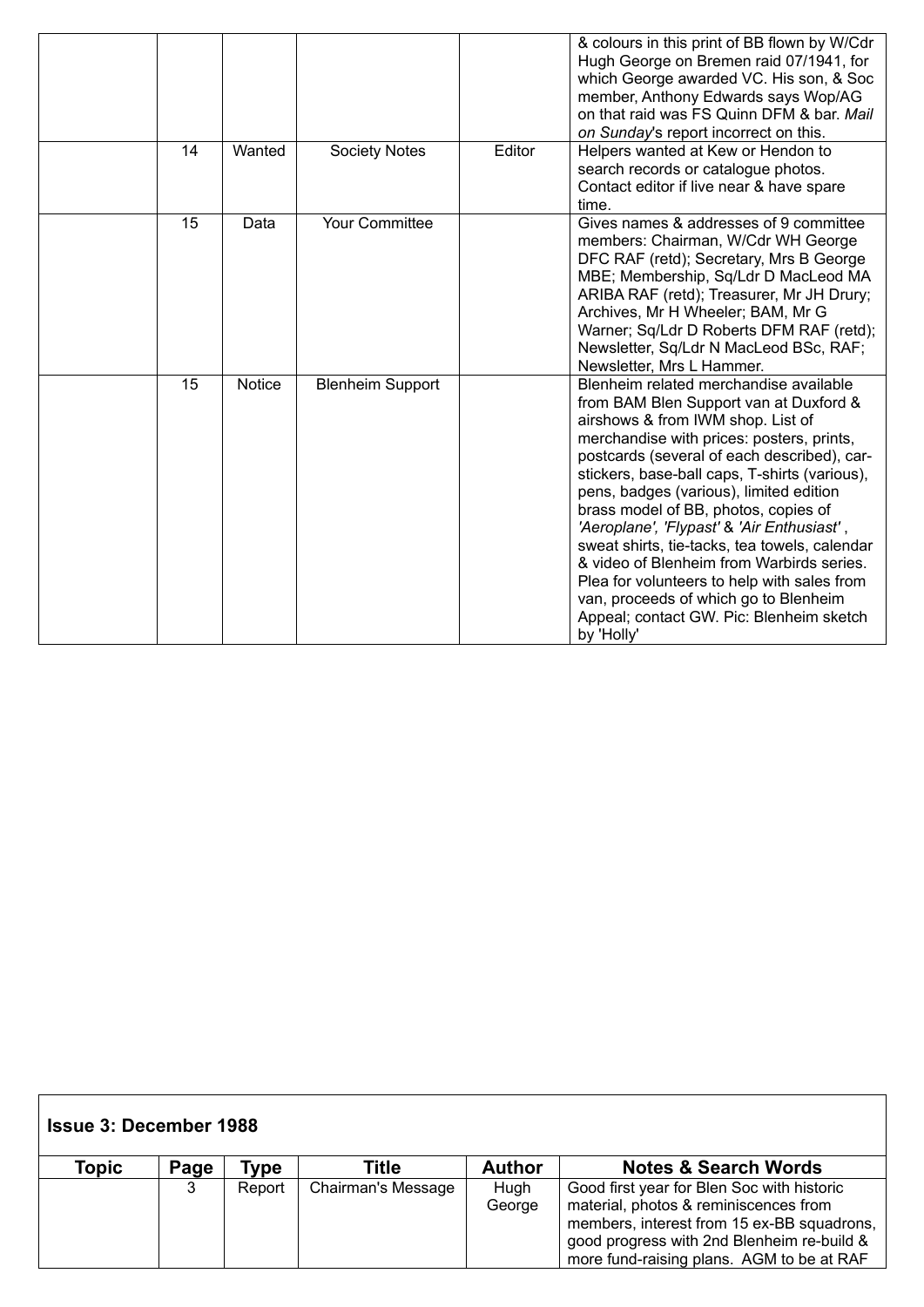| Topic | Page | Type | Title | Author | Notes & Search Words |
|---|---|---|---|---|---|
| | | | | | & colours in this print of BB flown by W/Cdr Hugh George on Bremen raid 07/1941, for which George awarded VC. His son, & Soc member, Anthony Edwards says Wop/AG on that raid was FS Quinn DFM & bar. *Mail on Sunday*'s report incorrect on this. |
| | 14 | Wanted | Society Notes | Editor | Helpers wanted at Kew or Hendon to search records or catalogue photos. Contact editor if live near & have spare time. |
| | 15 | Data | Your Committee | | Gives names & addresses of 9 committee members: Chairman, W/Cdr WH George DFC RAF (retd); Secretary, Mrs B George MBE; Membership, Sq/Ldr D MacLeod MA ARIBA RAF (retd); Treasurer, Mr JH Drury; Archives, Mr H Wheeler; BAM, Mr G Warner; Sq/Ldr D Roberts DFM RAF (retd); Newsletter, Sq/Ldr N MacLeod BSc, RAF; Newsletter, Mrs L Hammer. |
| | 15 | Notice | Blenheim Support | | Blenheim related merchandise available from BAM Blen Support van at Duxford & airshows & from IWM shop. List of merchandise with prices: posters, prints, postcards (several of each described), car-stickers, base-ball caps, T-shirts (various), pens, badges (various), limited edition brass model of BB, photos, copies of *'Aeroplane', 'Flypast'* & *'Air Enthusiast'* , sweat shirts, tie-tacks, tea towels, calendar & video of Blenheim from Warbirds series. Plea for volunteers to help with sales from van, proceeds of which go to Blenheim Appeal; contact GW. Pic: Blenheim sketch by 'Holly' |

**Issue 3: December 1988**

| Topic | Page | Type | Title | Author | Notes & Search Words |
|---|---|---|---|---|---|
| | 3 | Report | Chairman's Message | Hugh George | Good first year for Blen Soc with historic material, photos & reminiscences from members, interest from 15 ex-BB squadrons, good progress with 2nd Blenheim re-build & more fund-raising plans. AGM to be at RAF |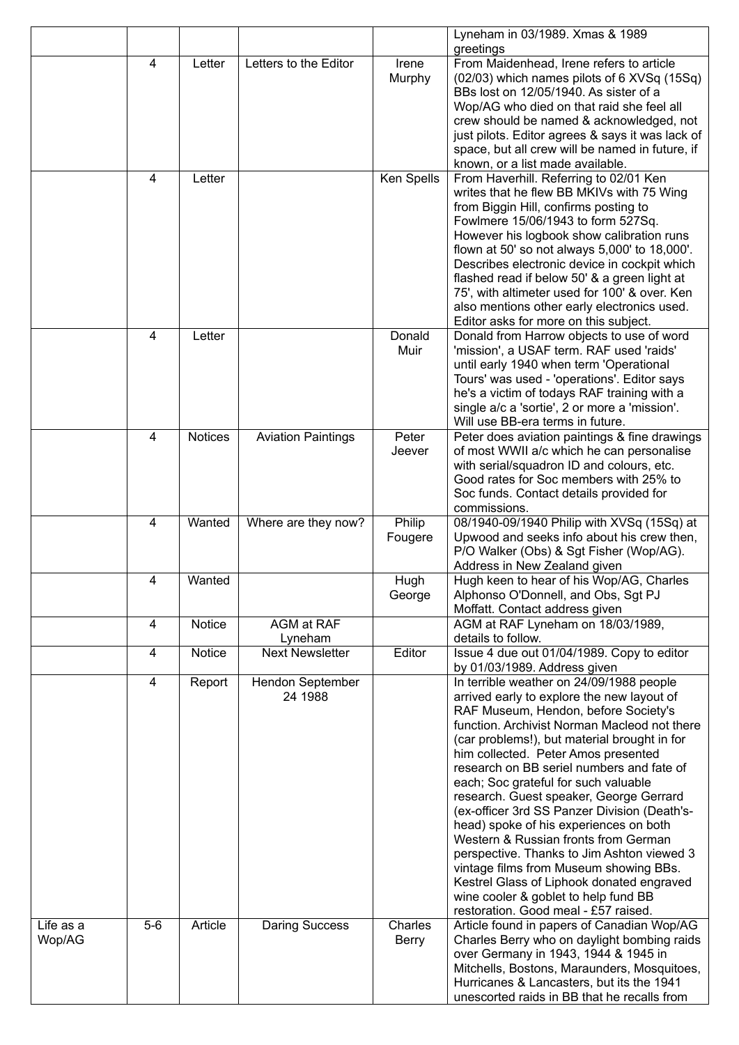| | | | | | |
|---|---|---|---|---|---|
| | | | | | Lyneham in 03/1989. Xmas & 1989 greetings |
| | 4 | Letter | Letters to the Editor | Irene Murphy | From Maidenhead, Irene refers to article (02/03) which names pilots of 6 XVSq (15Sq) BBs lost on 12/05/1940. As sister of a Wop/AG who died on that raid she feel all crew should be named & acknowledged, not just pilots. Editor agrees & says it was lack of space, but all crew will be named in future, if known, or a list made available. |
| | 4 | Letter | | Ken Spells | From Haverhill. Referring to 02/01 Ken writes that he flew BB MKIVs with 75 Wing from Biggin Hill, confirms posting to Fowlmere 15/06/1943 to form 527Sq. However his logbook show calibration runs flown at 50' so not always 5,000' to 18,000'. Describes electronic device in cockpit which flashed read if below 50' & a green light at 75', with altimeter used for 100' & over. Ken also mentions other early electronics used. Editor asks for more on this subject. |
| | 4 | Letter | | Donald Muir | Donald from Harrow objects to use of word 'mission', a USAF term. RAF used 'raids' until early 1940 when term 'Operational Tours' was used - 'operations'. Editor says he's a victim of todays RAF training with a single a/c a 'sortie', 2 or more a 'mission'. Will use BB-era terms in future. |
| | 4 | Notices | Aviation Paintings | Peter Jeever | Peter does aviation paintings & fine drawings of most WWII a/c which he can personalise with serial/squadron ID and colours, etc. Good rates for Soc members with 25% to Soc funds. Contact details provided for commissions. |
| | 4 | Wanted | Where are they now? | Philip Fougere | 08/1940-09/1940 Philip with XVSq (15Sq) at Upwood and seeks info about his crew then, P/O Walker (Obs) & Sgt Fisher (Wop/AG). Address in New Zealand given |
| | 4 | Wanted | | Hugh George | Hugh keen to hear of his Wop/AG, Charles Alphonso O'Donnell, and Obs, Sgt PJ Moffatt. Contact address given |
| | 4 | Notice | AGM at RAF Lyneham | | AGM at RAF Lyneham on 18/03/1989, details to follow. |
| | 4 | Notice | Next Newsletter | Editor | Issue 4 due out 01/04/1989. Copy to editor by 01/03/1989. Address given |
| | 4 | Report | Hendon September 24 1988 | | In terrible weather on 24/09/1988 people arrived early to explore the new layout of RAF Museum, Hendon, before Society's function. Archivist Norman Macleod not there (car problems!), but material brought in for him collected. Peter Amos presented research on BB seriel numbers and fate of each; Soc grateful for such valuable research. Guest speaker, George Gerrard (ex-officer 3rd SS Panzer Division (Death's-head) spoke of his experiences on both Western & Russian fronts from German perspective. Thanks to Jim Ashton viewed 3 vintage films from Museum showing BBs. Kestrel Glass of Liphook donated engraved wine cooler & goblet to help fund BB restoration. Good meal - £57 raised. |
| Life as a Wop/AG | 5-6 | Article | Daring Success | Charles Berry | Article found in papers of Canadian Wop/AG Charles Berry who on daylight bombing raids over Germany in 1943, 1944 & 1945 in Mitchells, Bostons, Maraunders, Mosquitoes, Hurricanes & Lancasters, but its the 1941 unescorted raids in BB that he recalls from |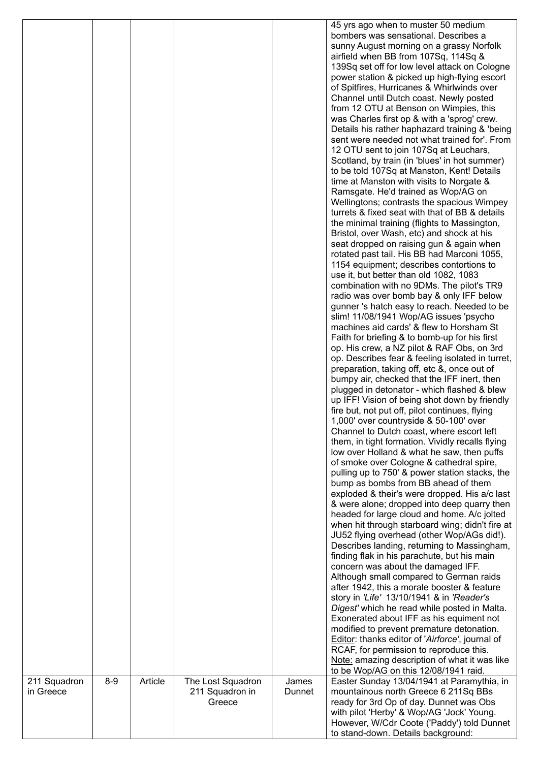| | | | | | |
|---|---|---|---|---|---|
| | | | | | 45 yrs ago when to muster 50 medium bombers was sensational. Describes a sunny August morning on a grassy Norfolk airfield when BB from 107Sq, 114Sq & 139Sq set off for low level attack on Cologne power station & picked up high-flying escort of Spitfires, Hurricanes & Whirlwinds over Channel until Dutch coast. Newly posted from 12 OTU at Benson on Wimpies, this was Charles first op & with a 'sprog' crew. Details his rather haphazard training & 'being sent were needed not what trained for'. From 12 OTU sent to join 107Sq at Leuchars, Scotland, by train (in 'blues' in hot summer) to be told 107Sq at Manston, Kent! Details time at Manston with visits to Norgate & Ramsgate. He'd trained as Wop/AG on Wellingtons; contrasts the spacious Wimpey turrets & fixed seat with that of BB & details the minimal training (flights to Massington, Bristol, over Wash, etc) and shock at his seat dropped on raising gun & again when rotated past tail. His BB had Marconi 1055, 1154 equipment; describes contortions to use it, but better than old 1082, 1083 combination with no 9DMs. The pilot's TR9 radio was over bomb bay & only IFF below gunner 's hatch easy to reach. Needed to be slim! 11/08/1941 Wop/AG issues 'psycho machines aid cards' & flew to Horsham St Faith for briefing & to bomb-up for his first op. His crew, a NZ pilot & RAF Obs, on 3rd op. Describes fear & feeling isolated in turret, preparation, taking off, etc &, once out of bumpy air, checked that the IFF inert, then plugged in detonator - which flashed & blew up IFF! Vision of being shot down by friendly fire but, not put off, pilot continues, flying 1,000' over countryside & 50-100' over Channel to Dutch coast, where escort left them, in tight formation. Vividly recalls flying low over Holland & what he saw, then puffs of smoke over Cologne & cathedral spire, pulling up to 750' & power station stacks, the bump as bombs from BB ahead of them exploded & their's were dropped. His a/c last & were alone; dropped into deep quarry then headed for large cloud and home. A/c jolted when hit through starboard wing; didn't fire at JU52 flying overhead (other Wop/AGs did!). Describes landing, returning to Massingham, finding flak in his parachute, but his main concern was about the damaged IFF. Although small compared to German raids after 1942, this a morale booster & feature story in *'Life'* 13/10/1941 & in *'Reader's Digest'* which he read while posted in Malta. Exonerated about IFF as his equiment not modified to prevent premature detonation. Editor: thanks editor of '*Airforce'*, journal of RCAF, for permission to reproduce this. Note: amazing description of what it was like to be Wop/AG on this 12/08/1941 raid. |
| 211 Squadron in Greece | 8-9 | Article | The Lost Squadron 211 Squadron in Greece | James Dunnet | Easter Sunday 13/04/1941 at Paramythia, in mountainous north Greece 6 211Sq BBs ready for 3rd Op of day. Dunnet was Obs with pilot 'Herby' & Wop/AG 'Jock' Young. However, W/Cdr Coote ('Paddy') told Dunnet to stand-down. Details background: |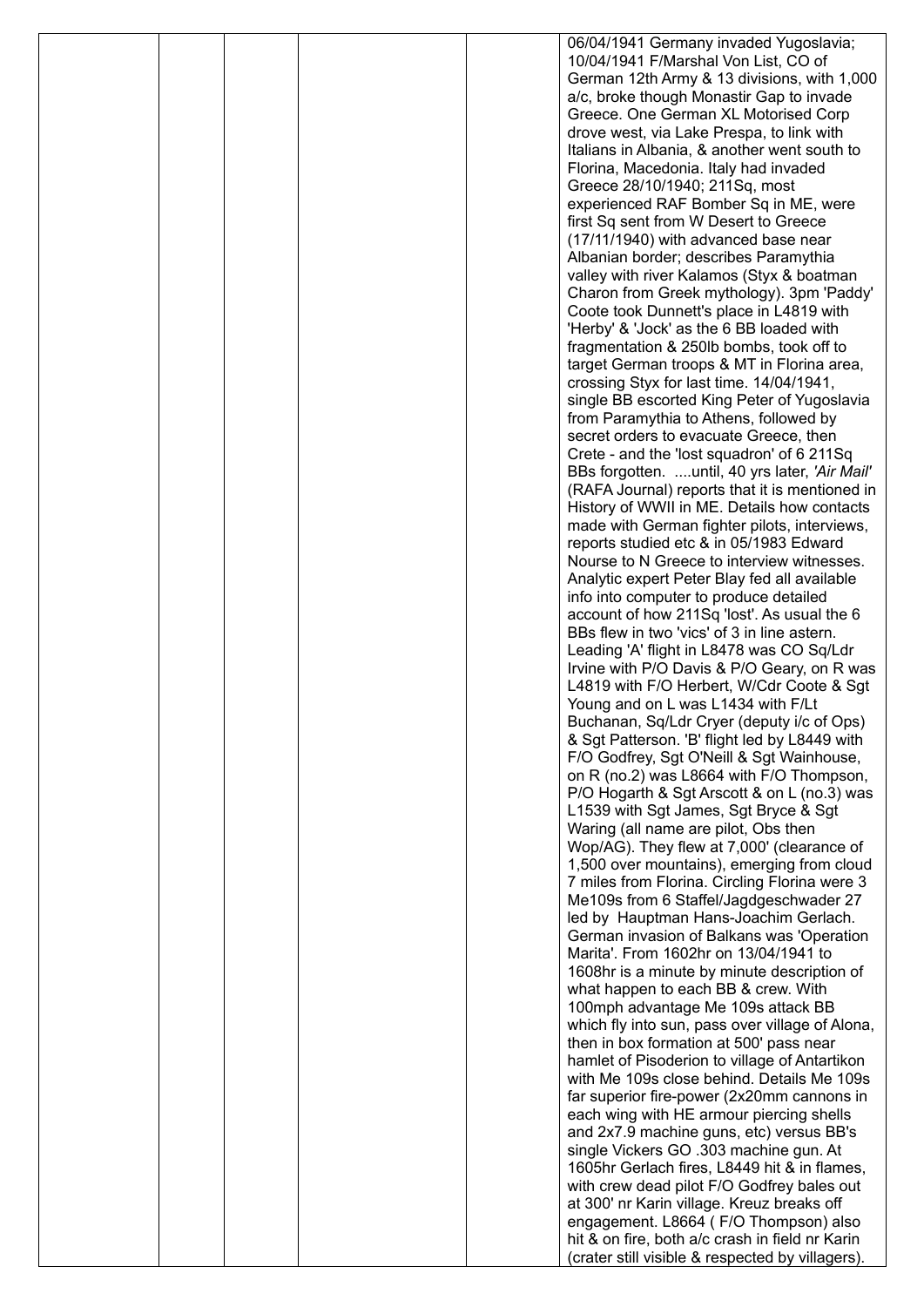| | | | | | |
|---|---|---|---|---|---|
| | | | | | 06/04/1941 Germany invaded Yugoslavia; 10/04/1941 F/Marshal Von List, CO of German 12th Army & 13 divisions, with 1,000 a/c, broke though Monastir Gap to invade Greece. One German XL Motorised Corp drove west, via Lake Prespa, to link with Italians in Albania, & another went south to Florina, Macedonia. Italy had invaded Greece 28/10/1940; 211Sq, most experienced RAF Bomber Sq in ME, were first Sq sent from W Desert to Greece (17/11/1940) with advanced base near Albanian border; describes Paramythia valley with river Kalamos (Styx & boatman Charon from Greek mythology). 3pm 'Paddy' Coote took Dunnett's place in L4819 with 'Herby' & 'Jock' as the 6 BB loaded with fragmentation & 250lb bombs, took off to target German troops & MT in Florina area, crossing Styx for last time. 14/04/1941, single BB escorted King Peter of Yugoslavia from Paramythia to Athens, followed by secret orders to evacuate Greece, then Crete - and the 'lost squadron' of 6 211Sq BBs forgotten. ....until, 40 yrs later, *'Air Mail'* (RAFA Journal) reports that it is mentioned in History of WWII in ME. Details how contacts made with German fighter pilots, interviews, reports studied etc & in 05/1983 Edward Nourse to N Greece to interview witnesses. Analytic expert Peter Blay fed all available info into computer to produce detailed account of how 211Sq 'lost'. As usual the 6 BBs flew in two 'vics' of 3 in line astern. Leading 'A' flight in L8478 was CO Sq/Ldr Irvine with P/O Davis & P/O Geary, on R was L4819 with F/O Herbert, W/Cdr Coote & Sgt Young and on L was L1434 with F/Lt Buchanan, Sq/Ldr Cryer (deputy i/c of Ops) & Sgt Patterson. 'B' flight led by L8449 with F/O Godfrey, Sgt O'Neill & Sgt Wainhouse, on R (no.2) was L8664 with F/O Thompson, P/O Hogarth & Sgt Arscott & on L (no.3) was L1539 with Sgt James, Sgt Bryce & Sgt Waring (all name are pilot, Obs then Wop/AG). They flew at 7,000' (clearance of 1,500 over mountains), emerging from cloud 7 miles from Florina. Circling Florina were 3 Me109s from 6 Staffel/Jagdgeschwader 27 led by Hauptman Hans-Joachim Gerlach. German invasion of Balkans was 'Operation Marita'. From 1602hr on 13/04/1941 to 1608hr is a minute by minute description of what happen to each BB & crew. With 100mph advantage Me 109s attack BB which fly into sun, pass over village of Alona, then in box formation at 500' pass near hamlet of Pisoderion to village of Antartikon with Me 109s close behind. Details Me 109s far superior fire-power (2x20mm cannons in each wing with HE armour piercing shells and 2x7.9 machine guns, etc) versus BB's single Vickers GO .303 machine gun. At 1605hr Gerlach fires, L8449 hit & in flames, with crew dead pilot F/O Godfrey bales out at 300' nr Karin village. Kreuz breaks off engagement. L8664 ( F/O Thompson) also hit & on fire, both a/c crash in field nr Karin (crater still visible & respected by villagers). |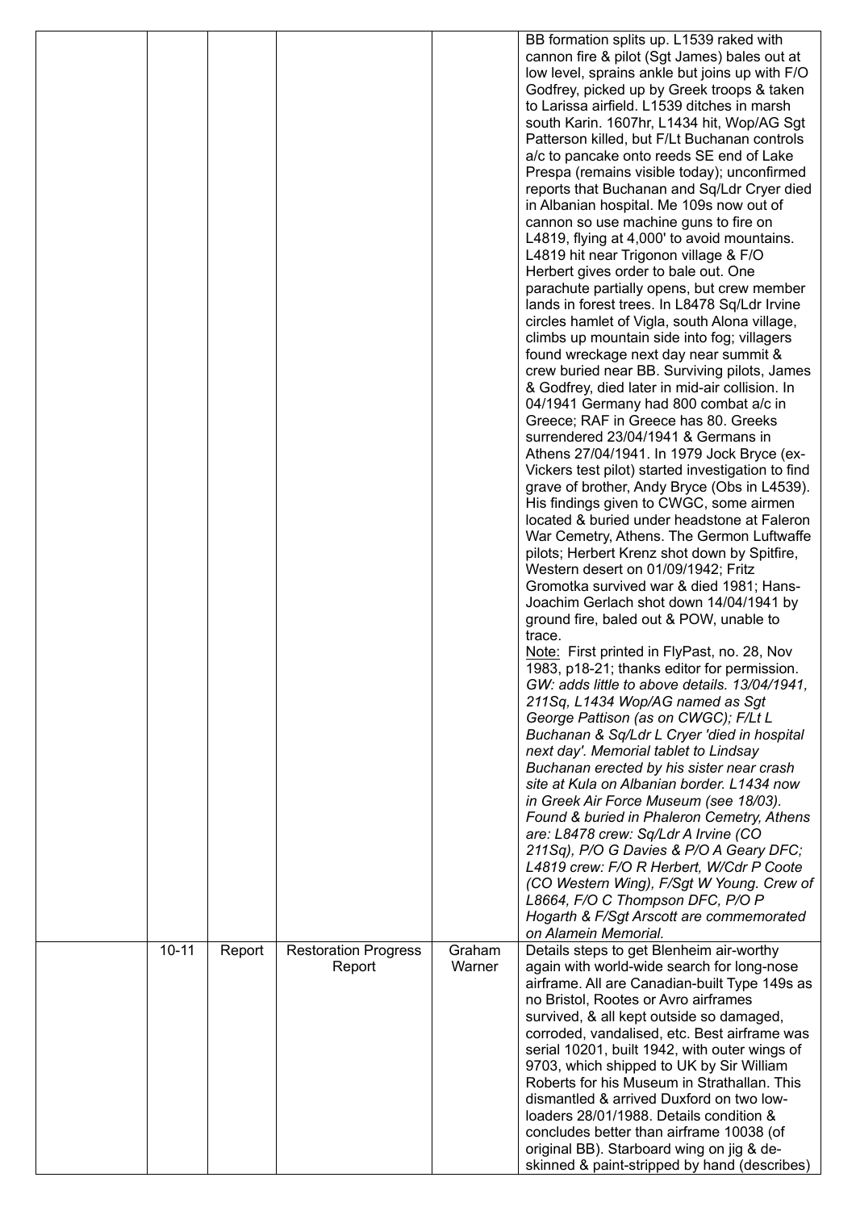|  |  |  |  |  |  |
|---|---|---|---|---|---|
|  |  |  |  |  | BB formation splits up. L1539 raked with cannon fire & pilot (Sgt James) bales out at low level, sprains ankle but joins up with F/O Godfrey, picked up by Greek troops & taken to Larissa airfield. L1539 ditches in marsh south Karin. 1607hr, L1434 hit, Wop/AG Sgt Patterson killed, but F/Lt Buchanan controls a/c to pancake onto reeds SE end of Lake Prespa (remains visible today); unconfirmed reports that Buchanan and Sq/Ldr Cryer died in Albanian hospital. Me 109s now out of cannon so use machine guns to fire on L4819, flying at 4,000' to avoid mountains. L4819 hit near Trigonon village & F/O Herbert gives order to bale out. One parachute partially opens, but crew member lands in forest trees. In L8478 Sq/Ldr Irvine circles hamlet of Vigla, south Alona village, climbs up mountain side into fog; villagers found wreckage next day near summit & crew buried near BB. Surviving pilots, James & Godfrey, died later in mid-air collision. In 04/1941 Germany had 800 combat a/c in Greece; RAF in Greece has 80. Greeks surrendered 23/04/1941 & Germans in Athens 27/04/1941. In 1979 Jock Bryce (ex-Vickers test pilot) started investigation to find grave of brother, Andy Bryce (Obs in L4539). His findings given to CWGC, some airmen located & buried under headstone at Faleron War Cemetry, Athens. The Germon Luftwaffe pilots; Herbert Krenz shot down by Spitfire, Western desert on 01/09/1942; Fritz Gromotka survived war & died 1981; Hans-Joachim Gerlach shot down 14/04/1941 by ground fire, baled out & POW, unable to trace.<br>Note: First printed in FlyPast, no. 28, Nov 1983, p18-21; thanks editor for permission.<br>*GW: adds little to above details. 13/04/1941, 211Sq, L1434 Wop/AG named as Sgt George Pattison (as on CWGC); F/Lt L Buchanan & Sq/Ldr L Cryer 'died in hospital next day'. Memorial tablet to Lindsay Buchanan erected by his sister near crash site at Kula on Albanian border. L1434 now in Greek Air Force Museum (see 18/03). Found & buried in Phaleron Cemetry, Athens are: L8478 crew: Sq/Ldr A Irvine (CO 211Sq), P/O G Davies & P/O A Geary DFC; L4819 crew: F/O R Herbert, W/Cdr P Coote (CO Western Wing), F/Sgt W Young. Crew of L8664, F/O C Thompson DFC, P/O P Hogarth & F/Sgt Arscott are commemorated on Alamein Memorial.* |
|  | 10-11 | Report | Restoration Progress Report | Graham Warner | Details steps to get Blenheim air-worthy again with world-wide search for long-nose airframe. All are Canadian-built Type 149s as no Bristol, Rootes or Avro airframes survived, & all kept outside so damaged, corroded, vandalised, etc. Best airframe was serial 10201, built 1942, with outer wings of 9703, which shipped to UK by Sir William Roberts for his Museum in Strathallan. This dismantled & arrived Duxford on two low-loaders 28/01/1988. Details condition & concludes better than airframe 10038 (of original BB). Starboard wing on jig & de-skinned & paint-stripped by hand (describes) |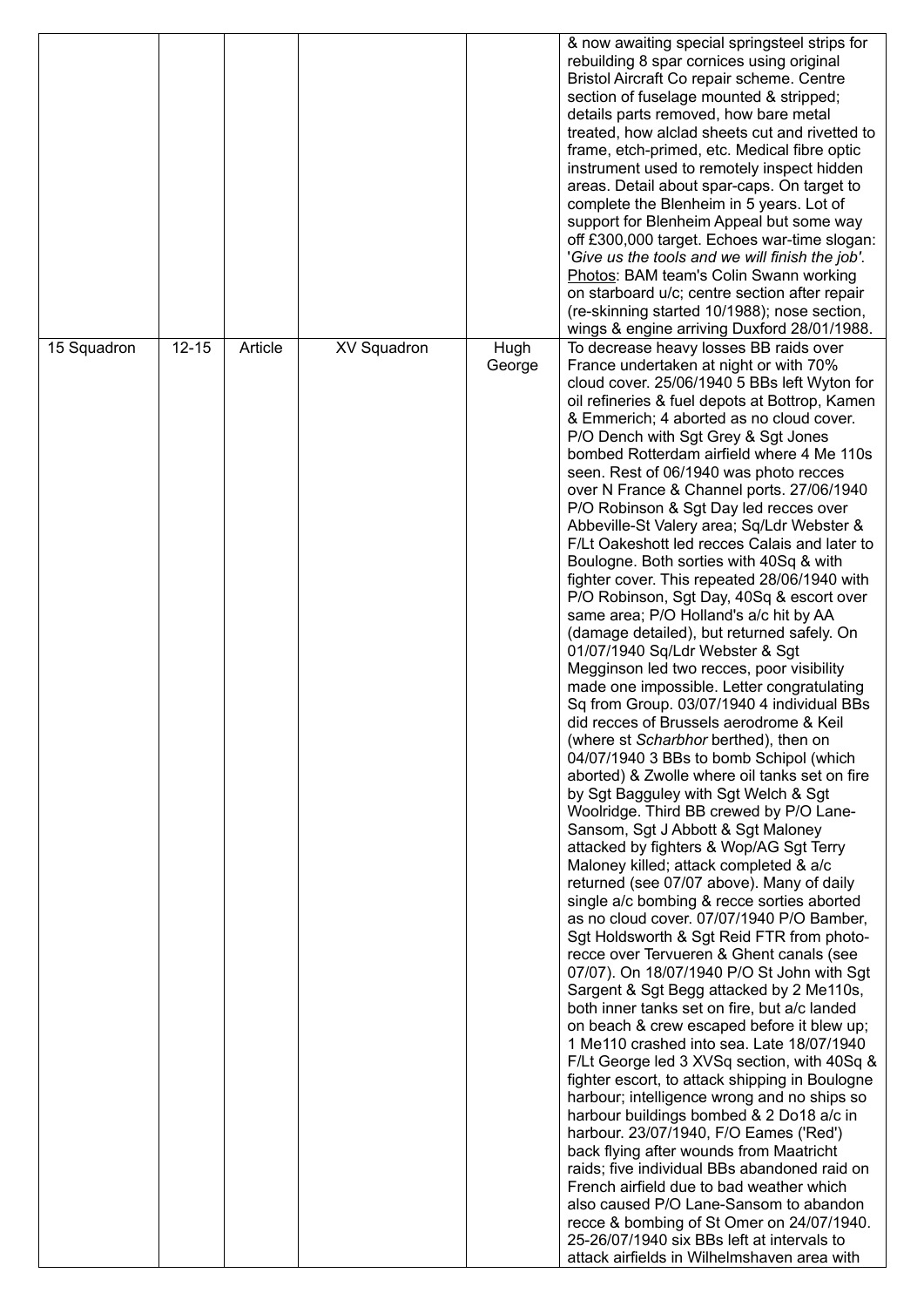| | | | | | |
|---|---|---|---|---|---|
| | | | | | & now awaiting special springsteel strips for rebuilding 8 spar cornices using original Bristol Aircraft Co repair scheme. Centre section of fuselage mounted & stripped; details parts removed, how bare metal treated, how alclad sheets cut and rivetted to frame, etch-primed, etc. Medical fibre optic instrument used to remotely inspect hidden areas. Detail about spar-caps. On target to complete the Blenheim in 5 years. Lot of support for Blenheim Appeal but some way off £300,000 target. Echoes war-time slogan: '*Give us the tools and we will finish the job'*. Photos: BAM team's Colin Swann working on starboard u/c; centre section after repair (re-skinning started 10/1988); nose section, wings & engine arriving Duxford 28/01/1988. |
| 15 Squadron | 12-15 | Article | XV Squadron | Hugh George | To decrease heavy losses BB raids over France undertaken at night or with 70% cloud cover. 25/06/1940 5 BBs left Wyton for oil refineries & fuel depots at Bottrop, Kamen & Emmerich; 4 aborted as no cloud cover. P/O Dench with Sgt Grey & Sgt Jones bombed Rotterdam airfield where 4 Me 110s seen. Rest of 06/1940 was photo recces over N France & Channel ports. 27/06/1940 P/O Robinson & Sgt Day led recces over Abbeville-St Valery area; Sq/Ldr Webster & F/Lt Oakeshott led recces Calais and later to Boulogne. Both sorties with 40Sq & with fighter cover. This repeated 28/06/1940 with P/O Robinson, Sgt Day, 40Sq & escort over same area; P/O Holland's a/c hit by AA (damage detailed), but returned safely. On 01/07/1940 Sq/Ldr Webster & Sgt Megginson led two recces, poor visibility made one impossible. Letter congratulating Sq from Group. 03/07/1940 4 individual BBs did recces of Brussels aerodrome & Keil (where st *Scharbhor* berthed), then on 04/07/1940 3 BBs to bomb Schipol (which aborted) & Zwolle where oil tanks set on fire by Sgt Bagguley with Sgt Welch & Sgt Woolridge. Third BB crewed by P/O Lane-Sansom, Sgt J Abbott & Sgt Maloney attacked by fighters & Wop/AG Sgt Terry Maloney killed; attack completed & a/c returned (see 07/07 above). Many of daily single a/c bombing & recce sorties aborted as no cloud cover. 07/07/1940 P/O Bamber, Sgt Holdsworth & Sgt Reid FTR from photo-recce over Tervueren & Ghent canals (see 07/07). On 18/07/1940 P/O St John with Sgt Sargent & Sgt Begg attacked by 2 Me110s, both inner tanks set on fire, but a/c landed on beach & crew escaped before it blew up; 1 Me110 crashed into sea. Late 18/07/1940 F/Lt George led 3 XVSq section, with 40Sq & fighter escort, to attack shipping in Boulogne harbour; intelligence wrong and no ships so harbour buildings bombed & 2 Do18 a/c in harbour. 23/07/1940, F/O Eames ('Red') back flying after wounds from Maatricht raids; five individual BBs abandoned raid on French airfield due to bad weather which also caused P/O Lane-Sansom to abandon recce & bombing of St Omer on 24/07/1940. 25-26/07/1940 six BBs left at intervals to attack airfields in Wilhelmshaven area with |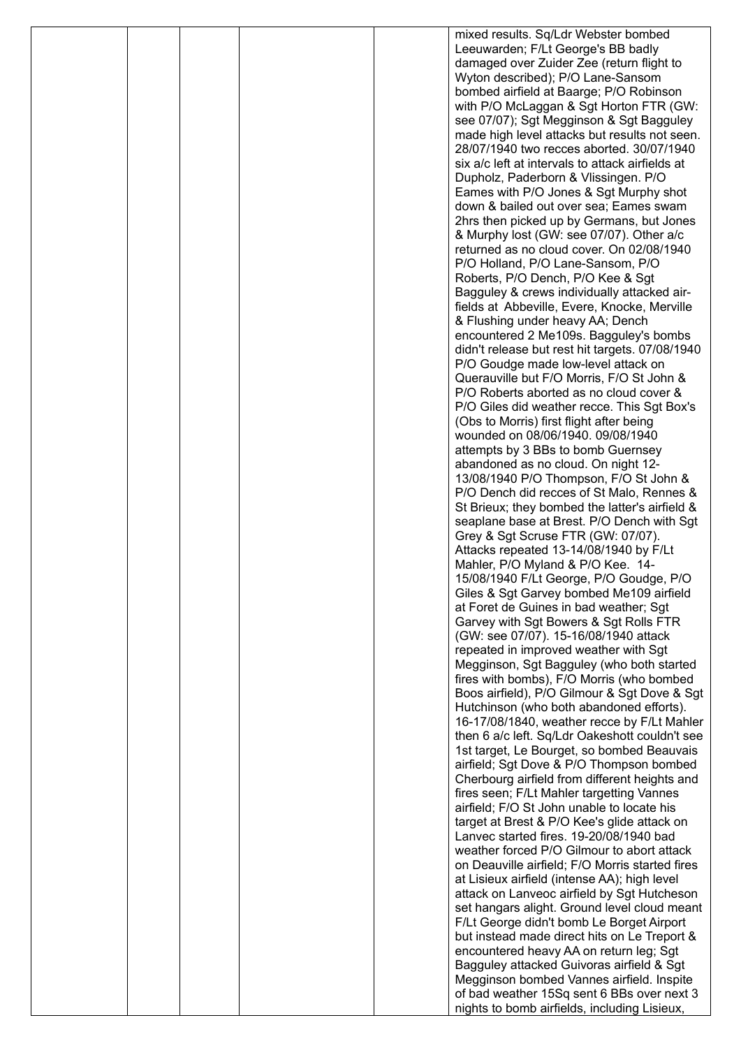|  |  |  |  |  | mixed results. Sq/Ldr Webster bombed Leeuwarden; F/Lt George's BB badly damaged over Zuider Zee (return flight to Wyton described); P/O Lane-Sansom bombed airfield at Baarge; P/O Robinson with P/O McLaggan & Sgt Horton FTR (GW: see 07/07); Sgt Megginson & Sgt Bagguley made high level attacks but results not seen. 28/07/1940 two recces aborted. 30/07/1940 six a/c left at intervals to attack airfields at Dupholz, Paderborn & Vlissingen. P/O Eames with P/O Jones & Sgt Murphy shot down & bailed out over sea; Eames swam 2hrs then picked up by Germans, but Jones & Murphy lost (GW: see 07/07). Other a/c returned as no cloud cover. On 02/08/1940 P/O Holland, P/O Lane-Sansom, P/O Roberts, P/O Dench, P/O Kee & Sgt Bagguley & crews individually attacked air-fields at Abbeville, Evere, Knocke, Merville & Flushing under heavy AA; Dench encountered 2 Me109s. Bagguley's bombs didn't release but rest hit targets. 07/08/1940 P/O Goudge made low-level attack on Querauville but F/O Morris, F/O St John & P/O Roberts aborted as no cloud cover & P/O Giles did weather recce. This Sgt Box's (Obs to Morris) first flight after being wounded on 08/06/1940. 09/08/1940 attempts by 3 BBs to bomb Guernsey abandoned as no cloud. On night 12-13/08/1940 P/O Thompson, F/O St John & P/O Dench did recces of St Malo, Rennes & St Brieux; they bombed the latter's airfield & seaplane base at Brest. P/O Dench with Sgt Grey & Sgt Scruse FTR (GW: 07/07). Attacks repeated 13-14/08/1940 by F/Lt Mahler, P/O Myland & P/O Kee. 14-15/08/1940 F/Lt George, P/O Goudge, P/O Giles & Sgt Garvey bombed Me109 airfield at Foret de Guines in bad weather; Sgt Garvey with Sgt Bowers & Sgt Rolls FTR (GW: see 07/07). 15-16/08/1940 attack repeated in improved weather with Sgt Megginson, Sgt Bagguley (who both started fires with bombs), F/O Morris (who bombed Boos airfield), P/O Gilmour & Sgt Dove & Sgt Hutchinson (who both abandoned efforts). 16-17/08/1840, weather recce by F/Lt Mahler then 6 a/c left. Sq/Ldr Oakeshott couldn't see 1st target, Le Bourget, so bombed Beauvais airfield; Sgt Dove & P/O Thompson bombed Cherbourg airfield from different heights and fires seen; F/Lt Mahler targetting Vannes airfield; F/O St John unable to locate his target at Brest & P/O Kee's glide attack on Lanvec started fires. 19-20/08/1940 bad weather forced P/O Gilmour to abort attack on Deauville airfield; F/O Morris started fires at Lisieux airfield (intense AA); high level attack on Lanveoc airfield by Sgt Hutcheson set hangars alight. Ground level cloud meant F/Lt George didn't bomb Le Borget Airport but instead made direct hits on Le Treport & encountered heavy AA on return leg; Sgt Bagguley attacked Guivoras airfield & Sgt Megginson bombed Vannes airfield. Inspite of bad weather 15Sq sent 6 BBs over next 3 nights to bomb airfields, including Lisieux, |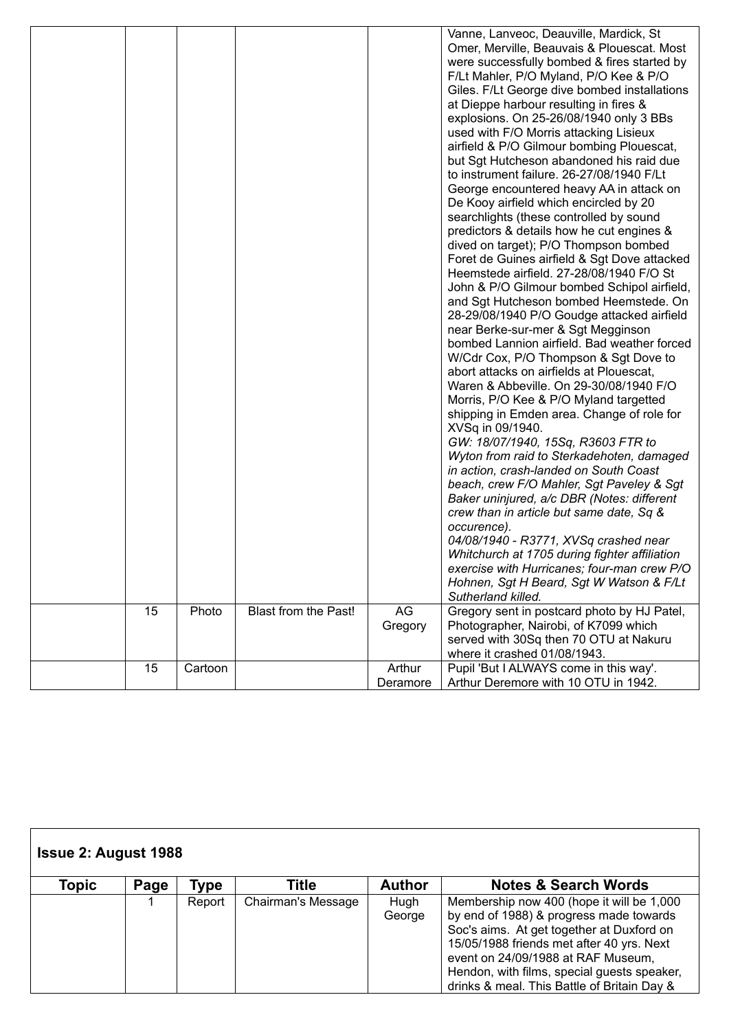| | | | | | Vanne, Lanveoc, Deauville, Mardick, St Omer, Merville, Beauvais & Plouescat. Most were successfully bombed & fires started by F/Lt Mahler, P/O Myland, P/O Kee & P/O Giles. F/Lt George dive bombed installations at Dieppe harbour resulting in fires & explosions. On 25-26/08/1940 only 3 BBs used with F/O Morris attacking Lisieux airfield & P/O Gilmour bombing Plouescat, but Sgt Hutcheson abandoned his raid due to instrument failure. 26-27/08/1940 F/Lt George encountered heavy AA in attack on De Kooy airfield which encircled by 20 searchlights (these controlled by sound predictors & details how he cut engines & dived on target); P/O Thompson bombed Foret de Guines airfield & Sgt Dove attacked Heemstede airfield. 27-28/08/1940 F/O St John & P/O Gilmour bombed Schipol airfield, and Sgt Hutcheson bombed Heemstede. On 28-29/08/1940 P/O Goudge attacked airfield near Berke-sur-mer & Sgt Megginson bombed Lannion airfield. Bad weather forced W/Cdr Cox, P/O Thompson & Sgt Dove to abort attacks on airfields at Plouescat, Waren & Abbeville. On 29-30/08/1940 F/O Morris, P/O Kee & P/O Myland targetted shipping in Emden area. Change of role for XVSq in 09/1940. *GW: 18/07/1940, 15Sq, R3603 FTR to Wyton from raid to Sterkadehoten, damaged in action, crash-landed on South Coast beach, crew F/O Mahler, Sgt Paveley & Sgt Baker uninjured, a/c DBR (Notes: different crew than in article but same date, Sq & occurence).* *04/08/1940 - R3771, XVSq crashed near Whitchurch at 1705 during fighter affiliation exercise with Hurricanes; four-man crew P/O Hohnen, Sgt H Beard, Sgt W Watson & F/Lt Sutherland killed.* |
|---|---|---|---|---|---|
| | 15 | Photo | Blast from the Past! | AG Gregory | Gregory sent in postcard photo by HJ Patel, Photographer, Nairobi, of K7099 which served with 30Sq then 70 OTU at Nakuru where it crashed 01/08/1943. |
| | 15 | Cartoon | | Arthur Deramore | Pupil 'But I ALWAYS come in this way'. Arthur Deremore with 10 OTU in 1942. |

**Issue 2: August 1988**

| Topic | Page | Type | Title | Author | Notes & Search Words |
|---|---|---|---|---|---|
| | 1 | Report | Chairman's Message | Hugh George | Membership now 400 (hope it will be 1,000 by end of 1988) & progress made towards Soc's aims. At get together at Duxford on 15/05/1988 friends met after 40 yrs. Next event on 24/09/1988 at RAF Museum, Hendon, with films, special guests speaker, drinks & meal. This Battle of Britain Day & |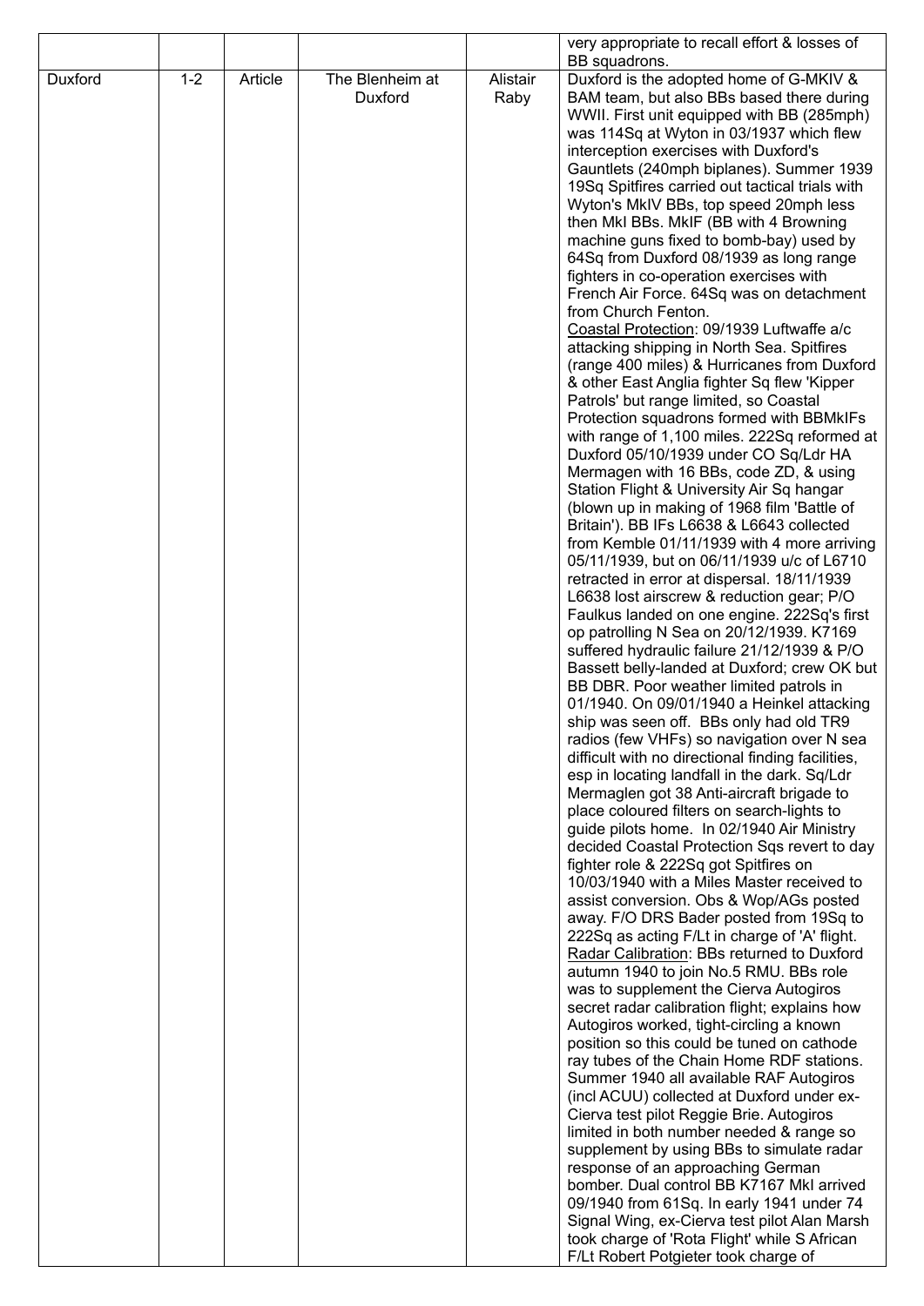| | | | | | |
|---|---|---|---|---|---|
| | | | | | very appropriate to recall effort & losses of BB squadrons. |
| Duxford | 1-2 | Article | The Blenheim at Duxford | Alistair Raby | Duxford is the adopted home of G-MKIV & BAM team, but also BBs based there during WWII. First unit equipped with BB (285mph) was 114Sq at Wyton in 03/1937 which flew interception exercises with Duxford's Gauntlets (240mph biplanes). Summer 1939 19Sq Spitfires carried out tactical trials with Wyton's MkIV BBs, top speed 20mph less then MkI BBs. MkIF (BB with 4 Browning machine guns fixed to bomb-bay) used by 64Sq from Duxford 08/1939 as long range fighters in co-operation exercises with French Air Force. 64Sq was on detachment from Church Fenton.<br>Coastal Protection: 09/1939 Luftwaffe a/c attacking shipping in North Sea. Spitfires (range 400 miles) & Hurricanes from Duxford & other East Anglia fighter Sq flew 'Kipper Patrols' but range limited, so Coastal Protection squadrons formed with BBMkIFs with range of 1,100 miles. 222Sq reformed at Duxford 05/10/1939 under CO Sq/Ldr HA Mermagen with 16 BBs, code ZD, & using Station Flight & University Air Sq hangar (blown up in making of 1968 film 'Battle of Britain'). BB IFs L6638 & L6643 collected from Kemble 01/11/1939 with 4 more arriving 05/11/1939, but on 06/11/1939 u/c of L6710 retracted in error at dispersal. 18/11/1939 L6638 lost airscrew & reduction gear; P/O Faulkus landed on one engine. 222Sq's first op patrolling N Sea on 20/12/1939. K7169 suffered hydraulic failure 21/12/1939 & P/O Bassett belly-landed at Duxford; crew OK but BB DBR. Poor weather limited patrols in 01/1940. On 09/01/1940 a Heinkel attacking ship was seen off. BBs only had old TR9 radios (few VHFs) so navigation over N sea difficult with no directional finding facilities, esp in locating landfall in the dark. Sq/Ldr Mermaglen got 38 Anti-aircraft brigade to place coloured filters on search-lights to guide pilots home. In 02/1940 Air Ministry decided Coastal Protection Sqs revert to day fighter role & 222Sq got Spitfires on 10/03/1940 with a Miles Master received to assist conversion. Obs & Wop/AGs posted away. F/O DRS Bader posted from 19Sq to 222Sq as acting F/Lt in charge of 'A' flight.<br>Radar Calibration: BBs returned to Duxford autumn 1940 to join No.5 RMU. BBs role was to supplement the Cierva Autogiros secret radar calibration flight; explains how Autogiros worked, tight-circling a known position so this could be tuned on cathode ray tubes of the Chain Home RDF stations. Summer 1940 all available RAF Autogiros (incl ACUU) collected at Duxford under ex-Cierva test pilot Reggie Brie. Autogiros limited in both number needed & range so supplement by using BBs to simulate radar response of an approaching German bomber. Dual control BB K7167 MkI arrived 09/1940 from 61Sq. In early 1941 under 74 Signal Wing, ex-Cierva test pilot Alan Marsh took charge of 'Rota Flight' while S African F/Lt Robert Potgieter took charge of |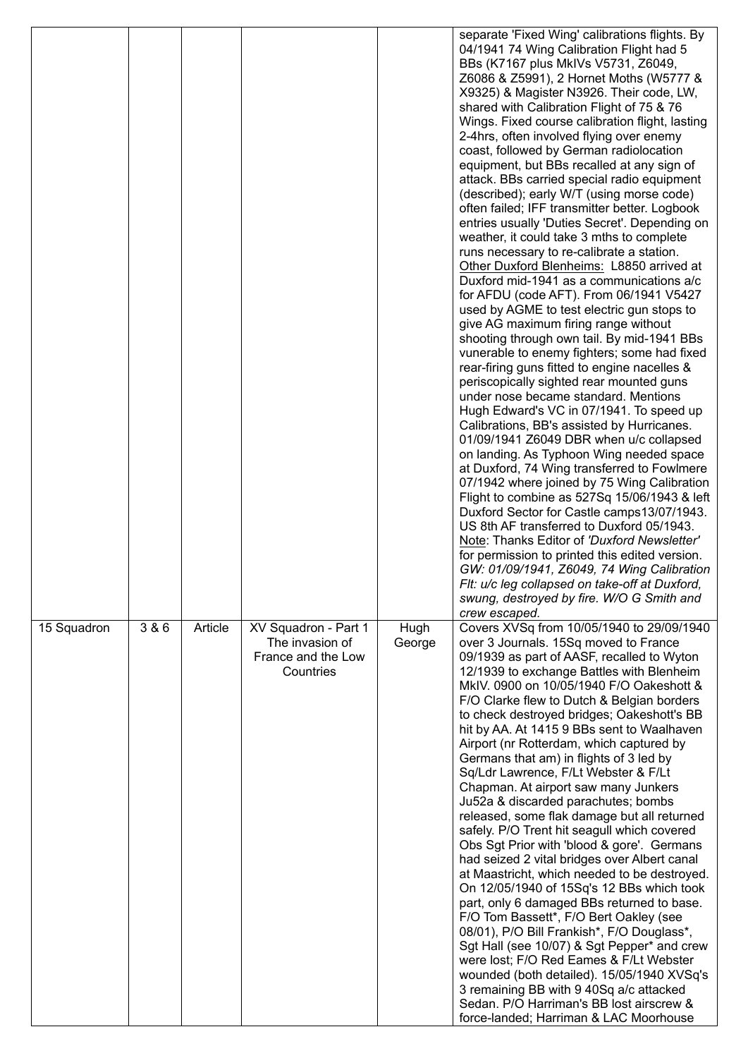| | | | | | |
|---|---|---|---|---|---|
| | | | | | separate 'Fixed Wing' calibrations flights. By 04/1941 74 Wing Calibration Flight had 5 BBs (K7167 plus MkIVs V5731, Z6049, Z6086 & Z5991), 2 Hornet Moths (W5777 & X9325) & Magister N3926. Their code, LW, shared with Calibration Flight of 75 & 76 Wings. Fixed course calibration flight, lasting 2-4hrs, often involved flying over enemy coast, followed by German radiolocation equipment, but BBs recalled at any sign of attack. BBs carried special radio equipment (described); early W/T (using morse code) often failed; IFF transmitter better. Logbook entries usually 'Duties Secret'. Depending on weather, it could take 3 mths to complete runs necessary to re-calibrate a station. <u>Other Duxford Blenheims:</u> L8850 arrived at Duxford mid-1941 as a communications a/c for AFDU (code AFT). From 06/1941 V5427 used by AGME to test electric gun stops to give AG maximum firing range without shooting through own tail. By mid-1941 BBs vunerable to enemy fighters; some had fixed rear-firing guns fitted to engine nacelles & periscopically sighted rear mounted guns under nose became standard. Mentions Hugh Edward's VC in 07/1941. To speed up Calibrations, BB's assisted by Hurricanes. 01/09/1941 Z6049 DBR when u/c collapsed on landing. As Typhoon Wing needed space at Duxford, 74 Wing transferred to Fowlmere 07/1942 where joined by 75 Wing Calibration Flight to combine as 527Sq 15/06/1943 & left Duxford Sector for Castle camps13/07/1943. US 8th AF transferred to Duxford 05/1943. <u>Note</u>: Thanks Editor of *'Duxford Newsletter'* for permission to printed this edited version. *GW: 01/09/1941, Z6049, 74 Wing Calibration Flt: u/c leg collapsed on take-off at Duxford, swung, destroyed by fire. W/O G Smith and crew escaped.* |
| 15 Squadron | 3 & 6 | Article | XV Squadron - Part 1 The invasion of France and the Low Countries | Hugh George | Covers XVSq from 10/05/1940 to 29/09/1940 over 3 Journals. 15Sq moved to France 09/1939 as part of AASF, recalled to Wyton 12/1939 to exchange Battles with Blenheim MkIV. 0900 on 10/05/1940 F/O Oakeshott & F/O Clarke flew to Dutch & Belgian borders to check destroyed bridges; Oakeshott's BB hit by AA. At 1415 9 BBs sent to Waalhaven Airport (nr Rotterdam, which captured by Germans that am) in flights of 3 led by Sq/Ldr Lawrence, F/Lt Webster & F/Lt Chapman. At airport saw many Junkers Ju52a & discarded parachutes; bombs released, some flak damage but all returned safely. P/O Trent hit seagull which covered Obs Sgt Prior with 'blood & gore'. Germans had seized 2 vital bridges over Albert canal at Maastricht, which needed to be destroyed. On 12/05/1940 of 15Sq's 12 BBs which took part, only 6 damaged BBs returned to base. F/O Tom Bassett*, F/O Bert Oakley (see 08/01), P/O Bill Frankish*, F/O Douglass*, Sgt Hall (see 10/07) & Sgt Pepper* and crew were lost; F/O Red Eames & F/Lt Webster wounded (both detailed). 15/05/1940 XVSq's 3 remaining BB with 9 40Sq a/c attacked Sedan. P/O Harriman's BB lost airscrew & force-landed; Harriman & LAC Moorhouse |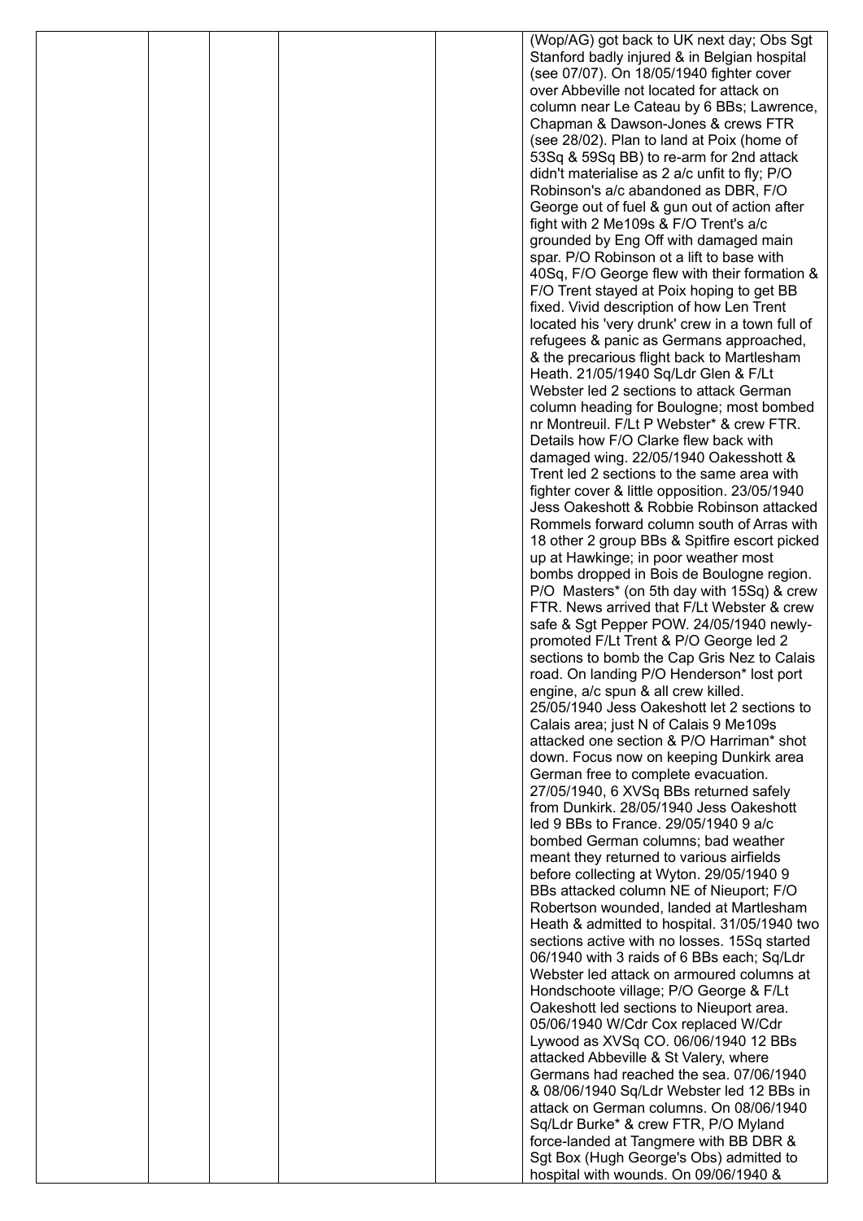| | | | | | |
|---|---|---|---|---|---|
| | | | | | (Wop/AG) got back to UK next day; Obs Sgt Stanford badly injured & in Belgian hospital (see 07/07). On 18/05/1940 fighter cover over Abbeville not located for attack on column near Le Cateau by 6 BBs; Lawrence, Chapman & Dawson-Jones & crews FTR (see 28/02). Plan to land at Poix (home of 53Sq & 59Sq BB) to re-arm for 2nd attack didn't materialise as 2 a/c unfit to fly; P/O Robinson's a/c abandoned as DBR, F/O George out of fuel & gun out of action after fight with 2 Me109s & F/O Trent's a/c grounded by Eng Off with damaged main spar. P/O Robinson ot a lift to base with 40Sq, F/O George flew with their formation & F/O Trent stayed at Poix hoping to get BB fixed. Vivid description of how Len Trent located his 'very drunk' crew in a town full of refugees & panic as Germans approached, & the precarious flight back to Martlesham Heath. 21/05/1940 Sq/Ldr Glen & F/Lt Webster led 2 sections to attack German column heading for Boulogne; most bombed nr Montreuil. F/Lt P Webster* & crew FTR. Details how F/O Clarke flew back with damaged wing. 22/05/1940 Oakesshott & Trent led 2 sections to the same area with fighter cover & little opposition. 23/05/1940 Jess Oakeshott & Robbie Robinson attacked Rommels forward column south of Arras with 18 other 2 group BBs & Spitfire escort picked up at Hawkinge; in poor weather most bombs dropped in Bois de Boulogne region. P/O Masters* (on 5th day with 15Sq) & crew FTR. News arrived that F/Lt Webster & crew safe & Sgt Pepper POW. 24/05/1940 newly-promoted F/Lt Trent & P/O George led 2 sections to bomb the Cap Gris Nez to Calais road. On landing P/O Henderson* lost port engine, a/c spun & all crew killed. 25/05/1940 Jess Oakeshott let 2 sections to Calais area; just N of Calais 9 Me109s attacked one section & P/O Harriman* shot down. Focus now on keeping Dunkirk area German free to complete evacuation. 27/05/1940, 6 XVSq BBs returned safely from Dunkirk. 28/05/1940 Jess Oakeshott led 9 BBs to France. 29/05/1940 9 a/c bombed German columns; bad weather meant they returned to various airfields before collecting at Wyton. 29/05/1940 9 BBs attacked column NE of Nieuport; F/O Robertson wounded, landed at Martlesham Heath & admitted to hospital. 31/05/1940 two sections active with no losses. 15Sq started 06/1940 with 3 raids of 6 BBs each; Sq/Ldr Webster led attack on armoured columns at Hondschoote village; P/O George & F/Lt Oakeshott led sections to Nieuport area. 05/06/1940 W/Cdr Cox replaced W/Cdr Lywood as XVSq CO. 06/06/1940 12 BBs attacked Abbeville & St Valery, where Germans had reached the sea. 07/06/1940 & 08/06/1940 Sq/Ldr Webster led 12 BBs in attack on German columns. On 08/06/1940 Sq/Ldr Burke* & crew FTR, P/O Myland force-landed at Tangmere with BB DBR & Sgt Box (Hugh George's Obs) admitted to hospital with wounds. On 09/06/1940 & |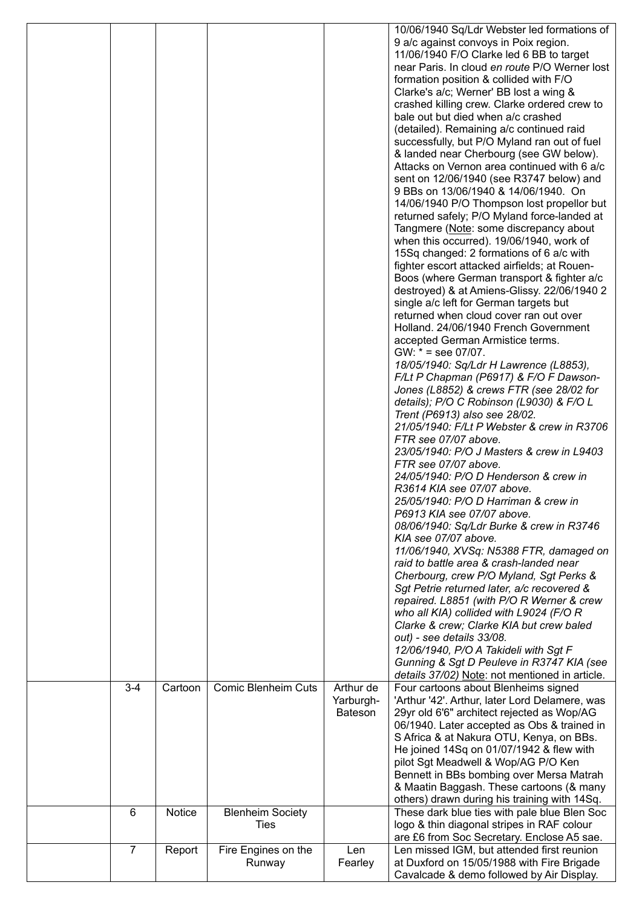| | | | | | |
|---|---|---|---|---|---|
| | | | | | 10/06/1940 Sq/Ldr Webster led formations of 9 a/c against convoys in Poix region. 11/06/1940 F/O Clarke led 6 BB to target near Paris. In cloud *en route* P/O Werner lost formation position & collided with F/O Clarke's a/c; Werner' BB lost a wing & crashed killing crew. Clarke ordered crew to bale out but died when a/c crashed (detailed). Remaining a/c continued raid successfully, but P/O Myland ran out of fuel & landed near Cherbourg (see GW below). Attacks on Vernon area continued with 6 a/c sent on 12/06/1940 (see R3747 below) and 9 BBs on 13/06/1940 & 14/06/1940. On 14/06/1940 P/O Thompson lost propellor but returned safely; P/O Myland force-landed at Tangmere (Note: some discrepancy about when this occurred). 19/06/1940, work of 15Sq changed: 2 formations of 6 a/c with fighter escort attacked airfields; at Rouen-Boos (where German transport & fighter a/c destroyed) & at Amiens-Glissy. 22/06/1940 2 single a/c left for German targets but returned when cloud cover ran out over Holland. 24/06/1940 French Government accepted German Armistice terms. GW: * = see 07/07. *18/05/1940: Sq/Ldr H Lawrence (L8853), F/Lt P Chapman (P6917) & F/O F Dawson-Jones (L8852) & crews FTR (see 28/02 for details); P/O C Robinson (L9030) & F/O L Trent (P6913) also see 28/02. 21/05/1940: F/Lt P Webster & crew in R3706 FTR see 07/07 above. 23/05/1940: P/O J Masters & crew in L9403 FTR see 07/07 above. 24/05/1940: P/O D Henderson & crew in R3614 KIA see 07/07 above. 25/05/1940: P/O D Harriman & crew in P6913 KIA see 07/07 above. 08/06/1940: Sq/Ldr Burke & crew in R3746 KIA see 07/07 above. 11/06/1940, XVSq: N5388 FTR, damaged on raid to battle area & crash-landed near Cherbourg, crew P/O Myland, Sgt Perks & Sgt Petrie returned later, a/c recovered & repaired. L8851 (with P/O R Werner & crew who all KIA) collided with L9024 (F/O R Clarke & crew; Clarke KIA but crew baled out) - see details 33/08. 12/06/1940, P/O A Takideli with Sgt F Gunning & Sgt D Peuleve in R3747 KIA (see details 37/02)* Note: not mentioned in article. |
| | 3-4 | Cartoon | Comic Blenheim Cuts | Arthur de Yarburgh-Bateson | Four cartoons about Blenheims signed 'Arthur '42'. Arthur, later Lord Delamere, was 29yr old 6'6" architect rejected as Wop/AG 06/1940. Later accepted as Obs & trained in S Africa & at Nakura OTU, Kenya, on BBs. He joined 14Sq on 01/07/1942 & flew with pilot Sgt Meadwell & Wop/AG P/O Ken Bennett in BBs bombing over Mersa Matrah & Maatin Baggash. These cartoons (& many others) drawn during his training with 14Sq. |
| | 6 | Notice | Blenheim Society Ties | | These dark blue ties with pale blue Blen Soc logo & thin diagonal stripes in RAF colour are £6 from Soc Secretary. Enclose A5 sae. |
| | 7 | Report | Fire Engines on the Runway | Len Fearley | Len missed IGM, but attended first reunion at Duxford on 15/05/1988 with Fire Brigade Cavalcade & demo followed by Air Display. |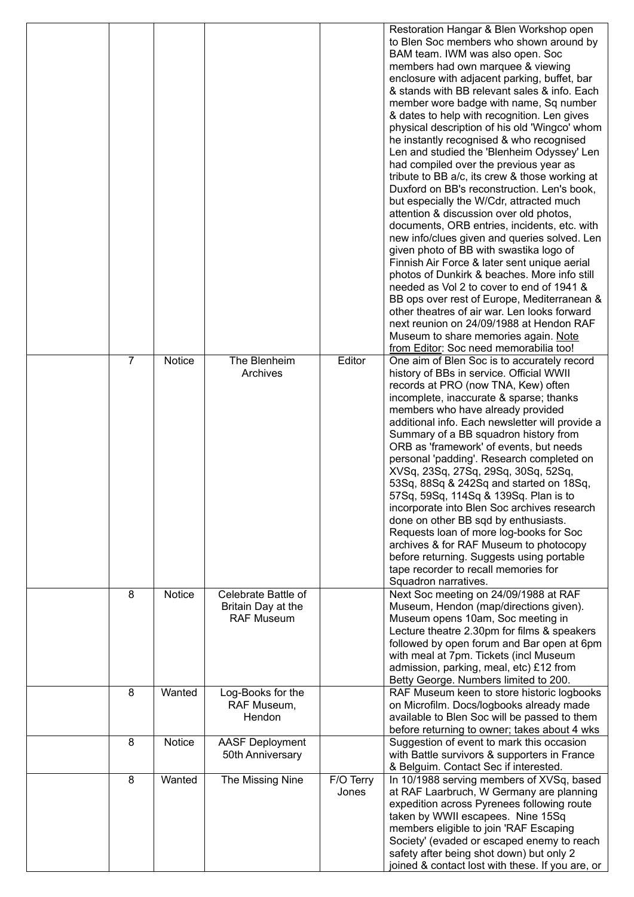| | | | | | |
|---|---|---|---|---|---|
| | | | | | Restoration Hangar & Blen Workshop open to Blen Soc members who shown around by BAM team. IWM was also open. Soc members had own marquee & viewing enclosure with adjacent parking, buffet, bar & stands with BB relevant sales & info. Each member wore badge with name, Sq number & dates to help with recognition. Len gives physical description of his old 'Wingco' whom he instantly recognised & who recognised Len and studied the 'Blenheim Odyssey' Len had compiled over the previous year as tribute to BB a/c, its crew & those working at Duxford on BB's reconstruction. Len's book, but especially the W/Cdr, attracted much attention & discussion over old photos, documents, ORB entries, incidents, etc. with new info/clues given and queries solved. Len given photo of BB with swastika logo of Finnish Air Force & later sent unique aerial photos of Dunkirk & beaches. More info still needed as Vol 2 to cover to end of 1941 & BB ops over rest of Europe, Mediterranean & other theatres of air war. Len looks forward next reunion on 24/09/1988 at Hendon RAF Museum to share memories again. Note from Editor: Soc need memorabilia too! |
| | 7 | Notice | The Blenheim Archives | Editor | One aim of Blen Soc is to accurately record history of BBs in service. Official WWII records at PRO (now TNA, Kew) often incomplete, inaccurate & sparse; thanks members who have already provided additional info. Each newsletter will provide a Summary of a BB squadron history from ORB as 'framework' of events, but needs personal 'padding'. Research completed on XVSq, 23Sq, 27Sq, 29Sq, 30Sq, 52Sq, 53Sq, 88Sq & 242Sq and started on 18Sq, 57Sq, 59Sq, 114Sq & 139Sq. Plan is to incorporate into Blen Soc archives research done on other BB sqd by enthusiasts. Requests loan of more log-books for Soc archives & for RAF Museum to photocopy before returning. Suggests using portable tape recorder to recall memories for Squadron narratives. |
| | 8 | Notice | Celebrate Battle of Britain Day at the RAF Museum | | Next Soc meeting on 24/09/1988 at RAF Museum, Hendon (map/directions given). Museum opens 10am, Soc meeting in Lecture theatre 2.30pm for films & speakers followed by open forum and Bar open at 6pm with meal at 7pm. Tickets (incl Museum admission, parking, meal, etc) £12 from Betty George. Numbers limited to 200. |
| | 8 | Wanted | Log-Books for the RAF Museum, Hendon | | RAF Museum keen to store historic logbooks on Microfilm. Docs/logbooks already made available to Blen Soc will be passed to them before returning to owner; takes about 4 wks |
| | 8 | Notice | AASF Deployment 50th Anniversary | | Suggestion of event to mark this occasion with Battle survivors & supporters in France & Belguim. Contact Sec if interested. |
| | 8 | Wanted | The Missing Nine | F/O Terry Jones | In 10/1988 serving members of XVSq, based at RAF Laarbruch, W Germany are planning expedition across Pyrenees following route taken by WWII escapees. Nine 15Sq members eligible to join 'RAF Escaping Society' (evaded or escaped enemy to reach safety after being shot down) but only 2 joined & contact lost with these. If you are, or |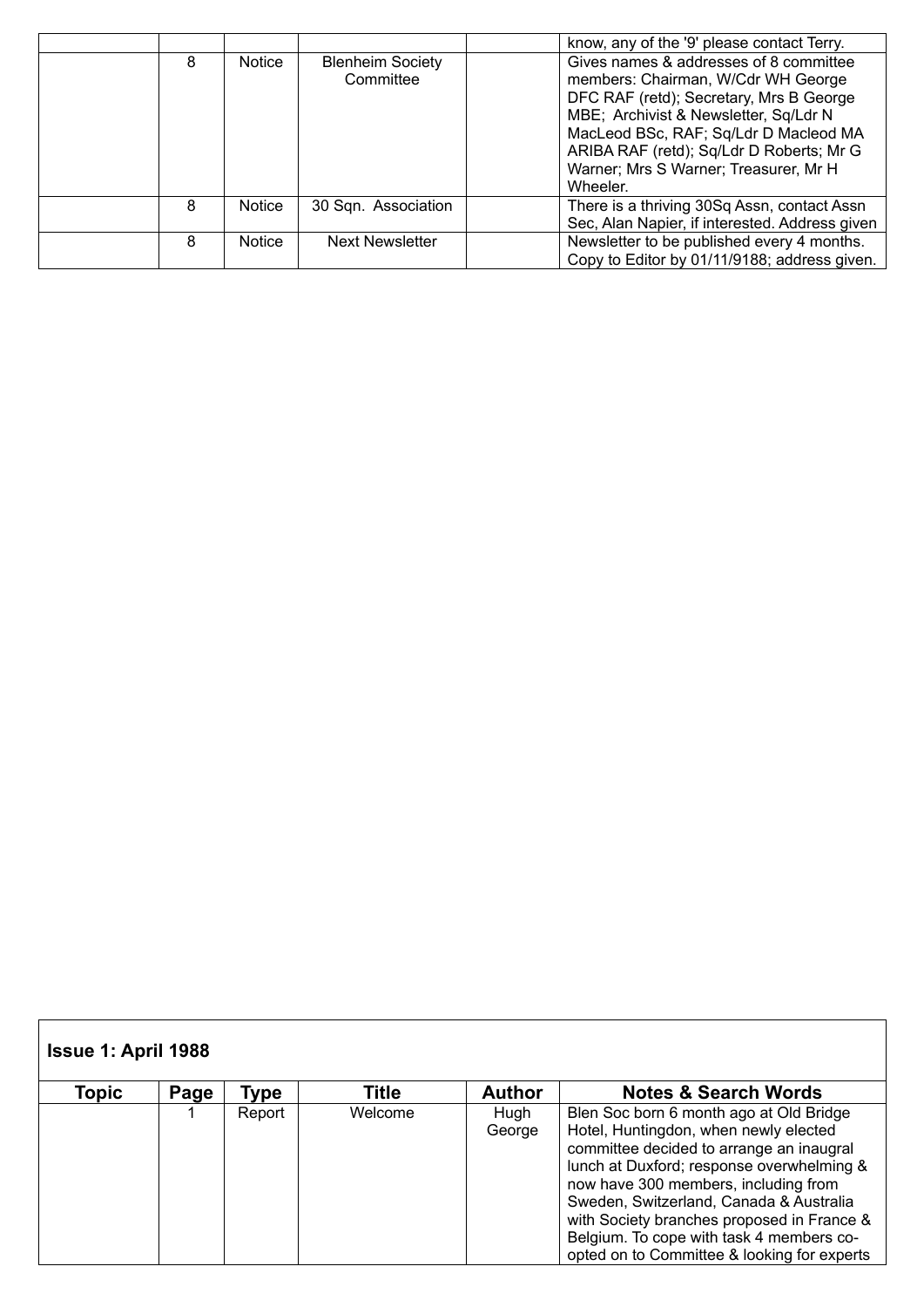| | | | | | |
|---|---|---|---|---|---|
| | | | | | know, any of the '9' please contact Terry. |
| | 8 | Notice | Blenheim Society Committee | | Gives names & addresses of 8 committee members: Chairman, W/Cdr WH George DFC RAF (retd); Secretary, Mrs B George MBE; Archivist & Newsletter, Sq/Ldr N MacLeod BSc, RAF; Sq/Ldr D Macleod MA ARIBA RAF (retd); Sq/Ldr D Roberts; Mr G Warner; Mrs S Warner; Treasurer, Mr H Wheeler. |
| | 8 | Notice | 30 Sqn. Association | | There is a thriving 30Sq Assn, contact Assn Sec, Alan Napier, if interested. Address given |
| | 8 | Notice | Next Newsletter | | Newsletter to be published every 4 months. Copy to Editor by 01/11/9188; address given. |

**Issue 1: April 1988**

| Topic | Page | Type | Title | Author | Notes & Search Words |
|---|---|---|---|---|---|
| | 1 | Report | Welcome | Hugh George | Blen Soc born 6 month ago at Old Bridge Hotel, Huntingdon, when newly elected committee decided to arrange an inaugral lunch at Duxford; response overwhelming & now have 300 members, including from Sweden, Switzerland, Canada & Australia with Society branches proposed in France & Belgium. To cope with task 4 members co-opted on to Committee & looking for experts |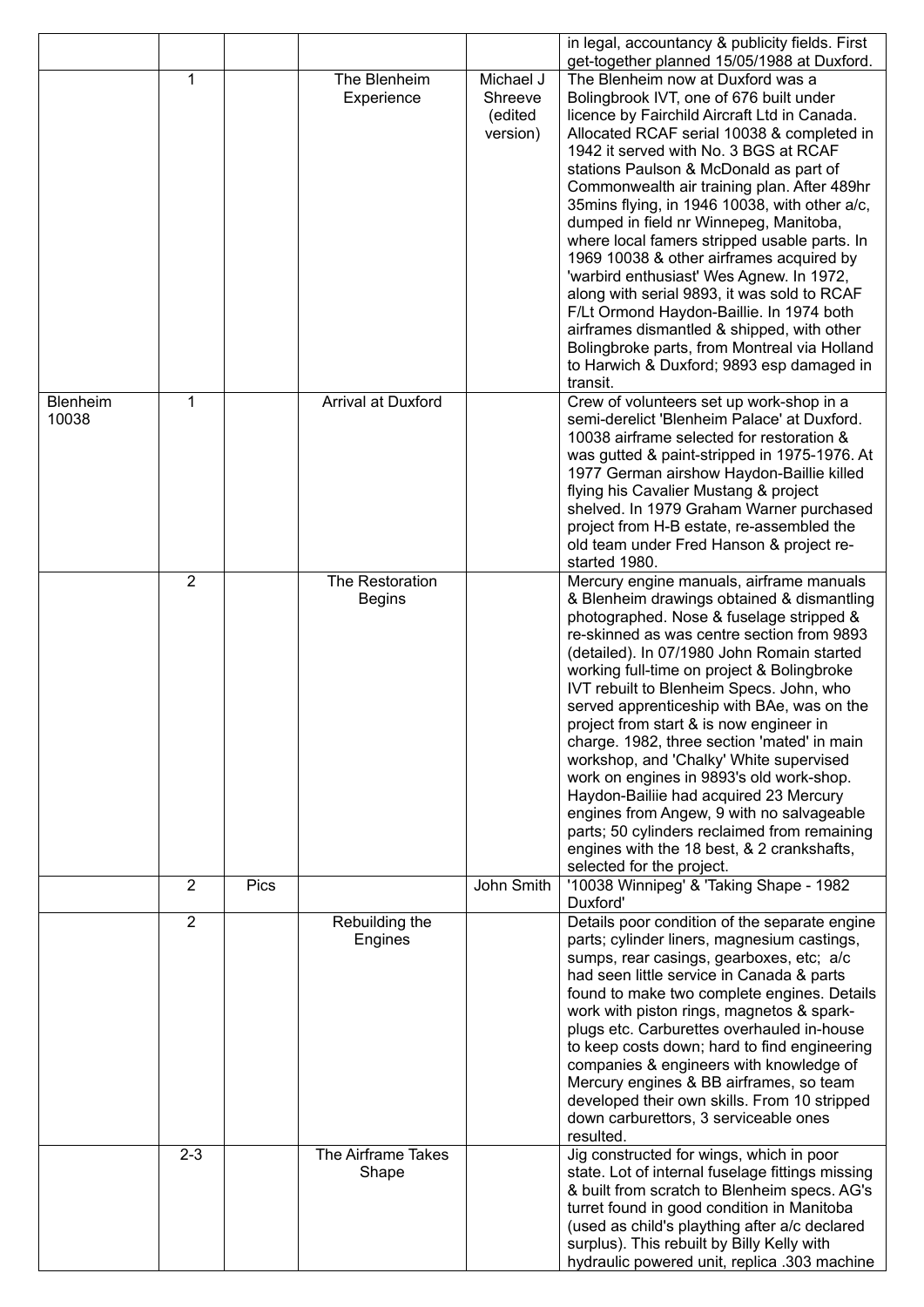| | | | | | |
|---|---|---|---|---|---|
| | | | | | in legal, accountancy & publicity fields. First get-together planned 15/05/1988 at Duxford. |
| | 1 | | The Blenheim Experience | Michael J Shreeve (edited version) | The Blenheim now at Duxford was a Bolingbrook IVT, one of 676 built under licence by Fairchild Aircraft Ltd in Canada. Allocated RCAF serial 10038 & completed in 1942 it served with No. 3 BGS at RCAF stations Paulson & McDonald as part of Commonwealth air training plan. After 489hr 35mins flying, in 1946 10038, with other a/c, dumped in field nr Winnepeg, Manitoba, where local famers stripped usable parts. In 1969 10038 & other airframes acquired by 'warbird enthusiast' Wes Agnew. In 1972, along with serial 9893, it was sold to RCAF F/Lt Ormond Haydon-Baillie. In 1974 both airframes dismantled & shipped, with other Bolingbroke parts, from Montreal via Holland to Harwich & Duxford; 9893 esp damaged in transit. |
| Blenheim 10038 | 1 | | Arrival at Duxford | | Crew of volunteers set up work-shop in a semi-derelict 'Blenheim Palace' at Duxford. 10038 airframe selected for restoration & was gutted & paint-stripped in 1975-1976. At 1977 German airshow Haydon-Baillie killed flying his Cavalier Mustang & project shelved. In 1979 Graham Warner purchased project from H-B estate, re-assembled the old team under Fred Hanson & project re-started 1980. |
| | 2 | | The Restoration Begins | | Mercury engine manuals, airframe manuals & Blenheim drawings obtained & dismantling photographed. Nose & fuselage stripped & re-skinned as was centre section from 9893 (detailed). In 07/1980 John Romain started working full-time on project & Bolingbroke IVT rebuilt to Blenheim Specs. John, who served apprenticeship with BAe, was on the project from start & is now engineer in charge. 1982, three section 'mated' in main workshop, and 'Chalky' White supervised work on engines in 9893's old work-shop. Haydon-Bailiie had acquired 23 Mercury engines from Angew, 9 with no salvageable parts; 50 cylinders reclaimed from remaining engines with the 18 best, & 2 crankshafts, selected for the project. |
| | 2 | Pics | | John Smith | '10038 Winnipeg' & 'Taking Shape - 1982 Duxford' |
| | 2 | | Rebuilding the Engines | | Details poor condition of the separate engine parts; cylinder liners, magnesium castings, sumps, rear casings, gearboxes, etc; a/c had seen little service in Canada & parts found to make two complete engines. Details work with piston rings, magnetos & spark-plugs etc. Carburettes overhauled in-house to keep costs down; hard to find engineering companies & engineers with knowledge of Mercury engines & BB airframes, so team developed their own skills. From 10 stripped down carburettors, 3 serviceable ones resulted. |
| | 2-3 | | The Airframe Takes Shape | | Jig constructed for wings, which in poor state. Lot of internal fuselage fittings missing & built from scratch to Blenheim specs. AG's turret found in good condition in Manitoba (used as child's plaything after a/c declared surplus). This rebuilt by Billy Kelly with hydraulic powered unit, replica .303 machine |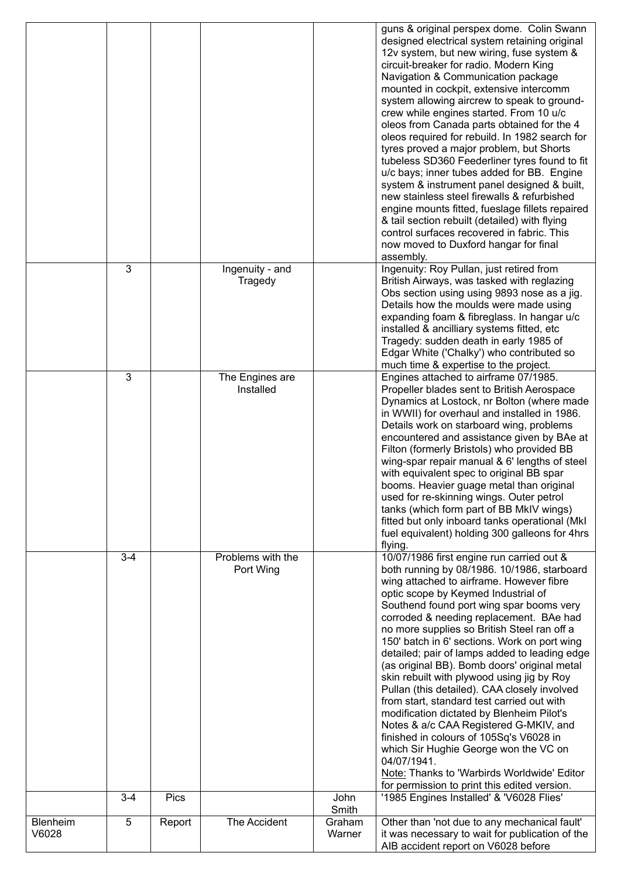| | | | | | |
|---|---|---|---|---|---|
| | | | | | guns & original perspex dome. Colin Swann designed electrical system retaining original 12v system, but new wiring, fuse system & circuit-breaker for radio. Modern King Navigation & Communication package mounted in cockpit, extensive intercomm system allowing aircrew to speak to ground-crew while engines started. From 10 u/c oleos from Canada parts obtained for the 4 oleos required for rebuild. In 1982 search for tyres proved a major problem, but Shorts tubeless SD360 Feederliner tyres found to fit u/c bays; inner tubes added for BB. Engine system & instrument panel designed & built, new stainless steel firewalls & refurbished engine mounts fitted, fueslage fillets repaired & tail section rebuilt (detailed) with flying control surfaces recovered in fabric. This now moved to Duxford hangar for final assembly. |
| | 3 | | Ingenuity - and Tragedy | | Ingenuity: Roy Pullan, just retired from British Airways, was tasked with reglazing Obs section using using 9893 nose as a jig. Details how the moulds were made using expanding foam & fibreglass. In hangar u/c installed & ancilliary systems fitted, etc Tragedy: sudden death in early 1985 of Edgar White ('Chalky') who contributed so much time & expertise to the project. |
| | 3 | | The Engines are Installed | | Engines attached to airframe 07/1985. Propeller blades sent to British Aerospace Dynamics at Lostock, nr Bolton (where made in WWII) for overhaul and installed in 1986. Details work on starboard wing, problems encountered and assistance given by BAe at Filton (formerly Bristols) who provided BB wing-spar repair manual & 6' lengths of steel with equivalent spec to original BB spar booms. Heavier guage metal than original used for re-skinning wings. Outer petrol tanks (which form part of BB MkIV wings) fitted but only inboard tanks operational (MkI fuel equivalent) holding 300 galleons for 4hrs flying. |
| | 3-4 | | Problems with the Port Wing | | 10/07/1986 first engine run carried out & both running by 08/1986. 10/1986, starboard wing attached to airframe. However fibre optic scope by Keymed Industrial of Southend found port wing spar booms very corroded & needing replacement. BAe had no more supplies so British Steel ran off a 150' batch in 6' sections. Work on port wing detailed; pair of lamps added to leading edge (as original BB). Bomb doors' original metal skin rebuilt with plywood using jig by Roy Pullan (this detailed). CAA closely involved from start, standard test carried out with modification dictated by Blenheim Pilot's Notes & a/c CAA Registered G-MKIV, and finished in colours of 105Sq's V6028 in which Sir Hughie George won the VC on 04/07/1941. Note: Thanks to 'Warbirds Worldwide' Editor for permission to print this edited version. |
| | 3-4 | Pics | | John Smith | '1985 Engines Installed' & 'V6028 Flies' |
| Blenheim V6028 | 5 | Report | The Accident | Graham Warner | Other than 'not due to any mechanical fault' it was necessary to wait for publication of the AIB accident report on V6028 before |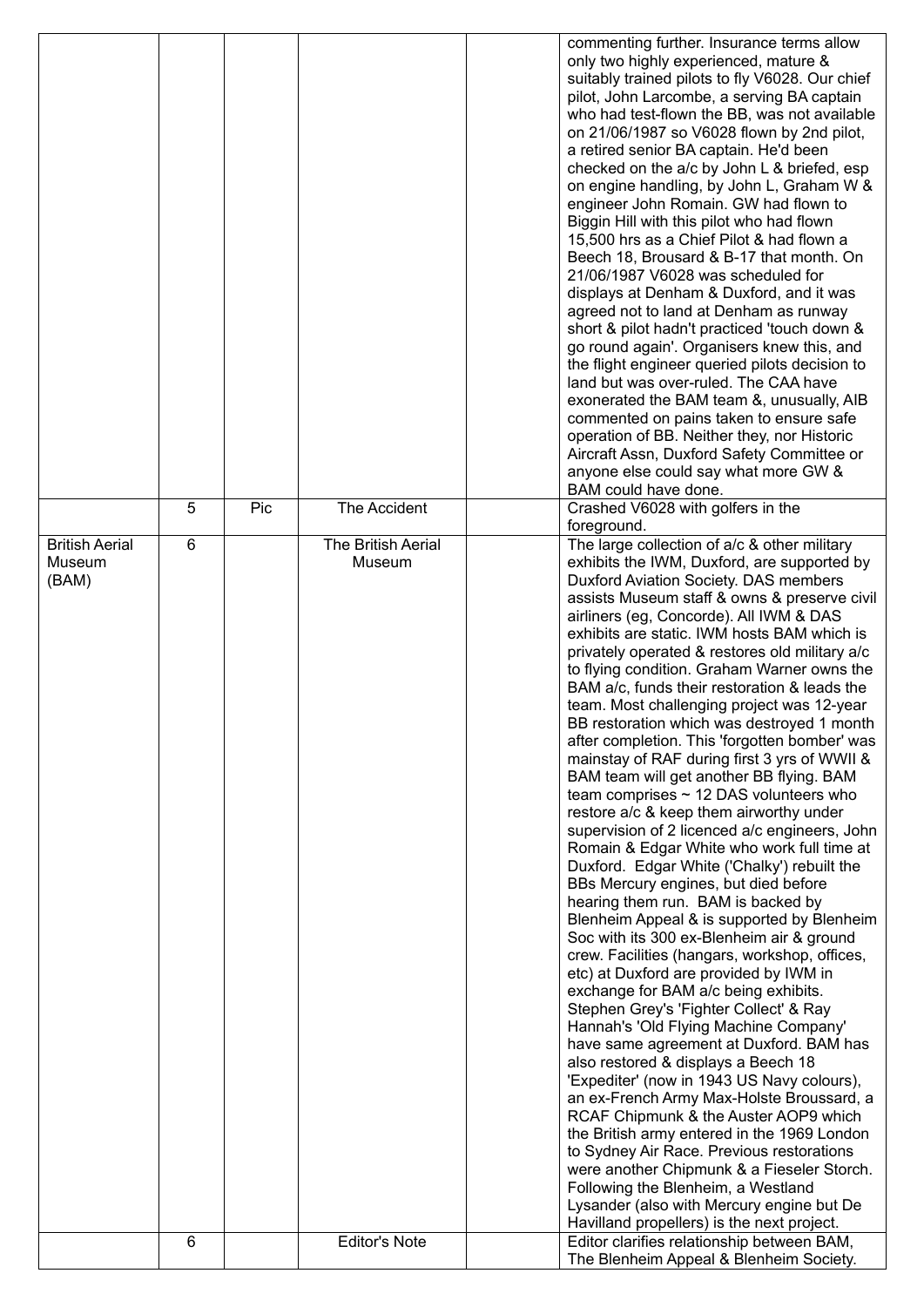| | | | | | |
|---|---|---|---|---|---|
| | | | | | commenting further. Insurance terms allow only two highly experienced, mature & suitably trained pilots to fly V6028. Our chief pilot, John Larcombe, a serving BA captain who had test-flown the BB, was not available on 21/06/1987 so V6028 flown by 2nd pilot, a retired senior BA captain. He'd been checked on the a/c by John L & briefed, esp on engine handling, by John L, Graham W & engineer John Romain. GW had flown to Biggin Hill with this pilot who had flown 15,500 hrs as a Chief Pilot & had flown a Beech 18, Brousard & B-17 that month. On 21/06/1987 V6028 was scheduled for displays at Denham & Duxford, and it was agreed not to land at Denham as runway short & pilot hadn't practiced 'touch down & go round again'. Organisers knew this, and the flight engineer queried pilots decision to land but was over-ruled. The CAA have exonerated the BAM team &, unusually, AIB commented on pains taken to ensure safe operation of BB. Neither they, nor Historic Aircraft Assn, Duxford Safety Committee or anyone else could say what more GW & BAM could have done. |
| | 5 | Pic | The Accident | | Crashed V6028 with golfers in the foreground. |
| British Aerial Museum (BAM) | 6 | | The British Aerial Museum | | The large collection of a/c & other military exhibits the IWM, Duxford, are supported by Duxford Aviation Society. DAS members assists Museum staff & owns & preserve civil airliners (eg, Concorde). All IWM & DAS exhibits are static. IWM hosts BAM which is privately operated & restores old military a/c to flying condition. Graham Warner owns the BAM a/c, funds their restoration & leads the team. Most challenging project was 12-year BB restoration which was destroyed 1 month after completion. This 'forgotten bomber' was mainstay of RAF during first 3 yrs of WWII & BAM team will get another BB flying. BAM team comprises ~ 12 DAS volunteers who restore a/c & keep them airworthy under supervision of 2 licenced a/c engineers, John Romain & Edgar White who work full time at Duxford. Edgar White ('Chalky') rebuilt the BBs Mercury engines, but died before hearing them run. BAM is backed by Blenheim Appeal & is supported by Blenheim Soc with its 300 ex-Blenheim air & ground crew. Facilities (hangars, workshop, offices, etc) at Duxford are provided by IWM in exchange for BAM a/c being exhibits. Stephen Grey's 'Fighter Collect' & Ray Hannah's 'Old Flying Machine Company' have same agreement at Duxford. BAM has also restored & displays a Beech 18 'Expediter' (now in 1943 US Navy colours), an ex-French Army Max-Holste Broussard, a RCAF Chipmunk & the Auster AOP9 which the British army entered in the 1969 London to Sydney Air Race. Previous restorations were another Chipmunk & a Fieseler Storch. Following the Blenheim, a Westland Lysander (also with Mercury engine but De Havilland propellers) is the next project. |
| | 6 | | Editor's Note | | Editor clarifies relationship between BAM, The Blenheim Appeal & Blenheim Society. |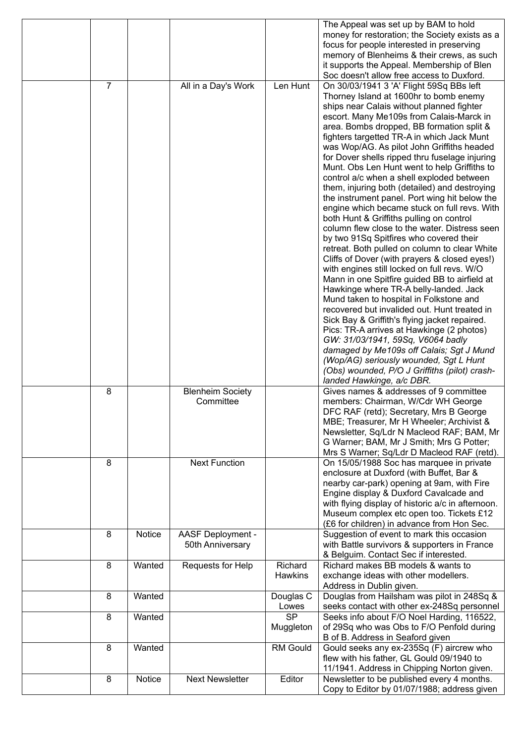| | | | | |
|---|---|---|---|---|
| | | | | The Appeal was set up by BAM to hold money for restoration; the Society exists as a focus for people interested in preserving memory of Blenheims & their crews, as such it supports the Appeal. Membership of Blen Soc doesn't allow free access to Duxford. |
| 7 | | All in a Day's Work | Len Hunt | On 30/03/1941 3 'A' Flight 59Sq BBs left Thorney Island at 1600hr to bomb enemy ships near Calais without planned fighter escort. Many Me109s from Calais-Marck in area. Bombs dropped, BB formation split & fighters targetted TR-A in which Jack Munt was Wop/AG. As pilot John Griffiths headed for Dover shells ripped thru fuselage injuring Munt. Obs Len Hunt went to help Griffiths to control a/c when a shell exploded between them, injuring both (detailed) and destroying the instrument panel. Port wing hit below the engine which became stuck on full revs. With both Hunt & Griffiths pulling on control column flew close to the water. Distress seen by two 91Sq Spitfires who covered their retreat. Both pulled on column to clear White Cliffs of Dover (with prayers & closed eyes!) with engines still locked on full revs. W/O Mann in one Spitfire guided BB to airfield at Hawkinge where TR-A belly-landed. Jack Mund taken to hospital in Folkstone and recovered but invalided out. Hunt treated in Sick Bay & Griffith's flying jacket repaired. Pics: TR-A arrives at Hawkinge (2 photos) *GW: 31/03/1941, 59Sq, V6064 badly damaged by Me109s off Calais; Sgt J Mund (Wop/AG) seriously wounded, Sgt L Hunt (Obs) wounded, P/O J Griffiths (pilot) crash-landed Hawkinge, a/c DBR.* |
| 8 | | Blenheim Society Committee | | Gives names & addresses of 9 committee members: Chairman, W/Cdr WH George DFC RAF (retd); Secretary, Mrs B George MBE; Treasurer, Mr H Wheeler; Archivist & Newsletter, Sq/Ldr N Macleod RAF; BAM, Mr G Warner; BAM, Mr J Smith; Mrs G Potter; Mrs S Warner; Sq/Ldr D Macleod RAF (retd). |
| 8 | | Next Function | | On 15/05/1988 Soc has marquee in private enclosure at Duxford (with Buffet, Bar & nearby car-park) opening at 9am, with Fire Engine display & Duxford Cavalcade and with flying display of historic a/c in afternoon. Museum complex etc open too. Tickets £12 (£6 for children) in advance from Hon Sec. |
| 8 | Notice | AASF Deployment - 50th Anniversary | | Suggestion of event to mark this occasion with Battle survivors & supporters in France & Belguim. Contact Sec if interested. |
| 8 | Wanted | Requests for Help | Richard Hawkins | Richard makes BB models & wants to exchange ideas with other modellers. Address in Dublin given. |
| 8 | Wanted | | Douglas C Lowes | Douglas from Hailsham was pilot in 248Sq & seeks contact with other ex-248Sq personnel |
| 8 | Wanted | | SP Muggleton | Seeks info about F/O Noel Harding, 116522, of 29Sq who was Obs to F/O Penfold during B of B. Address in Seaford given |
| 8 | Wanted | | RM Gould | Gould seeks any ex-235Sq (F) aircrew who flew with his father, GL Gould 09/1940 to 11/1941. Address in Chipping Norton given. |
| 8 | Notice | Next Newsletter | Editor | Newsletter to be published every 4 months. Copy to Editor by 01/07/1988; address given |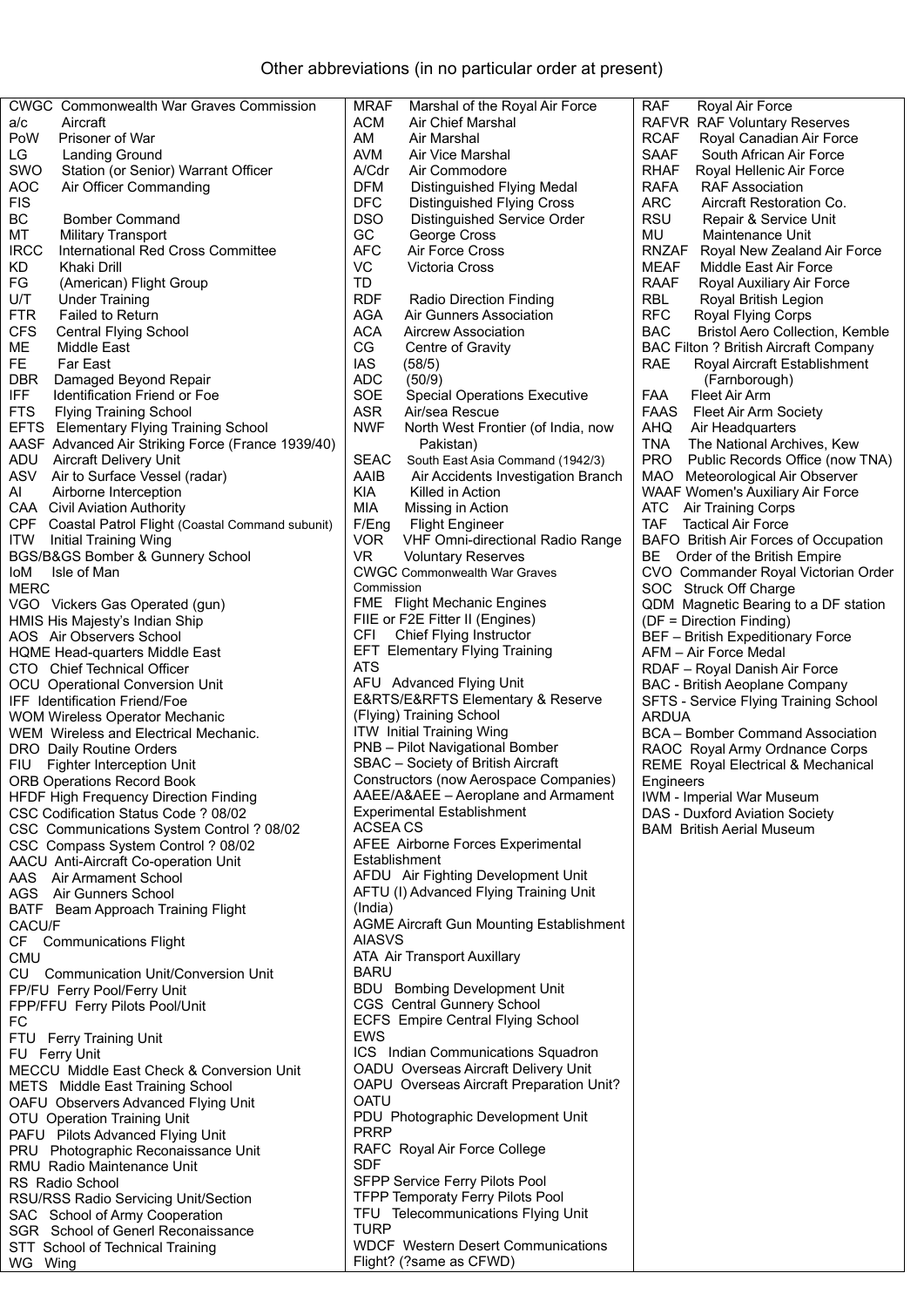Other abbreviations (in no particular order at present)

CWGC Commonwealth War Graves Commission
a/c Aircraft
PoW Prisoner of War
LG Landing Ground
SWO Station (or Senior) Warrant Officer
AOC Air Officer Commanding
FIS
BC Bomber Command
MT Military Transport
IRCC International Red Cross Committee
KD Khaki Drill
FG (American) Flight Group
U/T Under Training
FTR Failed to Return
CFS Central Flying School
ME Middle East
FE Far East
DBR Damaged Beyond Repair
IFF Identification Friend or Foe
FTS Flying Training School
EFTS Elementary Flying Training School
AASF Advanced Air Striking Force (France 1939/40)
ADU Aircraft Delivery Unit
ASV Air to Surface Vessel (radar)
AI Airborne Interception
CAA Civil Aviation Authority
CPF Coastal Patrol Flight (Coastal Command subunit)
ITW Initial Training Wing
BGS/B&GS Bomber & Gunnery School
IoM Isle of Man
MERC
VGO Vickers Gas Operated (gun)
HMIS His Majesty's Indian Ship
AOS Air Observers School
HQME Head-quarters Middle East
CTO Chief Technical Officer
OCU Operational Conversion Unit
IFF Identification Friend/Foe
WOM Wireless Operator Mechanic
WEM Wireless and Electrical Mechanic.
DRO Daily Routine Orders
FIU Fighter Interception Unit
ORB Operations Record Book
HFDF High Frequency Direction Finding
CSC Codification Status Code ? 08/02
CSC Communications System Control ? 08/02
CSC Compass System Control ? 08/02
AACU Anti-Aircraft Co-operation Unit
AAS Air Armament School
AGS Air Gunners School
BATF Beam Approach Training Flight
CACU/F
CF Communications Flight
CMU
CU Communication Unit/Conversion Unit
FP/FU Ferry Pool/Ferry Unit
FPP/FFU Ferry Pilots Pool/Unit
FC
FTU Ferry Training Unit
FU Ferry Unit
MECCU Middle East Check & Conversion Unit
METS Middle East Training School
OAFU Observers Advanced Flying Unit
OTU Operation Training Unit
PAFU Pilots Advanced Flying Unit
PRU Photographic Reconaissance Unit
RMU Radio Maintenance Unit
RS Radio School
RSU/RSS Radio Servicing Unit/Section
SAC School of Army Cooperation
SGR School of Generl Reconaissance
STT School of Technical Training
WG Wing

MRAF Marshal of the Royal Air Force
ACM Air Chief Marshal
AM Air Marshal
AVM Air Vice Marshal
A/Cdr Air Commodore
DFM Distinguished Flying Medal
DFC Distinguished Flying Cross
DSO Distinguished Service Order
GC George Cross
AFC Air Force Cross
VC Victoria Cross
TD
RDF Radio Direction Finding
AGA Air Gunners Association
ACA Aircrew Association
CG Centre of Gravity
IAS (58/5)
ADC (50/9)
SOE Special Operations Executive
ASR Air/sea Rescue
NWF North West Frontier (of India, now Pakistan)
SEAC South East Asia Command (1942/3)
AAIB Air Accidents Investigation Branch
KIA Killed in Action
MIA Missing in Action
F/Eng Flight Engineer
VOR VHF Omni-directional Radio Range
VR Voluntary Reserves
CWGC Commonwealth War Graves Commission
FME Flight Mechanic Engines
FIIE or F2E Fitter II (Engines)
CFI Chief Flying Instructor
EFT Elementary Flying Training
ATS
AFU Advanced Flying Unit
E&RTS/E&RFTS Elementary & Reserve (Flying) Training School
ITW Initial Training Wing
PNB – Pilot Navigational Bomber
SBAC – Society of British Aircraft Constructors (now Aerospace Companies)
AAEE/A&AEE – Aeroplane and Armament Experimental Establishment
ACSEA CS
AFEE Airborne Forces Experimental Establishment
AFDU Air Fighting Development Unit
AFTU (I) Advanced Flying Training Unit (India)
AGME Aircraft Gun Mounting Establishment
AIASVS
ATA Air Transport Auxillary
BARU
BDU Bombing Development Unit
CGS Central Gunnery School
ECFS Empire Central Flying School
EWS
ICS Indian Communications Squadron
OADU Overseas Aircraft Delivery Unit
OAPU Overseas Aircraft Preparation Unit?
OATU
PDU Photographic Development Unit
PRRP
RAFC Royal Air Force College
SDF
SFPP Service Ferry Pilots Pool
TFPP Temporaty Ferry Pilots Pool
TFU Telecommunications Flying Unit
TURP
WDCF Western Desert Communications Flight? (?same as CFWD)

RAF Royal Air Force
RAFVR RAF Voluntary Reserves
RCAF Royal Canadian Air Force
SAAF South African Air Force
RHAF Royal Hellenic Air Force
RAFA RAF Association
ARC Aircraft Restoration Co.
RSU Repair & Service Unit
MU Maintenance Unit
RNZAF Royal New Zealand Air Force
MEAF Middle East Air Force
RAAF Royal Auxiliary Air Force
RBL Royal British Legion
RFC Royal Flying Corps
BAC Bristol Aero Collection, Kemble
BAC Filton ? British Aircraft Company
RAE Royal Aircraft Establishment (Farnborough)
FAA Fleet Air Arm
FAAS Fleet Air Arm Society
AHQ Air Headquarters
TNA The National Archives, Kew
PRO Public Records Office (now TNA)
MAO Meteorological Air Observer
WAAF Women's Auxiliary Air Force
ATC Air Training Corps
TAF Tactical Air Force
BAFO British Air Forces of Occupation
BE Order of the British Empire
CVO Commander Royal Victorian Order
SOC Struck Off Charge
QDM Magnetic Bearing to a DF station (DF = Direction Finding)
BEF – British Expeditionary Force
AFM – Air Force Medal
RDAF – Royal Danish Air Force
BAC - British Aeoplane Company
SFTS - Service Flying Training School
ARDUA
BCA – Bomber Command Association
RAOC Royal Army Ordnance Corps
REME Royal Electrical & Mechanical Engineers
IWM - Imperial War Museum
DAS - Duxford Aviation Society
BAM British Aerial Museum